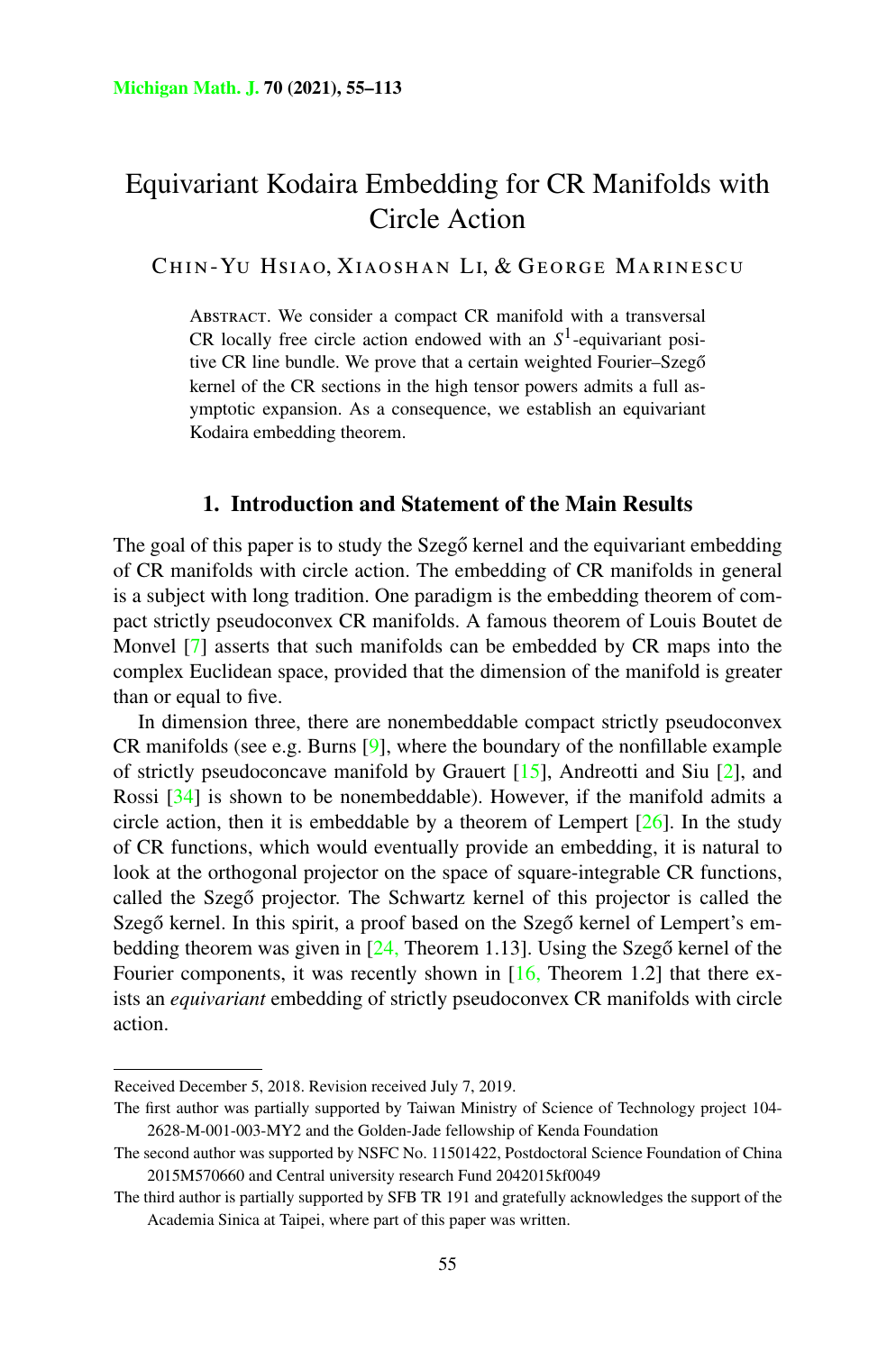# Equivariant Kodaira Embedding for CR Manifolds with Circle Action

Chin-Yu Hsiao, Xiaoshan Li, & George Marinescu

Abstract. We consider a compact CR manifold with a transversal CR locally free circle action endowed with an $S^1$-equivariant positive CR line bundle. We prove that a certain weighted Fourier–Szegő kernel of the CR sections in the high tensor powers admits a full asymptotic expansion. As a consequence, we establish an equivariant Kodaira embedding theorem.

## 1. Introduction and Statement of the Main Results

The goal of this paper is to study the Szegő kernel and the equivariant embedding of CR manifolds with circle action. The embedding of CR manifolds in general is a subject with long tradition. One paradigm is the embedding theorem of compact strictly pseudoconvex CR manifolds. A famous theorem of Louis Boutet de Monvel [7] asserts that such manifolds can be embedded by CR maps into the complex Euclidean space, provided that the dimension of the manifold is greater than or equal to five.

In dimension three, there are nonembeddable compact strictly pseudoconvex CR manifolds (see e.g. Burns [9], where the boundary of the nonfillable example of strictly pseudoconcave manifold by Grauert [15], Andreotti and Siu [2], and Rossi [34] is shown to be nonembeddable). However, if the manifold admits a circle action, then it is embeddable by a theorem of Lempert [26]. In the study of CR functions, which would eventually provide an embedding, it is natural to look at the orthogonal projector on the space of square-integrable CR functions, called the Szegő projector. The Schwartz kernel of this projector is called the Szegő kernel. In this spirit, a proof based on the Szegő kernel of Lempert's embedding theorem was given in [24, Theorem 1.13]. Using the Szegő kernel of the Fourier components, it was recently shown in [16, Theorem 1.2] that there exists an *equivariant* embedding of strictly pseudoconvex CR manifolds with circle action.

---

Received December 5, 2018. Revision received July 7, 2019.

The first author was partially supported by Taiwan Ministry of Science of Technology project 104-2628-M-001-003-MY2 and the Golden-Jade fellowship of Kenda Foundation

The second author was supported by NSFC No. 11501422, Postdoctoral Science Foundation of China 2015M570660 and Central university research Fund 2042015kf0049

The third author is partially supported by SFB TR 191 and gratefully acknowledges the support of the Academia Sinica at Taipei, where part of this paper was written.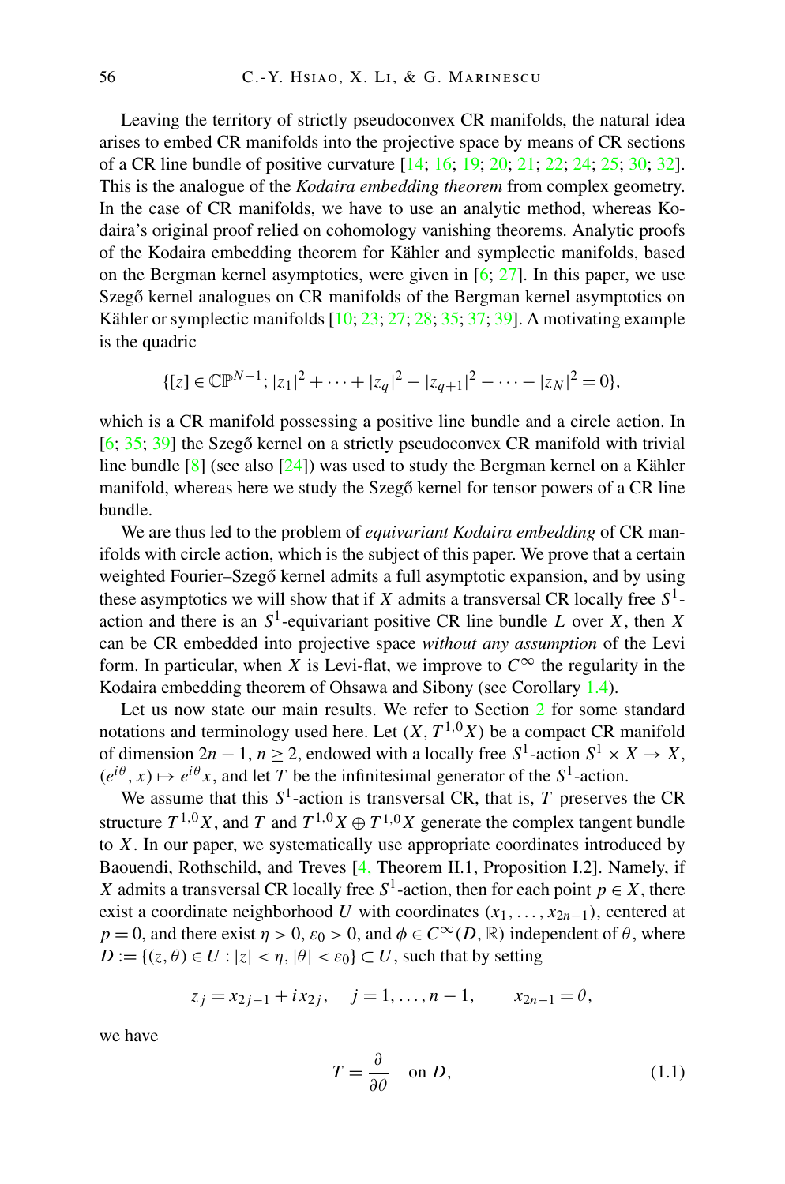Leaving the territory of strictly pseudoconvex CR manifolds, the natural idea arises to embed CR manifolds into the projective space by means of CR sections of a CR line bundle of positive curvature [14; 16; 19; 20; 21; 22; 24; 25; 30; 32]. This is the analogue of the *Kodaira embedding theorem* from complex geometry. In the case of CR manifolds, we have to use an analytic method, whereas Kodaira's original proof relied on cohomology vanishing theorems. Analytic proofs of the Kodaira embedding theorem for Kähler and symplectic manifolds, based on the Bergman kernel asymptotics, were given in [6; 27]. In this paper, we use Szegő kernel analogues on CR manifolds of the Bergman kernel asymptotics on Kähler or symplectic manifolds [10; 23; 27; 28; 35; 37; 39]. A motivating example is the quadric

$$\{[z] \in \mathbb{CP}^{N-1}; |z_1|^2 + \cdots + |z_q|^2 - |z_{q+1}|^2 - \cdots - |z_N|^2 = 0\},$$

which is a CR manifold possessing a positive line bundle and a circle action. In [6; 35; 39] the Szegő kernel on a strictly pseudoconvex CR manifold with trivial line bundle [8] (see also [24]) was used to study the Bergman kernel on a Kähler manifold, whereas here we study the Szegő kernel for tensor powers of a CR line bundle.

We are thus led to the problem of *equivariant Kodaira embedding* of CR manifolds with circle action, which is the subject of this paper. We prove that a certain weighted Fourier–Szegő kernel admits a full asymptotic expansion, and by using these asymptotics we will show that if $X$ admits a transversal CR locally free $S^1$-action and there is an $S^1$-equivariant positive CR line bundle $L$ over $X$, then $X$ can be CR embedded into projective space *without any assumption* of the Levi form. In particular, when $X$ is Levi-flat, we improve to $C^\infty$ the regularity in the Kodaira embedding theorem of Ohsawa and Sibony (see Corollary 1.4).

Let us now state our main results. We refer to Section 2 for some standard notations and terminology used here. Let $(X, T^{1,0}X)$ be a compact CR manifold of dimension $2n-1$, $n \geq 2$, endowed with a locally free $S^1$-action $S^1 \times X \to X$, $(e^{i\theta}, x) \mapsto e^{i\theta}x$, and let $T$ be the infinitesimal generator of the $S^1$-action.

We assume that this $S^1$-action is transversal CR, that is, $T$ preserves the CR structure $T^{1,0}X$, and $T$ and $T^{1,0}X \oplus \overline{T^{1,0}X}$ generate the complex tangent bundle to $X$. In our paper, we systematically use appropriate coordinates introduced by Baouendi, Rothschild, and Treves [4, Theorem II.1, Proposition I.2]. Namely, if $X$ admits a transversal CR locally free $S^1$-action, then for each point $p \in X$, there exist a coordinate neighborhood $U$ with coordinates $(x_1, \dots, x_{2n-1})$, centered at $p = 0$, and there exist $\eta > 0$, $\varepsilon_0 > 0$, and $\phi \in C^\infty(D, \mathbb{R})$ independent of $\theta$, where $D := \{(z, \theta) \in U : |z| < \eta, |\theta| < \varepsilon_0\} \subset U$, such that by setting

$$z_j = x_{2j-1} + ix_{2j}, \quad j = 1, \dots, n-1, \qquad x_{2n-1} = \theta,$$

we have

$$T = \frac{\partial}{\partial \theta} \quad \text{on } D, \tag{1.1}$$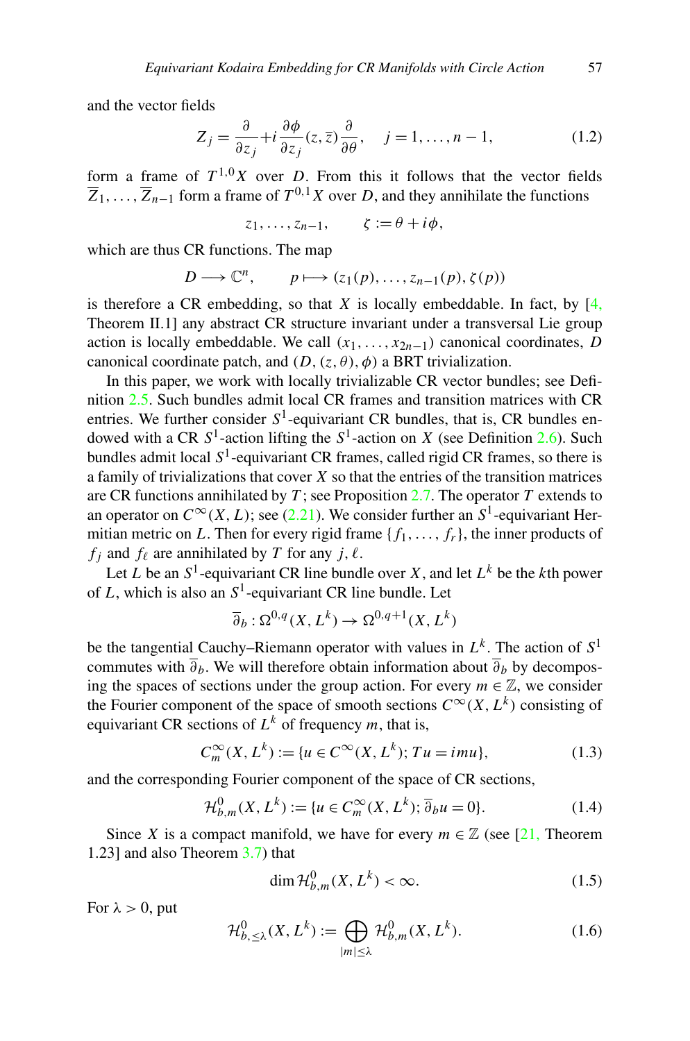and the vector fields

$$Z_j = \frac{\partial}{\partial z_j} + i\frac{\partial \phi}{\partial z_j}(z,\overline{z})\frac{\partial}{\partial \theta}, \quad j = 1, \ldots, n-1, \tag{1.2}$$

form a frame of $T^{1,0}X$ over $D$. From this it follows that the vector fields $\overline{Z}_1, \ldots, \overline{Z}_{n-1}$ form a frame of $T^{0,1}X$ over $D$, and they annihilate the functions

$$z_1, \ldots, z_{n-1}, \qquad \zeta := \theta + i\phi,$$

which are thus CR functions. The map

$$D \longrightarrow \mathbb{C}^n, \qquad p \longmapsto (z_1(p), \ldots, z_{n-1}(p), \zeta(p))$$

is therefore a CR embedding, so that $X$ is locally embeddable. In fact, by [4, Theorem II.1] any abstract CR structure invariant under a transversal Lie group action is locally embeddable. We call $(x_1, \ldots, x_{2n-1})$ canonical coordinates, $D$ canonical coordinate patch, and $(D, (z, \theta), \phi)$ a BRT trivialization.

In this paper, we work with locally trivializable CR vector bundles; see Definition 2.5. Such bundles admit local CR frames and transition matrices with CR entries. We further consider $S^1$-equivariant CR bundles, that is, CR bundles endowed with a CR $S^1$-action lifting the $S^1$-action on $X$ (see Definition 2.6). Such bundles admit local $S^1$-equivariant CR frames, called rigid CR frames, so there is a family of trivializations that cover $X$ so that the entries of the transition matrices are CR functions annihilated by $T$; see Proposition 2.7. The operator $T$ extends to an operator on $C^\infty(X, L)$; see (2.21). We consider further an $S^1$-equivariant Hermitian metric on $L$. Then for every rigid frame $\{f_1, \ldots, f_r\}$, the inner products of $f_j$ and $f_\ell$ are annihilated by $T$ for any $j, \ell$.

Let $L$ be an $S^1$-equivariant CR line bundle over $X$, and let $L^k$ be the $k$th power of $L$, which is also an $S^1$-equivariant CR line bundle. Let

$$\overline{\partial}_b : \Omega^{0,q}(X, L^k) \to \Omega^{0,q+1}(X, L^k)$$

be the tangential Cauchy–Riemann operator with values in $L^k$. The action of $S^1$ commutes with $\overline{\partial}_b$. We will therefore obtain information about $\overline{\partial}_b$ by decomposing the spaces of sections under the group action. For every $m \in \mathbb{Z}$, we consider the Fourier component of the space of smooth sections $C^\infty(X, L^k)$ consisting of equivariant CR sections of $L^k$ of frequency $m$, that is,

$$C^\infty_m(X, L^k) := \{u \in C^\infty(X, L^k);\, Tu = imu\}, \tag{1.3}$$

and the corresponding Fourier component of the space of CR sections,

$$\mathcal{H}^0_{b,m}(X, L^k) := \{u \in C^\infty_m(X, L^k);\, \overline{\partial}_b u = 0\}. \tag{1.4}$$

Since $X$ is a compact manifold, we have for every $m \in \mathbb{Z}$ (see [21, Theorem 1.23] and also Theorem 3.7) that

$$\dim \mathcal{H}^0_{b,m}(X, L^k) < \infty. \tag{1.5}$$

For $\lambda > 0$, put

$$\mathcal{H}^0_{b,\leq\lambda}(X, L^k) := \bigoplus_{|m|\leq\lambda} \mathcal{H}^0_{b,m}(X, L^k). \tag{1.6}$$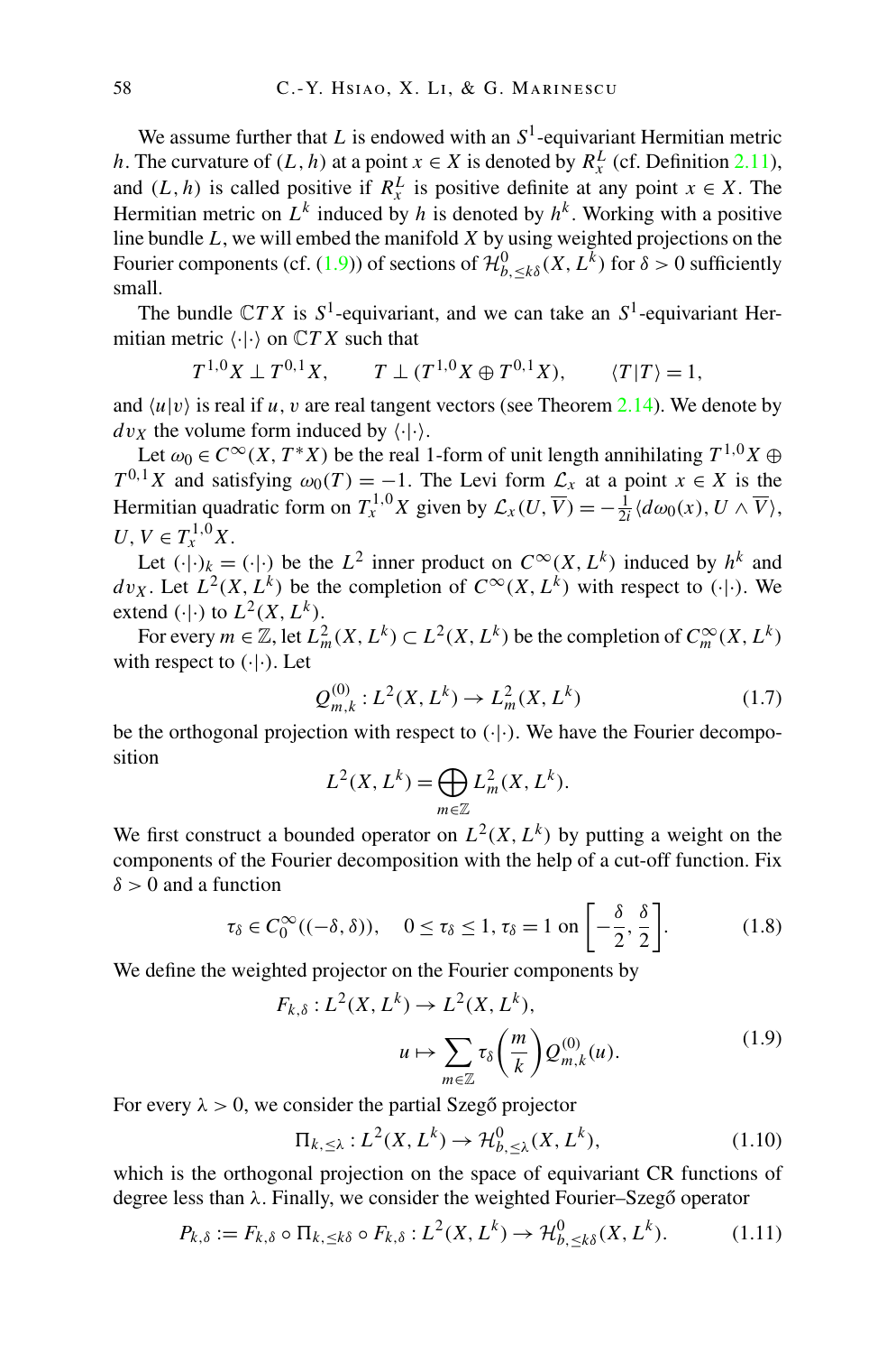We assume further that $L$ is endowed with an $S^1$-equivariant Hermitian metric $h$. The curvature of $(L, h)$ at a point $x \in X$ is denoted by $R^L_x$ (cf. Definition 2.11), and $(L, h)$ is called positive if $R^L_x$ is positive definite at any point $x \in X$. The Hermitian metric on $L^k$ induced by $h$ is denoted by $h^k$. Working with a positive line bundle $L$, we will embed the manifold $X$ by using weighted projections on the Fourier components (cf. (1.9)) of sections of $\mathcal{H}^0_{b,\leq k\delta}(X, L^k)$ for $\delta > 0$ sufficiently small.

The bundle $\mathbb{C}TX$ is $S^1$-equivariant, and we can take an $S^1$-equivariant Hermitian metric $\langle\cdot|\cdot\rangle$ on $\mathbb{C}TX$ such that

$$T^{1,0}X \perp T^{0,1}X, \qquad T \perp (T^{1,0}X \oplus T^{0,1}X), \qquad \langle T|T\rangle = 1,$$

and $\langle u|v\rangle$ is real if $u, v$ are real tangent vectors (see Theorem 2.14). We denote by $dv_X$ the volume form induced by $\langle\cdot|\cdot\rangle$.

Let $\omega_0 \in C^\infty(X, T^*X)$ be the real 1-form of unit length annihilating $T^{1,0}X \oplus T^{0,1}X$ and satisfying $\omega_0(T) = -1$. The Levi form $\mathcal{L}_x$ at a point $x \in X$ is the Hermitian quadratic form on $T^{1,0}_x X$ given by $\mathcal{L}_x(U, \overline{V}) = -\frac{1}{2i}\langle d\omega_0(x), U \wedge \overline{V}\rangle$, $U, V \in T^{1,0}_x X$.

Let $(\cdot|\cdot)_k = (\cdot|\cdot)$ be the $L^2$ inner product on $C^\infty(X, L^k)$ induced by $h^k$ and $dv_X$. Let $L^2(X, L^k)$ be the completion of $C^\infty(X, L^k)$ with respect to $(\cdot|\cdot)$. We extend $(\cdot|\cdot)$ to $L^2(X, L^k)$.

For every $m \in \mathbb{Z}$, let $L^2_m(X, L^k) \subset L^2(X, L^k)$ be the completion of $C^\infty_m(X, L^k)$ with respect to $(\cdot|\cdot)$. Let

$$Q^{(0)}_{m,k} : L^2(X, L^k) \to L^2_m(X, L^k) \tag{1.7}$$

be the orthogonal projection with respect to $(\cdot|\cdot)$. We have the Fourier decomposition

$$L^2(X, L^k) = \bigoplus_{m \in \mathbb{Z}} L^2_m(X, L^k).$$

We first construct a bounded operator on $L^2(X, L^k)$ by putting a weight on the components of the Fourier decomposition with the help of a cut-off function. Fix $\delta > 0$ and a function

$$\tau_\delta \in C^\infty_0((-\delta, \delta)), \quad 0 \leq \tau_\delta \leq 1, \tau_\delta = 1 \text{ on } \left[-\frac{\delta}{2}, \frac{\delta}{2}\right]. \tag{1.8}$$

We define the weighted projector on the Fourier components by

$$\begin{aligned} F_{k,\delta} : L^2(X, L^k) &\to L^2(X, L^k), \\ u &\mapsto \sum_{m \in \mathbb{Z}} \tau_\delta\left(\frac{m}{k}\right) Q^{(0)}_{m,k}(u). \end{aligned} \tag{1.9}$$

For every $\lambda > 0$, we consider the partial Szegő projector

$$\Pi_{k,\leq\lambda} : L^2(X, L^k) \to \mathcal{H}^0_{b,\leq\lambda}(X, L^k), \tag{1.10}$$

which is the orthogonal projection on the space of equivariant CR functions of degree less than $\lambda$. Finally, we consider the weighted Fourier–Szegő operator

$$P_{k,\delta} := F_{k,\delta} \circ \Pi_{k,\leq k\delta} \circ F_{k,\delta} : L^2(X, L^k) \to \mathcal{H}^0_{b,\leq k\delta}(X, L^k). \tag{1.11}$$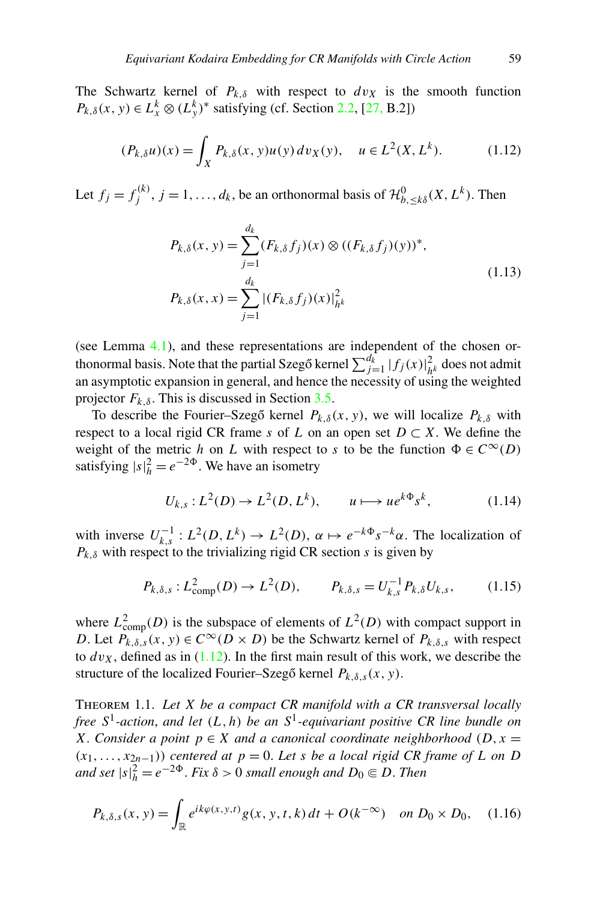The Schwartz kernel of $P_{k,\delta}$ with respect to $dv_X$ is the smooth function $P_{k,\delta}(x, y) \in L^k_x \otimes (L^k_y)^*$ satisfying (cf. Section 2.2, [27, B.2])

$$(P_{k,\delta}u)(x) = \int_X P_{k,\delta}(x, y)u(y)\, dv_X(y), \quad u \in L^2(X, L^k). \tag{1.12}$$

Let $f_j = f_j^{(k)}$, $j = 1, \dots, d_k$, be an orthonormal basis of $\mathcal{H}^0_{b,\leq k\delta}(X, L^k)$. Then

$$\begin{aligned} P_{k,\delta}(x, y) &= \sum_{j=1}^{d_k} (F_{k,\delta} f_j)(x) \otimes ((F_{k,\delta} f_j)(y))^*, \\ P_{k,\delta}(x, x) &= \sum_{j=1}^{d_k} |(F_{k,\delta} f_j)(x)|^2_{h^k} \end{aligned} \tag{1.13}$$

(see Lemma 4.1), and these representations are independent of the chosen orthonormal basis. Note that the partial Szegő kernel $\sum_{j=1}^{d_k} |f_j(x)|^2_{h^k}$ does not admit an asymptotic expansion in general, and hence the necessity of using the weighted projector $F_{k,\delta}$. This is discussed in Section 3.5.

To describe the Fourier–Szegő kernel $P_{k,\delta}(x, y)$, we will localize $P_{k,\delta}$ with respect to a local rigid CR frame $s$ of $L$ on an open set $D \subset X$. We define the weight of the metric $h$ on $L$ with respect to $s$ to be the function $\Phi \in C^\infty(D)$ satisfying $|s|^2_h = e^{-2\Phi}$. We have an isometry

$$U_{k,s} : L^2(D) \to L^2(D, L^k), \qquad u \longmapsto u e^{k\Phi} s^k, \tag{1.14}$$

with inverse $U^{-1}_{k,s} : L^2(D, L^k) \to L^2(D)$, $\alpha \mapsto e^{-k\Phi} s^{-k}\alpha$. The localization of $P_{k,\delta}$ with respect to the trivializing rigid CR section $s$ is given by

$$P_{k,\delta,s} : L^2_{\mathrm{comp}}(D) \to L^2(D), \qquad P_{k,\delta,s} = U^{-1}_{k,s} P_{k,\delta} U_{k,s}, \tag{1.15}$$

where $L^2_{\mathrm{comp}}(D)$ is the subspace of elements of $L^2(D)$ with compact support in $D$. Let $P_{k,\delta,s}(x, y) \in C^\infty(D \times D)$ be the Schwartz kernel of $P_{k,\delta,s}$ with respect to $dv_X$, defined as in (1.12). In the first main result of this work, we describe the structure of the localized Fourier–Szegő kernel $P_{k,\delta,s}(x, y)$.

THEOREM 1.1. *Let $X$ be a compact CR manifold with a CR transversal locally free $S^1$-action, and let $(L, h)$ be an $S^1$-equivariant positive CR line bundle on $X$. Consider a point $p \in X$ and a canonical coordinate neighborhood $(D, x = (x_1, \dots, x_{2n-1}))$ centered at $p = 0$. Let $s$ be a local rigid CR frame of $L$ on $D$ and set $|s|^2_h = e^{-2\Phi}$. Fix $\delta > 0$ small enough and $D_0 \Subset D$. Then*

$$P_{k,\delta,s}(x, y) = \int_{\mathbb{R}} e^{ik\varphi(x,y,t)} g(x, y, t, k)\, dt + O(k^{-\infty}) \quad \text{on } D_0 \times D_0, \tag{1.16}$$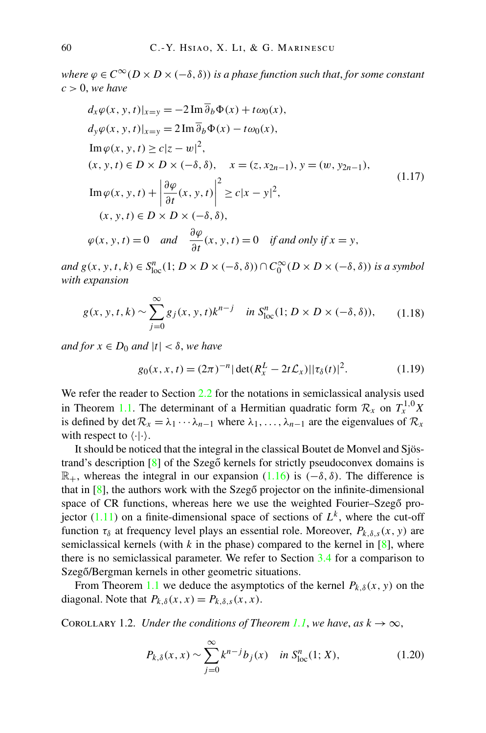*where* $\varphi \in C^\infty(D \times D \times (-\delta, \delta))$ *is a phase function such that, for some constant* $c > 0$, *we have*

$$
\begin{aligned}
& d_x\varphi(x, y, t)|_{x=y} = -2\operatorname{Im}\overline{\partial}_b\Phi(x) + t\omega_0(x), \\
& d_y\varphi(x, y, t)|_{x=y} = 2\operatorname{Im}\overline{\partial}_b\Phi(x) - t\omega_0(x), \\
& \operatorname{Im}\varphi(x, y, t) \geq c|z - w|^2, \\
& (x, y, t) \in D \times D \times (-\delta, \delta), \quad x = (z, x_{2n-1}), y = (w, y_{2n-1}), \\
& \operatorname{Im}\varphi(x, y, t) + \left|\frac{\partial\varphi}{\partial t}(x, y, t)\right|^2 \geq c|x - y|^2, \\
& \quad (x, y, t) \in D \times D \times (-\delta, \delta), \\
& \varphi(x, y, t) = 0 \quad \text{and} \quad \frac{\partial\varphi}{\partial t}(x, y, t) = 0 \quad \text{if and only if } x = y,
\end{aligned}
\tag{1.17}
$$

*and* $g(x, y, t, k) \in S^n_{\mathrm{loc}}(1; D \times D \times (-\delta, \delta)) \cap C_0^\infty(D \times D \times (-\delta, \delta))$ *is a symbol with expansion*

$$
g(x, y, t, k) \sim \sum_{j=0}^{\infty} g_j(x, y, t)k^{n-j} \quad \text{in } S^n_{\mathrm{loc}}(1; D \times D \times (-\delta, \delta)),
\tag{1.18}
$$

*and for* $x \in D_0$ *and* $|t| < \delta$, *we have*

$$
g_0(x, x, t) = (2\pi)^{-n}|\det(R^L_x - 2t\mathcal{L}_x)||\tau_\delta(t)|^2.
\tag{1.19}
$$

We refer the reader to Section 2.2 for the notations in semiclassical analysis used in Theorem 1.1. The determinant of a Hermitian quadratic form $\mathcal{R}_x$ on $T^{1,0}_x X$ is defined by $\det\mathcal{R}_x = \lambda_1 \cdots \lambda_{n-1}$ where $\lambda_1, \ldots, \lambda_{n-1}$ are the eigenvalues of $\mathcal{R}_x$ with respect to $\langle\cdot|\cdot\rangle$.

It should be noticed that the integral in the classical Boutet de Monvel and Sjöstrand's description [8] of the Szegő kernels for strictly pseudoconvex domains is $\mathbb{R}_+$, whereas the integral in our expansion (1.16) is $(-\delta, \delta)$. The difference is that in [8], the authors work with the Szegő projector on the infinite-dimensional space of CR functions, whereas here we use the weighted Fourier–Szegő projector (1.11) on a finite-dimensional space of sections of $L^k$, where the cut-off function $\tau_\delta$ at frequency level plays an essential role. Moreover, $P_{k,\delta,s}(x, y)$ are semiclassical kernels (with $k$ in the phase) compared to the kernel in [8], where there is no semiclassical parameter. We refer to Section 3.4 for a comparison to Szegő/Bergman kernels in other geometric situations.

From Theorem 1.1 we deduce the asymptotics of the kernel $P_{k,\delta}(x, y)$ on the diagonal. Note that $P_{k,\delta}(x, x) = P_{k,\delta,s}(x, x)$.

Corollary 1.2. *Under the conditions of Theorem 1.1, we have, as* $k \to \infty$,

$$
P_{k,\delta}(x, x) \sim \sum_{j=0}^{\infty} k^{n-j} b_j(x) \quad \text{in } S^n_{\mathrm{loc}}(1; X),
\tag{1.20}
$$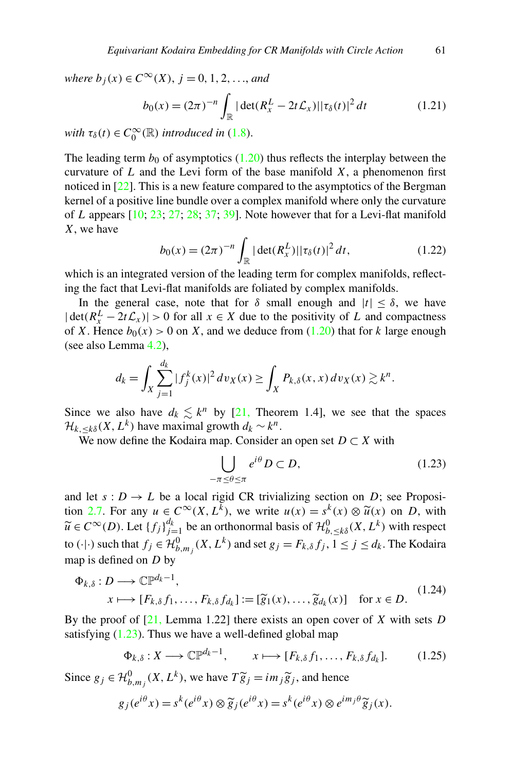*where* $b_j(x) \in C^\infty(X)$, $j = 0, 1, 2, \ldots$, *and*

$$b_0(x) = (2\pi)^{-n} \int_{\mathbb{R}} |\det(R_x^L - 2t\mathcal{L}_x)| |\tau_\delta(t)|^2 \, dt \tag{1.21}$$

*with* $\tau_\delta(t) \in C_0^\infty(\mathbb{R})$ *introduced in* (1.8).

The leading term $b_0$ of asymptotics (1.20) thus reflects the interplay between the curvature of $L$ and the Levi form of the base manifold $X$, a phenomenon first noticed in [22]. This is a new feature compared to the asymptotics of the Bergman kernel of a positive line bundle over a complex manifold where only the curvature of $L$ appears [10; 23; 27; 28; 37; 39]. Note however that for a Levi-flat manifold $X$, we have

$$b_0(x) = (2\pi)^{-n} \int_{\mathbb{R}} |\det(R_x^L)| |\tau_\delta(t)|^2 \, dt, \tag{1.22}$$

which is an integrated version of the leading term for complex manifolds, reflecting the fact that Levi-flat manifolds are foliated by complex manifolds.

In the general case, note that for $\delta$ small enough and $|t| \leq \delta$, we have $|\det(R_x^L - 2t\mathcal{L}_x)| > 0$ for all $x \in X$ due to the positivity of $L$ and compactness of $X$. Hence $b_0(x) > 0$ on $X$, and we deduce from (1.20) that for $k$ large enough (see also Lemma 4.2),

$$d_k = \int_X \sum_{j=1}^{d_k} |f_j^k(x)|^2 \, dv_X(x) \geq \int_X P_{k,\delta}(x,x) \, dv_X(x) \gtrsim k^n.$$

Since we also have $d_k \lesssim k^n$ by [21, Theorem 1.4], we see that the spaces $\mathcal{H}_{k,\leq k\delta}(X, L^k)$ have maximal growth $d_k \sim k^n$.

We now define the Kodaira map. Consider an open set $D \subset X$ with

$$\bigcup_{-\pi \leq \theta \leq \pi} e^{i\theta} D \subset D, \tag{1.23}$$

and let $s : D \to L$ be a local rigid CR trivializing section on $D$; see Proposition 2.7. For any $u \in C^\infty(X, L^k)$, we write $u(x) = s^k(x) \otimes \widetilde{u}(x)$ on $D$, with $\widetilde{u} \in C^\infty(D)$. Let $\{f_j\}_{j=1}^{d_k}$ be an orthonormal basis of $\mathcal{H}^0_{b,\leq k\delta}(X, L^k)$ with respect to $(\cdot|\cdot)$ such that $f_j \in \mathcal{H}^0_{b,m_j}(X, L^k)$ and set $g_j = F_{k,\delta} f_j$, $1 \leq j \leq d_k$. The Kodaira map is defined on $D$ by

$$\begin{aligned} &\Phi_{k,\delta} : D \longrightarrow \mathbb{CP}^{d_k - 1}, \\ &\qquad x \longmapsto [F_{k,\delta} f_1, \ldots, F_{k,\delta} f_{d_k}] := [\widetilde{g}_1(x), \ldots, \widetilde{g}_{d_k}(x)] \quad \text{for } x \in D. \end{aligned} \tag{1.24}$$

By the proof of [21, Lemma 1.22] there exists an open cover of $X$ with sets $D$ satisfying (1.23). Thus we have a well-defined global map

$$\Phi_{k,\delta} : X \longrightarrow \mathbb{CP}^{d_k - 1}, \qquad x \longmapsto [F_{k,\delta} f_1, \ldots, F_{k,\delta} f_{d_k}]. \tag{1.25}$$

Since $g_j \in \mathcal{H}^0_{b,m_j}(X, L^k)$, we have $T\widetilde{g}_j = im_j \widetilde{g}_j$, and hence

$$g_j(e^{i\theta} x) = s^k(e^{i\theta} x) \otimes \widetilde{g}_j(e^{i\theta} x) = s^k(e^{i\theta} x) \otimes e^{im_j\theta} \widetilde{g}_j(x).$$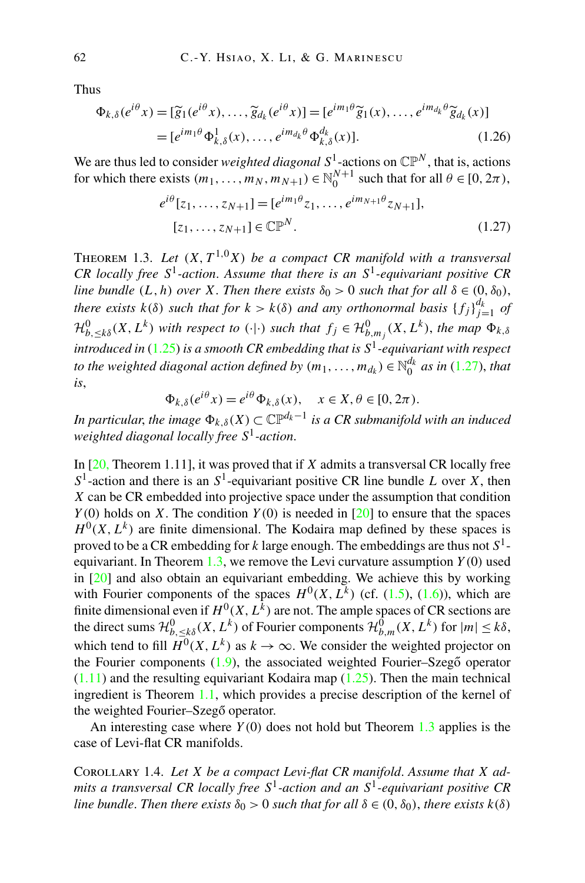Thus

$$\Phi_{k,\delta}(e^{i\theta}x) = [\widetilde{g}_1(e^{i\theta}x), \ldots, \widetilde{g}_{d_k}(e^{i\theta}x)] = [e^{im_1\theta}\widetilde{g}_1(x), \ldots, e^{im_{d_k}\theta}\widetilde{g}_{d_k}(x)]$$
$$= [e^{im_1\theta}\Phi^1_{k,\delta}(x), \ldots, e^{im_{d_k}\theta}\Phi^{d_k}_{k,\delta}(x)]. \tag{1.26}$$

We are thus led to consider *weighted diagonal* $S^1$-actions on $\mathbb{CP}^N$, that is, actions for which there exists $(m_1, \ldots, m_N, m_{N+1}) \in \mathbb{N}_0^{N+1}$ such that for all $\theta \in [0, 2\pi)$,

$$e^{i\theta}[z_1, \ldots, z_{N+1}] = [e^{im_1\theta}z_1, \ldots, e^{im_{N+1}\theta}z_{N+1}],$$
$$[z_1, \ldots, z_{N+1}] \in \mathbb{CP}^N. \tag{1.27}$$

THEOREM 1.3. *Let $(X, T^{1,0}X)$ be a compact CR manifold with a transversal CR locally free $S^1$-action. Assume that there is an $S^1$-equivariant positive CR line bundle $(L, h)$ over $X$. Then there exists $\delta_0 > 0$ such that for all $\delta \in (0, \delta_0)$, there exists $k(\delta)$ such that for $k > k(\delta)$ and any orthonormal basis $\{f_j\}_{j=1}^{d_k}$ of $\mathcal{H}^0_{b,\leq k\delta}(X, L^k)$ with respect to $(\cdot|\cdot)$ such that $f_j \in \mathcal{H}^0_{b,m_j}(X, L^k)$, the map $\Phi_{k,\delta}$ introduced in (1.25) is a smooth CR embedding that is $S^1$-equivariant with respect to the weighted diagonal action defined by $(m_1, \ldots, m_{d_k}) \in \mathbb{N}_0^{d_k}$ as in (1.27), that is,*

$$\Phi_{k,\delta}(e^{i\theta}x) = e^{i\theta}\Phi_{k,\delta}(x), \quad x \in X, \theta \in [0, 2\pi).$$

*In particular, the image $\Phi_{k,\delta}(X) \subset \mathbb{CP}^{d_k-1}$ is a CR submanifold with an induced weighted diagonal locally free $S^1$-action.*

In [20, Theorem 1.11], it was proved that if $X$ admits a transversal CR locally free $S^1$-action and there is an $S^1$-equivariant positive CR line bundle $L$ over $X$, then $X$ can be CR embedded into projective space under the assumption that condition $Y(0)$ holds on $X$. The condition $Y(0)$ is needed in [20] to ensure that the spaces $H^0(X, L^k)$ are finite dimensional. The Kodaira map defined by these spaces is proved to be a CR embedding for $k$ large enough. The embeddings are thus not $S^1$-equivariant. In Theorem 1.3, we remove the Levi curvature assumption $Y(0)$ used in [20] and also obtain an equivariant embedding. We achieve this by working with Fourier components of the spaces $H^0(X, L^k)$ (cf. (1.5), (1.6)), which are finite dimensional even if $H^0(X, L^k)$ are not. The ample spaces of CR sections are the direct sums $\mathcal{H}^0_{b,\leq k\delta}(X, L^k)$ of Fourier components $\mathcal{H}^0_{b,m}(X, L^k)$ for $|m| \leq k\delta$, which tend to fill $H^0(X, L^k)$ as $k \to \infty$. We consider the weighted projector on the Fourier components (1.9), the associated weighted Fourier–Szegő operator (1.11) and the resulting equivariant Kodaira map (1.25). Then the main technical ingredient is Theorem 1.1, which provides a precise description of the kernel of the weighted Fourier–Szegő operator.

An interesting case where $Y(0)$ does not hold but Theorem 1.3 applies is the case of Levi-flat CR manifolds.

COROLLARY 1.4. *Let $X$ be a compact Levi-flat CR manifold. Assume that $X$ admits a transversal CR locally free $S^1$-action and an $S^1$-equivariant positive CR line bundle. Then there exists $\delta_0 > 0$ such that for all $\delta \in (0, \delta_0)$, there exists $k(\delta)$*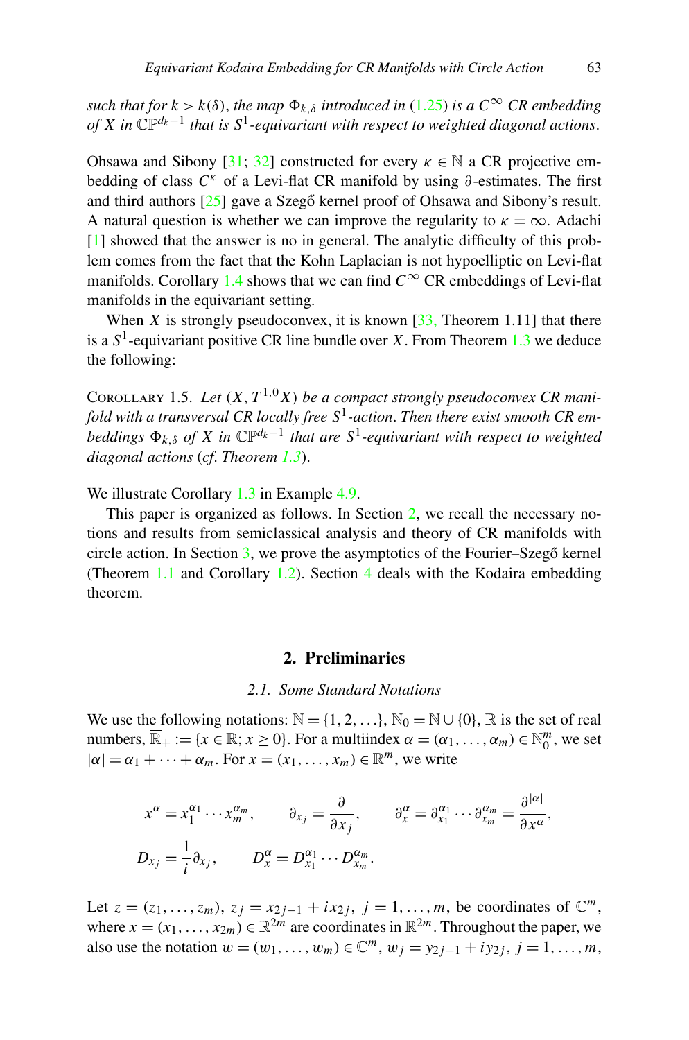*such that for $k > k(\delta)$, the map $\Phi_{k,\delta}$ introduced in (1.25) is a $C^\infty$ CR embedding of $X$ in $\mathbb{CP}^{d_k-1}$ that is $S^1$-equivariant with respect to weighted diagonal actions.*

Ohsawa and Sibony [31; 32] constructed for every $\kappa \in \mathbb{N}$ a CR projective embedding of class $C^\kappa$ of a Levi-flat CR manifold by using $\overline{\partial}$-estimates. The first and third authors [25] gave a Szegő kernel proof of Ohsawa and Sibony's result. A natural question is whether we can improve the regularity to $\kappa = \infty$. Adachi [1] showed that the answer is no in general. The analytic difficulty of this problem comes from the fact that the Kohn Laplacian is not hypoelliptic on Levi-flat manifolds. Corollary 1.4 shows that we can find $C^\infty$ CR embeddings of Levi-flat manifolds in the equivariant setting.

When $X$ is strongly pseudoconvex, it is known [33, Theorem 1.11] that there is a $S^1$-equivariant positive CR line bundle over $X$. From Theorem 1.3 we deduce the following:

Corollary 1.5. *Let $(X, T^{1,0}X)$ be a compact strongly pseudoconvex CR manifold with a transversal CR locally free $S^1$-action. Then there exist smooth CR embeddings $\Phi_{k,\delta}$ of $X$ in $\mathbb{CP}^{d_k-1}$ that are $S^1$-equivariant with respect to weighted diagonal actions* (*cf. Theorem 1.3*).

We illustrate Corollary 1.3 in Example 4.9.

This paper is organized as follows. In Section 2, we recall the necessary notions and results from semiclassical analysis and theory of CR manifolds with circle action. In Section 3, we prove the asymptotics of the Fourier–Szegő kernel (Theorem 1.1 and Corollary 1.2). Section 4 deals with the Kodaira embedding theorem.

## 2. Preliminaries

### 2.1. Some Standard Notations

We use the following notations: $\mathbb{N} = \{1, 2, \ldots\}$, $\mathbb{N}_0 = \mathbb{N} \cup \{0\}$, $\mathbb{R}$ is the set of real numbers, $\overline{\mathbb{R}}_+ := \{x \in \mathbb{R}; x \geq 0\}$. For a multiindex $\alpha = (\alpha_1, \ldots, \alpha_m) \in \mathbb{N}_0^m$, we set $|\alpha| = \alpha_1 + \cdots + \alpha_m$. For $x = (x_1, \ldots, x_m) \in \mathbb{R}^m$, we write

$$x^\alpha = x_1^{\alpha_1} \cdots x_m^{\alpha_m}, \qquad \partial_{x_j} = \frac{\partial}{\partial x_j}, \qquad \partial_x^\alpha = \partial_{x_1}^{\alpha_1} \cdots \partial_{x_m}^{\alpha_m} = \frac{\partial^{|\alpha|}}{\partial x^\alpha},$$

$$D_{x_j} = \frac{1}{i}\partial_{x_j}, \qquad D_x^\alpha = D_{x_1}^{\alpha_1} \cdots D_{x_m}^{\alpha_m}.$$

Let $z = (z_1, \ldots, z_m)$, $z_j = x_{2j-1} + ix_{2j}$, $j = 1, \ldots, m$, be coordinates of $\mathbb{C}^m$, where $x = (x_1, \ldots, x_{2m}) \in \mathbb{R}^{2m}$ are coordinates in $\mathbb{R}^{2m}$. Throughout the paper, we also use the notation $w = (w_1, \ldots, w_m) \in \mathbb{C}^m$, $w_j = y_{2j-1} + iy_{2j}$, $j = 1, \ldots, m$,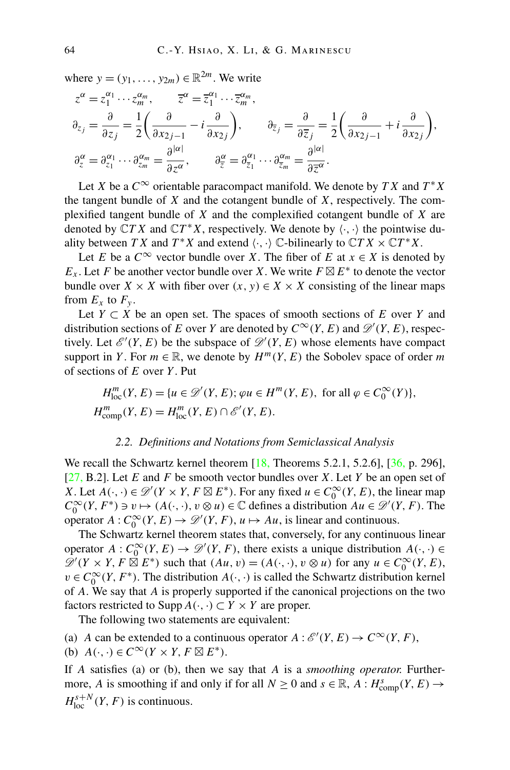where $y = (y_1, \dots, y_{2m}) \in \mathbb{R}^{2m}$. We write

$$z^\alpha = z_1^{\alpha_1} \cdots z_m^{\alpha_m}, \qquad \overline{z}^\alpha = \overline{z}_1^{\alpha_1} \cdots \overline{z}_m^{\alpha_m},$$

$$\partial_{z_j} = \frac{\partial}{\partial z_j} = \frac{1}{2}\left(\frac{\partial}{\partial x_{2j-1}} - i\frac{\partial}{\partial x_{2j}}\right), \qquad \partial_{\overline{z}_j} = \frac{\partial}{\partial \overline{z}_j} = \frac{1}{2}\left(\frac{\partial}{\partial x_{2j-1}} + i\frac{\partial}{\partial x_{2j}}\right),$$

$$\partial_z^\alpha = \partial_{z_1}^{\alpha_1} \cdots \partial_{z_m}^{\alpha_m} = \frac{\partial^{|\alpha|}}{\partial z^\alpha}, \qquad \partial_{\overline{z}}^\alpha = \partial_{\overline{z}_1}^{\alpha_1} \cdots \partial_{\overline{z}_m}^{\alpha_m} = \frac{\partial^{|\alpha|}}{\partial \overline{z}^\alpha}.$$

Let $X$ be a $C^\infty$ orientable paracompact manifold. We denote by $TX$ and $T^*X$ the tangent bundle of $X$ and the cotangent bundle of $X$, respectively. The complexified tangent bundle of $X$ and the complexified cotangent bundle of $X$ are denoted by $\mathbb{C}TX$ and $\mathbb{C}T^*X$, respectively. We denote by $\langle \cdot , \cdot \rangle$ the pointwise duality between $TX$ and $T^*X$ and extend $\langle \cdot , \cdot \rangle$ $\mathbb{C}$-bilinearly to $\mathbb{C}TX \times \mathbb{C}T^*X$.

Let $E$ be a $C^\infty$ vector bundle over $X$. The fiber of $E$ at $x \in X$ is denoted by $E_x$. Let $F$ be another vector bundle over $X$. We write $F \boxtimes E^*$ to denote the vector bundle over $X \times X$ with fiber over $(x, y) \in X \times X$ consisting of the linear maps from $E_x$ to $F_y$.

Let $Y \subset X$ be an open set. The spaces of smooth sections of $E$ over $Y$ and distribution sections of $E$ over $Y$ are denoted by $C^\infty(Y, E)$ and $\mathscr{D}'(Y, E)$, respectively. Let $\mathscr{E}'(Y, E)$ be the subspace of $\mathscr{D}'(Y, E)$ whose elements have compact support in $Y$. For $m \in \mathbb{R}$, we denote by $H^m(Y, E)$ the Sobolev space of order $m$ of sections of $E$ over $Y$. Put

$$H^m_{\mathrm{loc}}(Y, E) = \{u \in \mathscr{D}'(Y, E); \varphi u \in H^m(Y, E), \text{ for all } \varphi \in C_0^\infty(Y)\},$$
$$H^m_{\mathrm{comp}}(Y, E) = H^m_{\mathrm{loc}}(Y, E) \cap \mathscr{E}'(Y, E).$$

### 2.2. *Definitions and Notations from Semiclassical Analysis*

We recall the Schwartz kernel theorem [18, Theorems 5.2.1, 5.2.6], [36, p. 296], [27, B.2]. Let $E$ and $F$ be smooth vector bundles over $X$. Let $Y$ be an open set of $X$. Let $A(\cdot, \cdot) \in \mathscr{D}'(Y \times Y, F \boxtimes E^*)$. For any fixed $u \in C_0^\infty(Y, E)$, the linear map $C_0^\infty(Y, F^*) \ni v \mapsto (A(\cdot, \cdot), v \otimes u) \in \mathbb{C}$ defines a distribution $Au \in \mathscr{D}'(Y, F)$. The operator $A : C_0^\infty(Y, E) \to \mathscr{D}'(Y, F)$, $u \mapsto Au$, is linear and continuous.

The Schwartz kernel theorem states that, conversely, for any continuous linear operator $A : C_0^\infty(Y, E) \to \mathscr{D}'(Y, F)$, there exists a unique distribution $A(\cdot, \cdot) \in \mathscr{D}'(Y \times Y, F \boxtimes E^*)$ such that $(Au, v) = (A(\cdot, \cdot), v \otimes u)$ for any $u \in C_0^\infty(Y, E)$, $v \in C_0^\infty(Y, F^*)$. The distribution $A(\cdot, \cdot)$ is called the Schwartz distribution kernel of $A$. We say that $A$ is properly supported if the canonical projections on the two factors restricted to $\operatorname{Supp} A(\cdot, \cdot) \subset Y \times Y$ are proper.

The following two statements are equivalent:

(a) $A$ can be extended to a continuous operator $A : \mathscr{E}'(Y, E) \to C^\infty(Y, F)$,
(b) $A(\cdot, \cdot) \in C^\infty(Y \times Y, F \boxtimes E^*)$.

If $A$ satisfies (a) or (b), then we say that $A$ is a *smoothing operator.* Furthermore, $A$ is smoothing if and only if for all $N \geq 0$ and $s \in \mathbb{R}$, $A : H^s_{\mathrm{comp}}(Y, E) \to H^{s+N}_{\mathrm{loc}}(Y, F)$ is continuous.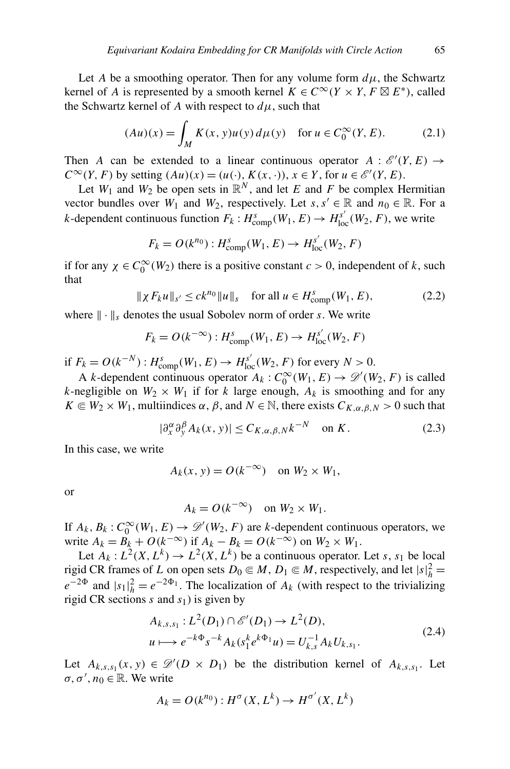Let $A$ be a smoothing operator. Then for any volume form $d\mu$, the Schwartz kernel of $A$ is represented by a smooth kernel $K \in C^\infty(Y \times Y, F \boxtimes E^*)$, called the Schwartz kernel of $A$ with respect to $d\mu$, such that

$$(Au)(x) = \int_M K(x,y)u(y)\,d\mu(y) \quad \text{for } u \in C_0^\infty(Y,E). \tag{2.1}$$

Then $A$ can be extended to a linear continuous operator $A : \mathscr{E}'(Y,E) \to C^\infty(Y,F)$ by setting $(Au)(x) = (u(\cdot), K(x,\cdot))$, $x \in Y$, for $u \in \mathscr{E}'(Y,E)$.

Let $W_1$ and $W_2$ be open sets in $\mathbb{R}^N$, and let $E$ and $F$ be complex Hermitian vector bundles over $W_1$ and $W_2$, respectively. Let $s, s' \in \mathbb{R}$ and $n_0 \in \mathbb{R}$. For a $k$-dependent continuous function $F_k : H^s_{\mathrm{comp}}(W_1,E) \to H^{s'}_{\mathrm{loc}}(W_2,F)$, we write

$$F_k = O(k^{n_0}) : H^s_{\mathrm{comp}}(W_1,E) \to H^{s'}_{\mathrm{loc}}(W_2,F)$$

if for any $\chi \in C_0^\infty(W_2)$ there is a positive constant $c > 0$, independent of $k$, such that

$$\|\chi F_k u\|_{s'} \leq c k^{n_0} \|u\|_s \quad \text{for all } u \in H^s_{\mathrm{comp}}(W_1,E), \tag{2.2}$$

where $\|\cdot\|_s$ denotes the usual Sobolev norm of order $s$. We write

$$F_k = O(k^{-\infty}) : H^s_{\mathrm{comp}}(W_1,E) \to H^{s'}_{\mathrm{loc}}(W_2,F)$$

if $F_k = O(k^{-N}) : H^s_{\mathrm{comp}}(W_1,E) \to H^{s'}_{\mathrm{loc}}(W_2,F)$ for every $N > 0$.

A $k$-dependent continuous operator $A_k : C_0^\infty(W_1,E) \to \mathscr{D}'(W_2,F)$ is called $k$-negligible on $W_2 \times W_1$ if for $k$ large enough, $A_k$ is smoothing and for any $K \Subset W_2 \times W_1$, multiindices $\alpha$, $\beta$, and $N \in \mathbb{N}$, there exists $C_{K,\alpha,\beta,N} > 0$ such that

$$|\partial_x^\alpha \partial_y^\beta A_k(x,y)| \leq C_{K,\alpha,\beta,N} k^{-N} \quad \text{on } K. \tag{2.3}$$

In this case, we write

$$A_k(x,y) = O(k^{-\infty}) \quad \text{on } W_2 \times W_1,$$

or

$$A_k = O(k^{-\infty}) \quad \text{on } W_2 \times W_1.$$

If $A_k, B_k : C_0^\infty(W_1,E) \to \mathscr{D}'(W_2,F)$ are $k$-dependent continuous operators, we write $A_k = B_k + O(k^{-\infty})$ if $A_k - B_k = O(k^{-\infty})$ on $W_2 \times W_1$.

Let $A_k : L^2(X,L^k) \to L^2(X,L^k)$ be a continuous operator. Let $s$, $s_1$ be local rigid CR frames of $L$ on open sets $D_0 \Subset M$, $D_1 \Subset M$, respectively, and let $|s|_h^2 = e^{-2\Phi}$ and $|s_1|_h^2 = e^{-2\Phi_1}$. The localization of $A_k$ (with respect to the trivializing rigid CR sections $s$ and $s_1$) is given by

$$\begin{aligned}
&A_{k,s,s_1} : L^2(D_1) \cap \mathscr{E}'(D_1) \to L^2(D), \\
&u \longmapsto e^{-k\Phi} s^{-k} A_k(s_1^k e^{k\Phi_1} u) = U_{k,s}^{-1} A_k U_{k,s_1}.
\end{aligned} \tag{2.4}$$

Let $A_{k,s,s_1}(x,y) \in \mathscr{D}'(D \times D_1)$ be the distribution kernel of $A_{k,s,s_1}$. Let $\sigma, \sigma', n_0 \in \mathbb{R}$. We write

$$A_k = O(k^{n_0}) : H^\sigma(X,L^k) \to H^{\sigma'}(X,L^k)$$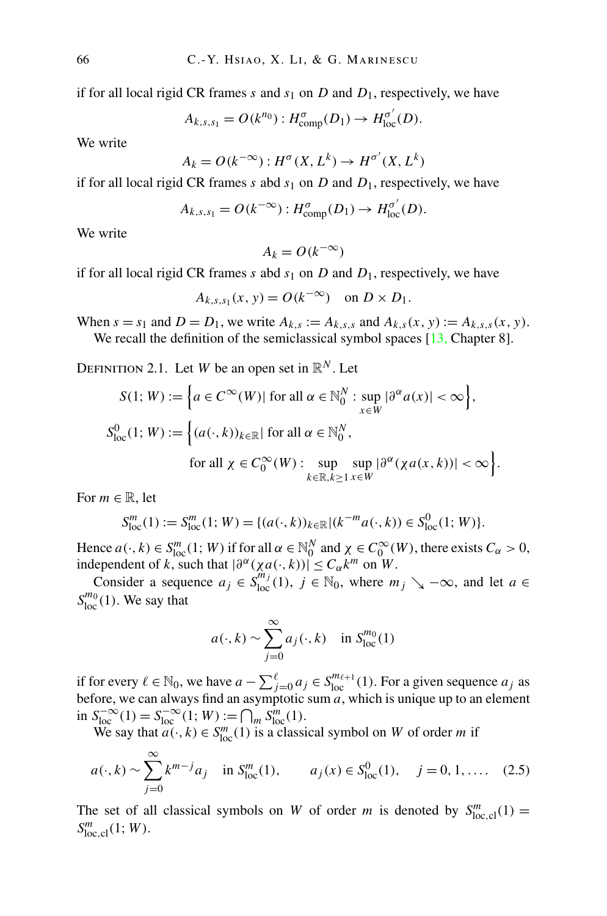if for all local rigid CR frames $s$ and $s_1$ on $D$ and $D_1$, respectively, we have

$$A_{k,s,s_1} = O(k^{n_0}) : H^{\sigma}_{\mathrm{comp}}(D_1) \to H^{\sigma'}_{\mathrm{loc}}(D).$$

We write

$$A_k = O(k^{-\infty}) : H^{\sigma}(X, L^k) \to H^{\sigma'}(X, L^k)$$

if for all local rigid CR frames $s$ abd $s_1$ on $D$ and $D_1$, respectively, we have

$$A_{k,s,s_1} = O(k^{-\infty}) : H^{\sigma}_{\mathrm{comp}}(D_1) \to H^{\sigma'}_{\mathrm{loc}}(D).$$

We write

$$A_k = O(k^{-\infty})$$

if for all local rigid CR frames $s$ abd $s_1$ on $D$ and $D_1$, respectively, we have

$$A_{k,s,s_1}(x, y) = O(k^{-\infty}) \quad \text{on } D \times D_1.$$

When $s = s_1$ and $D = D_1$, we write $A_{k,s} := A_{k,s,s}$ and $A_{k,s}(x, y) := A_{k,s,s}(x, y)$.

We recall the definition of the semiclassical symbol spaces [13, Chapter 8].

Definition 2.1. Let $W$ be an open set in $\mathbb{R}^N$. Let

$$S(1; W) := \Big\{ a \in C^{\infty}(W) | \text{ for all } \alpha \in \mathbb{N}_0^N : \sup_{x \in W} |\partial^{\alpha} a(x)| < \infty \Big\},$$

$$S^0_{\mathrm{loc}}(1; W) := \Big\{ (a(\cdot, k))_{k \in \mathbb{R}} | \text{ for all } \alpha \in \mathbb{N}_0^N,$$

$$\text{for all } \chi \in C_0^{\infty}(W) : \sup_{k \in \mathbb{R}, k \geq 1} \sup_{x \in W} |\partial^{\alpha}(\chi a(x, k))| < \infty \Big\}.$$

For $m \in \mathbb{R}$, let

$$S^m_{\mathrm{loc}}(1) := S^m_{\mathrm{loc}}(1; W) = \{ (a(\cdot, k))_{k \in \mathbb{R}} | (k^{-m} a(\cdot, k)) \in S^0_{\mathrm{loc}}(1; W) \}.$$

Hence $a(\cdot, k) \in S^m_{\mathrm{loc}}(1; W)$ if for all $\alpha \in \mathbb{N}_0^N$ and $\chi \in C_0^{\infty}(W)$, there exists $C_{\alpha} > 0$, independent of $k$, such that $|\partial^{\alpha}(\chi a(\cdot, k))| \leq C_{\alpha} k^m$ on $W$.

Consider a sequence $a_j \in S^{m_j}_{\mathrm{loc}}(1)$, $j \in \mathbb{N}_0$, where $m_j \searrow -\infty$, and let $a \in S^{m_0}_{\mathrm{loc}}(1)$. We say that

$$a(\cdot, k) \sim \sum_{j=0}^{\infty} a_j(\cdot, k) \quad \text{in } S^{m_0}_{\mathrm{loc}}(1)$$

if for every $\ell \in \mathbb{N}_0$, we have $a - \sum_{j=0}^{\ell} a_j \in S^{m_{\ell+1}}_{\mathrm{loc}}(1)$. For a given sequence $a_j$ as before, we can always find an asymptotic sum $a$, which is unique up to an element in $S^{-\infty}_{\mathrm{loc}}(1) = S^{-\infty}_{\mathrm{loc}}(1; W) := \bigcap_m S^m_{\mathrm{loc}}(1)$.

We say that $a(\cdot, k) \in S^m_{\mathrm{loc}}(1)$ is a classical symbol on $W$ of order $m$ if

$$a(\cdot, k) \sim \sum_{j=0}^{\infty} k^{m-j} a_j \quad \text{in } S^m_{\mathrm{loc}}(1), \qquad a_j(x) \in S^0_{\mathrm{loc}}(1), \quad j = 0, 1, \ldots. \tag{2.5}$$

The set of all classical symbols on $W$ of order $m$ is denoted by $S^m_{\mathrm{loc,cl}}(1) = S^m_{\mathrm{loc,cl}}(1; W)$.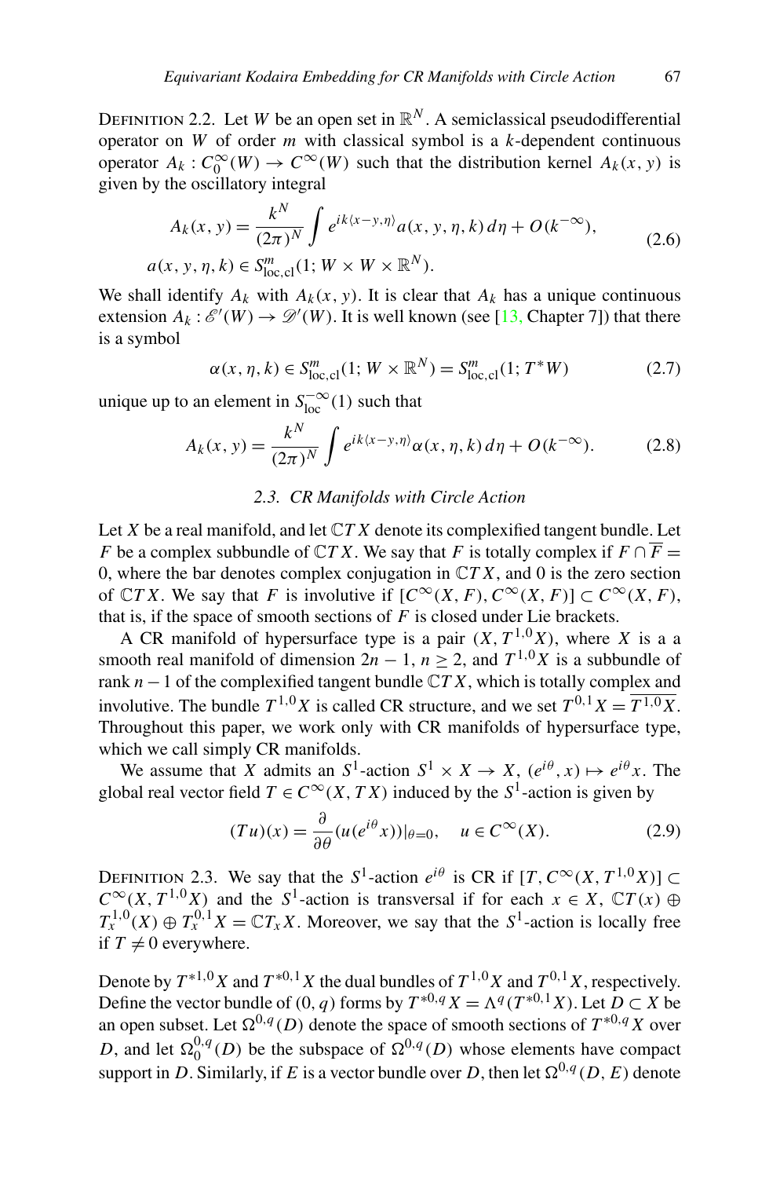Definition 2.2. Let $W$ be an open set in $\mathbb{R}^N$. A semiclassical pseudodifferential operator on $W$ of order $m$ with classical symbol is a $k$-dependent continuous operator $A_k : C_0^\infty(W) \to C^\infty(W)$ such that the distribution kernel $A_k(x, y)$ is given by the oscillatory integral

$$
\begin{aligned}
A_k(x, y) &= \frac{k^N}{(2\pi)^N} \int e^{ik\langle x-y,\eta\rangle} a(x, y, \eta, k)\, d\eta + O(k^{-\infty}), \\
a(x, y, \eta, k) &\in S^m_{\mathrm{loc,cl}}(1; W \times W \times \mathbb{R}^N).
\end{aligned}
\tag{2.6}
$$

We shall identify $A_k$ with $A_k(x, y)$. It is clear that $A_k$ has a unique continuous extension $A_k : \mathscr{E}'(W) \to \mathscr{D}'(W)$. It is well known (see [13, Chapter 7]) that there is a symbol

$$
\alpha(x, \eta, k) \in S^m_{\mathrm{loc,cl}}(1; W \times \mathbb{R}^N) = S^m_{\mathrm{loc,cl}}(1; T^*W) \tag{2.7}
$$

unique up to an element in $S^{-\infty}_{\mathrm{loc}}(1)$ such that

$$
A_k(x, y) = \frac{k^N}{(2\pi)^N} \int e^{ik\langle x-y,\eta\rangle} \alpha(x, \eta, k)\, d\eta + O(k^{-\infty}). \tag{2.8}
$$

### 2.3. CR Manifolds with Circle Action

Let $X$ be a real manifold, and let $\mathbb{C}TX$ denote its complexified tangent bundle. Let $F$ be a complex subbundle of $\mathbb{C}TX$. We say that $F$ is totally complex if $F \cap \overline{F} = 0$, where the bar denotes complex conjugation in $\mathbb{C}TX$, and 0 is the zero section of $\mathbb{C}TX$. We say that $F$ is involutive if $[C^\infty(X, F), C^\infty(X, F)] \subset C^\infty(X, F)$, that is, if the space of smooth sections of $F$ is closed under Lie brackets.

A CR manifold of hypersurface type is a pair $(X, T^{1,0}X)$, where $X$ is a a smooth real manifold of dimension $2n-1$, $n \geq 2$, and $T^{1,0}X$ is a subbundle of rank $n-1$ of the complexified tangent bundle $\mathbb{C}TX$, which is totally complex and involutive. The bundle $T^{1,0}X$ is called CR structure, and we set $T^{0,1}X = \overline{T^{1,0}X}$. Throughout this paper, we work only with CR manifolds of hypersurface type, which we call simply CR manifolds.

We assume that $X$ admits an $S^1$-action $S^1 \times X \to X$, $(e^{i\theta}, x) \mapsto e^{i\theta}x$. The global real vector field $T \in C^\infty(X, TX)$ induced by the $S^1$-action is given by

$$
(Tu)(x) = \frac{\partial}{\partial\theta}(u(e^{i\theta}x))|_{\theta=0}, \quad u \in C^\infty(X). \tag{2.9}
$$

Definition 2.3. We say that the $S^1$-action $e^{i\theta}$ is CR if $[T, C^\infty(X, T^{1,0}X)] \subset C^\infty(X, T^{1,0}X)$ and the $S^1$-action is transversal if for each $x \in X$, $\mathbb{C}T(x) \oplus T^{1,0}_x(X) \oplus T^{0,1}_x X = \mathbb{C}T_xX$. Moreover, we say that the $S^1$-action is locally free if $T \neq 0$ everywhere.

Denote by $T^{*1,0}X$ and $T^{*0,1}X$ the dual bundles of $T^{1,0}X$ and $T^{0,1}X$, respectively. Define the vector bundle of $(0, q)$ forms by $T^{*0,q}X = \Lambda^q(T^{*0,1}X)$. Let $D \subset X$ be an open subset. Let $\Omega^{0,q}(D)$ denote the space of smooth sections of $T^{*0,q}X$ over $D$, and let $\Omega^{0,q}_0(D)$ be the subspace of $\Omega^{0,q}(D)$ whose elements have compact support in $D$. Similarly, if $E$ is a vector bundle over $D$, then let $\Omega^{0,q}(D, E)$ denote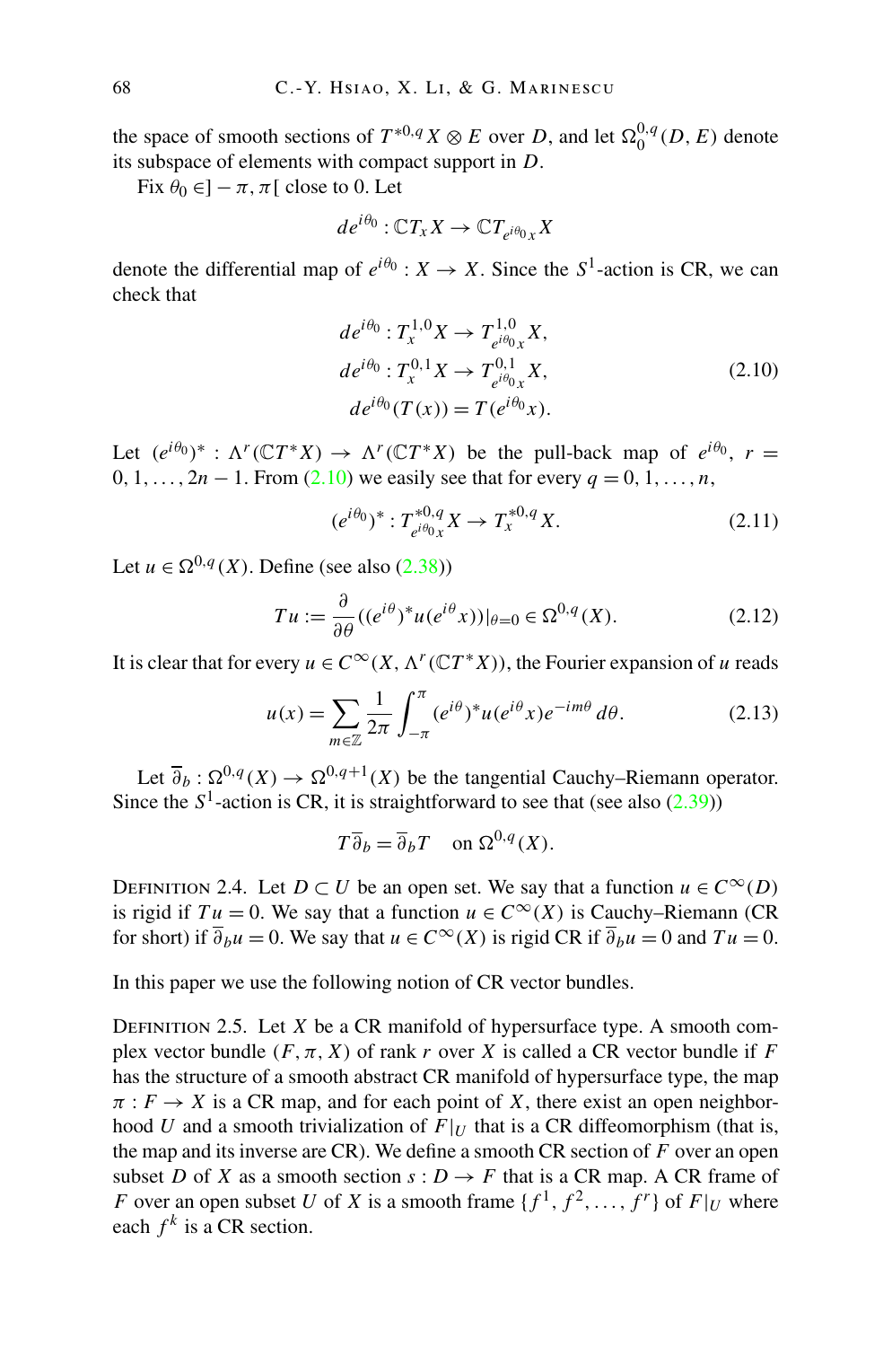the space of smooth sections of $T^{*0,q}X \otimes E$ over $D$, and let $\Omega_0^{0,q}(D, E)$ denote its subspace of elements with compact support in $D$.

Fix $\theta_0 \in ]-\pi, \pi[$ close to 0. Let

$$de^{i\theta_0} : \mathbb{C}T_x X \to \mathbb{C}T_{e^{i\theta_0}x} X$$

denote the differential map of $e^{i\theta_0} : X \to X$. Since the $S^1$-action is CR, we can check that

$$\begin{aligned} de^{i\theta_0} &: T_x^{1,0} X \to T_{e^{i\theta_0}x}^{1,0} X, \\ de^{i\theta_0} &: T_x^{0,1} X \to T_{e^{i\theta_0}x}^{0,1} X, \\ de^{i\theta_0}&(T(x)) = T(e^{i\theta_0}x). \end{aligned} \tag{2.10}$$

Let $(e^{i\theta_0})^* : \Lambda^r(\mathbb{C}T^*X) \to \Lambda^r(\mathbb{C}T^*X)$ be the pull-back map of $e^{i\theta_0}$, $r = 0, 1, \ldots, 2n-1$. From (2.10) we easily see that for every $q = 0, 1, \ldots, n$,

$$(e^{i\theta_0})^* : T_{e^{i\theta_0}x}^{*0,q} X \to T_x^{*0,q} X. \tag{2.11}$$

Let $u \in \Omega^{0,q}(X)$. Define (see also (2.38))

$$Tu := \frac{\partial}{\partial\theta}((e^{i\theta})^* u(e^{i\theta}x))|_{\theta=0} \in \Omega^{0,q}(X). \tag{2.12}$$

It is clear that for every $u \in C^\infty(X, \Lambda^r(\mathbb{C}T^*X))$, the Fourier expansion of $u$ reads

$$u(x) = \sum_{m\in\mathbb{Z}} \frac{1}{2\pi} \int_{-\pi}^{\pi} (e^{i\theta})^* u(e^{i\theta}x) e^{-im\theta}\, d\theta. \tag{2.13}$$

Let $\overline{\partial}_b : \Omega^{0,q}(X) \to \Omega^{0,q+1}(X)$ be the tangential Cauchy–Riemann operator. Since the $S^1$-action is CR, it is straightforward to see that (see also (2.39))

$$T\overline{\partial}_b = \overline{\partial}_b T \quad \text{on } \Omega^{0,q}(X).$$

Definition 2.4. Let $D \subset U$ be an open set. We say that a function $u \in C^\infty(D)$ is rigid if $Tu = 0$. We say that a function $u \in C^\infty(X)$ is Cauchy–Riemann (CR for short) if $\overline{\partial}_b u = 0$. We say that $u \in C^\infty(X)$ is rigid CR if $\overline{\partial}_b u = 0$ and $Tu = 0$.

In this paper we use the following notion of CR vector bundles.

Definition 2.5. Let $X$ be a CR manifold of hypersurface type. A smooth complex vector bundle $(F, \pi, X)$ of rank $r$ over $X$ is called a CR vector bundle if $F$ has the structure of a smooth abstract CR manifold of hypersurface type, the map $\pi : F \to X$ is a CR map, and for each point of $X$, there exist an open neighborhood $U$ and a smooth trivialization of $F|_U$ that is a CR diffeomorphism (that is, the map and its inverse are CR). We define a smooth CR section of $F$ over an open subset $D$ of $X$ as a smooth section $s : D \to F$ that is a CR map. A CR frame of $F$ over an open subset $U$ of $X$ is a smooth frame $\{f^1, f^2, \ldots, f^r\}$ of $F|_U$ where each $f^k$ is a CR section.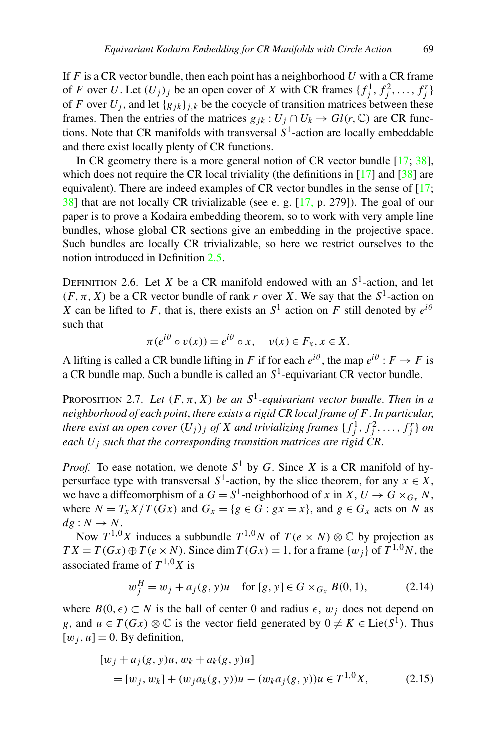If $F$ is a CR vector bundle, then each point has a neighborhood $U$ with a CR frame of $F$ over $U$. Let $(U_j)_j$ be an open cover of $X$ with CR frames $\{f_j^1, f_j^2, \ldots, f_j^r\}$ of $F$ over $U_j$, and let $\{g_{jk}\}_{j,k}$ be the cocycle of transition matrices between these frames. Then the entries of the matrices $g_{jk} : U_j \cap U_k \to Gl(r, \mathbb{C})$ are CR functions. Note that CR manifolds with transversal $S^1$-action are locally embeddable and there exist locally plenty of CR functions.

In CR geometry there is a more general notion of CR vector bundle [17; 38], which does not require the CR local triviality (the definitions in [17] and [38] are equivalent). There are indeed examples of CR vector bundles in the sense of [17; 38] that are not locally CR trivializable (see e. g. [17, p. 279]). The goal of our paper is to prove a Kodaira embedding theorem, so to work with very ample line bundles, whose global CR sections give an embedding in the projective space. Such bundles are locally CR trivializable, so here we restrict ourselves to the notion introduced in Definition 2.5.

DEFINITION 2.6. Let $X$ be a CR manifold endowed with an $S^1$-action, and let $(F, \pi, X)$ be a CR vector bundle of rank $r$ over $X$. We say that the $S^1$-action on $X$ can be lifted to $F$, that is, there exists an $S^1$ action on $F$ still denoted by $e^{i\theta}$ such that

$$\pi(e^{i\theta} \circ v(x)) = e^{i\theta} \circ x, \quad v(x) \in F_x, x \in X.$$

A lifting is called a CR bundle lifting in $F$ if for each $e^{i\theta}$, the map $e^{i\theta} : F \to F$ is a CR bundle map. Such a bundle is called an $S^1$-equivariant CR vector bundle.

PROPOSITION 2.7. *Let $(F, \pi, X)$ be an $S^1$-equivariant vector bundle. Then in a neighborhood of each point, there exists a rigid CR local frame of $F$. In particular, there exist an open cover $(U_j)_j$ of $X$ and trivializing frames $\{f_j^1, f_j^2, \ldots, f_j^r\}$ on each $U_j$ such that the corresponding transition matrices are rigid CR.*

*Proof.* To ease notation, we denote $S^1$ by $G$. Since $X$ is a CR manifold of hypersurface type with transversal $S^1$-action, by the slice theorem, for any $x \in X$, we have a diffeomorphism of a $G = S^1$-neighborhood of $x$ in $X$, $U \to G \times_{G_x} N$, where $N = T_x X / T(Gx)$ and $G_x = \{g \in G : gx = x\}$, and $g \in G_x$ acts on $N$ as $dg : N \to N$.

Now $T^{1,0}X$ induces a subbundle $T^{1,0}N$ of $T(e \times N) \otimes \mathbb{C}$ by projection as $TX = T(Gx) \oplus T(e \times N)$. Since $\dim T(Gx) = 1$, for a frame $\{w_j\}$ of $T^{1,0}N$, the associated frame of $T^{1,0}X$ is

$$w_j^H = w_j + a_j(g, y)u \quad \text{for } [g, y] \in G \times_{G_x} B(0, 1), \tag{2.14}$$

where $B(0, \epsilon) \subset N$ is the ball of center 0 and radius $\epsilon$, $w_j$ does not depend on $g$, and $u \in T(Gx) \otimes \mathbb{C}$ is the vector field generated by $0 \neq K \in \mathrm{Lie}(S^1)$. Thus $[w_j, u] = 0$. By definition,

$$\begin{aligned}
&[w_j + a_j(g, y)u, w_k + a_k(g, y)u] \\
&\quad = [w_j, w_k] + (w_j a_k(g, y))u - (w_k a_j(g, y))u \in T^{1,0}X,
\end{aligned} \tag{2.15}$$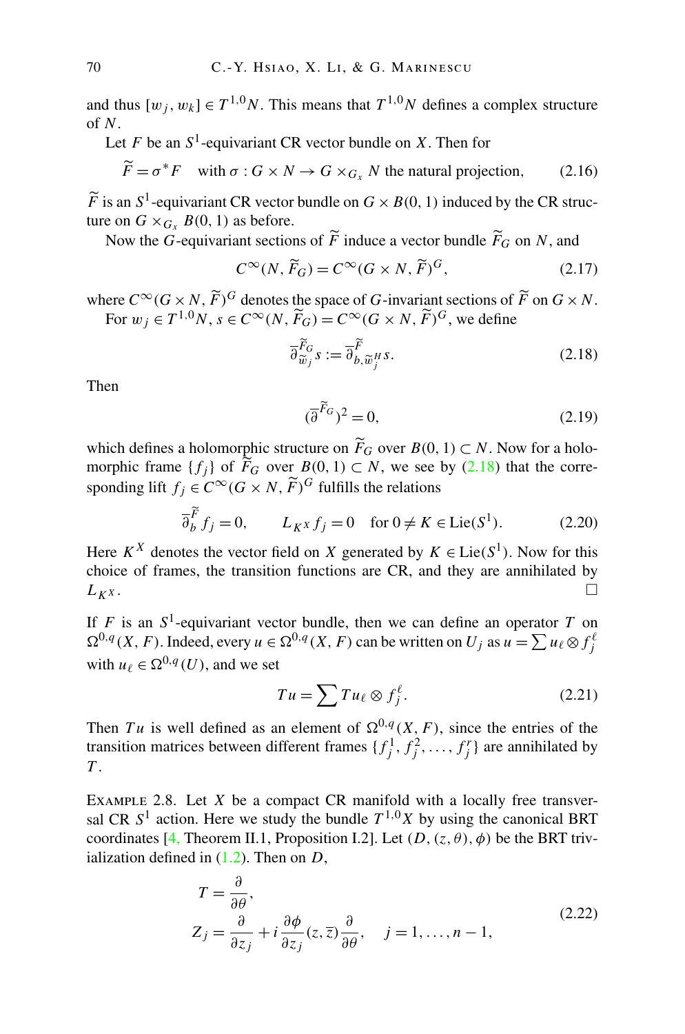and thus $[w_j, w_k] \in T^{1,0}N$. This means that $T^{1,0}N$ defines a complex structure of $N$.

Let $F$ be an $S^1$-equivariant CR vector bundle on $X$. Then for

$$\widetilde{F} = \sigma^* F \quad \text{with } \sigma : G \times N \to G \times_{G_x} N \text{ the natural projection,} \tag{2.16}$$

$\widetilde{F}$ is an $S^1$-equivariant CR vector bundle on $G \times B(0,1)$ induced by the CR structure on $G \times_{G_x} B(0,1)$ as before.

Now the $G$-equivariant sections of $\widetilde{F}$ induce a vector bundle $\widetilde{F}_G$ on $N$, and

$$C^\infty(N, \widetilde{F}_G) = C^\infty(G \times N, \widetilde{F})^G, \tag{2.17}$$

where $C^\infty(G \times N, \widetilde{F})^G$ denotes the space of $G$-invariant sections of $\widetilde{F}$ on $G \times N$.

For $w_j \in T^{1,0}N$, $s \in C^\infty(N, \widetilde{F}_G) = C^\infty(G \times N, \widetilde{F})^G$, we define

$$\overline{\partial}^{\widetilde{F}_G}_{\widetilde{w}_j} s := \overline{\partial}^{\widetilde{F}}_{b, \widetilde{w}_j^H} s. \tag{2.18}$$

Then

$$(\overline{\partial}^{\widetilde{F}_G})^2 = 0, \tag{2.19}$$

which defines a holomorphic structure on $\widetilde{F}_G$ over $B(0,1) \subset N$. Now for a holomorphic frame $\{f_j\}$ of $\widetilde{F}_G$ over $B(0,1) \subset N$, we see by (2.18) that the corresponding lift $f_j \in C^\infty(G \times N, \widetilde{F})^G$ fulfills the relations

$$\overline{\partial}^{\widetilde{F}}_b f_j = 0, \qquad L_{K^X} f_j = 0 \quad \text{for } 0 \neq K \in \text{Lie}(S^1). \tag{2.20}$$

Here $K^X$ denotes the vector field on $X$ generated by $K \in \text{Lie}(S^1)$. Now for this choice of frames, the transition functions are CR, and they are annihilated by $L_{K^X}$. □

If $F$ is an $S^1$-equivariant vector bundle, then we can define an operator $T$ on $\Omega^{0,q}(X, F)$. Indeed, every $u \in \Omega^{0,q}(X, F)$ can be written on $U_j$ as $u = \sum u_\ell \otimes f_j^\ell$ with $u_\ell \in \Omega^{0,q}(U)$, and we set

$$Tu = \sum Tu_\ell \otimes f_j^\ell. \tag{2.21}$$

Then $Tu$ is well defined as an element of $\Omega^{0,q}(X, F)$, since the entries of the transition matrices between different frames $\{f_j^1, f_j^2, \ldots, f_j^r\}$ are annihilated by $T$.

Example 2.8. Let $X$ be a compact CR manifold with a locally free transversal CR $S^1$ action. Here we study the bundle $T^{1,0}X$ by using the canonical BRT coordinates [4, Theorem II.1, Proposition I.2]. Let $(D, (z, \theta), \phi)$ be the BRT trivialization defined in (1.2). Then on $D$,

$$\begin{aligned} T &= \frac{\partial}{\partial \theta}, \\ Z_j &= \frac{\partial}{\partial z_j} + i \frac{\partial \phi}{\partial z_j}(z, \overline{z}) \frac{\partial}{\partial \theta}, \quad j = 1, \ldots, n-1, \end{aligned} \tag{2.22}$$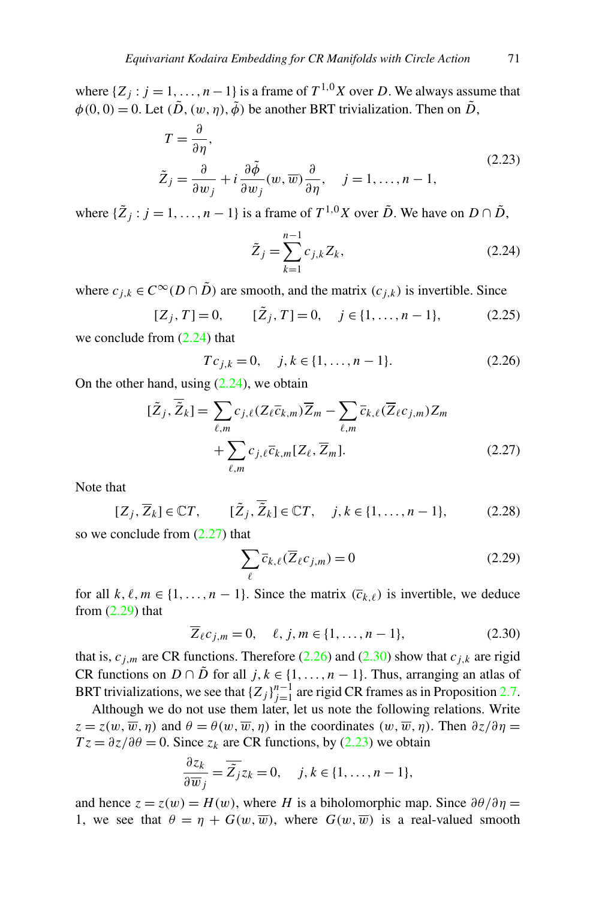where $\{Z_j : j = 1, \ldots, n-1\}$ is a frame of $T^{1,0}X$ over $D$. We always assume that $\phi(0,0) = 0$. Let $(\tilde{D}, (w, \eta), \tilde{\phi})$ be another BRT trivialization. Then on $\tilde{D}$,

$$
\begin{aligned}
T &= \frac{\partial}{\partial \eta}, \\
\tilde{Z}_j &= \frac{\partial}{\partial w_j} + i \frac{\partial \tilde{\phi}}{\partial w_j}(w, \overline{w}) \frac{\partial}{\partial \eta}, \quad j = 1, \ldots, n-1,
\end{aligned}
\tag{2.23}
$$

where $\{\tilde{Z}_j : j = 1, \ldots, n-1\}$ is a frame of $T^{1,0}X$ over $\tilde{D}$. We have on $D \cap \tilde{D}$,

$$
\tilde{Z}_j = \sum_{k=1}^{n-1} c_{j,k} Z_k, \tag{2.24}
$$

where $c_{j,k} \in C^\infty(D \cap \tilde{D})$ are smooth, and the matrix $(c_{j,k})$ is invertible. Since

$$
[Z_j, T] = 0, \qquad [\tilde{Z}_j, T] = 0, \quad j \in \{1, \ldots, n-1\}, \tag{2.25}
$$

we conclude from (2.24) that

$$
T c_{j,k} = 0, \quad j, k \in \{1, \ldots, n-1\}. \tag{2.26}
$$

On the other hand, using (2.24), we obtain

$$
\begin{aligned}
[\tilde{Z}_j, \overline{\tilde{Z}}_k] = \sum_{\ell, m} c_{j,\ell} (Z_\ell \overline{c}_{k,m}) \overline{Z}_m - \sum_{\ell, m} \overline{c}_{k,\ell} (\overline{Z}_\ell c_{j,m}) Z_m \\
+ \sum_{\ell, m} c_{j,\ell} \overline{c}_{k,m} [Z_\ell, \overline{Z}_m].
\end{aligned}
\tag{2.27}
$$

Note that

$$
[Z_j, \overline{Z}_k] \in \mathbb{C}T, \qquad [\tilde{Z}_j, \overline{\tilde{Z}}_k] \in \mathbb{C}T, \quad j, k \in \{1, \ldots, n-1\}, \tag{2.28}
$$

so we conclude from (2.27) that

$$
\sum_{\ell} \overline{c}_{k,\ell} (\overline{Z}_\ell c_{j,m}) = 0 \tag{2.29}
$$

for all $k, \ell, m \in \{1, \ldots, n-1\}$. Since the matrix $(\overline{c}_{k,\ell})$ is invertible, we deduce from (2.29) that

$$
\overline{Z}_\ell c_{j,m} = 0, \quad \ell, j, m \in \{1, \ldots, n-1\}, \tag{2.30}
$$

that is, $c_{j,m}$ are CR functions. Therefore (2.26) and (2.30) show that $c_{j,k}$ are rigid CR functions on $D \cap \tilde{D}$ for all $j, k \in \{1, \ldots, n-1\}$. Thus, arranging an atlas of BRT trivializations, we see that $\{Z_j\}_{j=1}^{n-1}$ are rigid CR frames as in Proposition 2.7.

Although we do not use them later, let us note the following relations. Write $z = z(w, \overline{w}, \eta)$ and $\theta = \theta(w, \overline{w}, \eta)$ in the coordinates $(w, \overline{w}, \eta)$. Then $\partial z / \partial \eta = Tz = \partial z / \partial \theta = 0$. Since $z_k$ are CR functions, by (2.23) we obtain

$$
\frac{\partial z_k}{\partial \overline{w}_j} = \overline{\tilde{Z}}_j z_k = 0, \quad j, k \in \{1, \ldots, n-1\},
$$

and hence $z = z(w) = H(w)$, where $H$ is a biholomorphic map. Since $\partial \theta / \partial \eta = 1$, we see that $\theta = \eta + G(w, \overline{w})$, where $G(w, \overline{w})$ is a real-valued smooth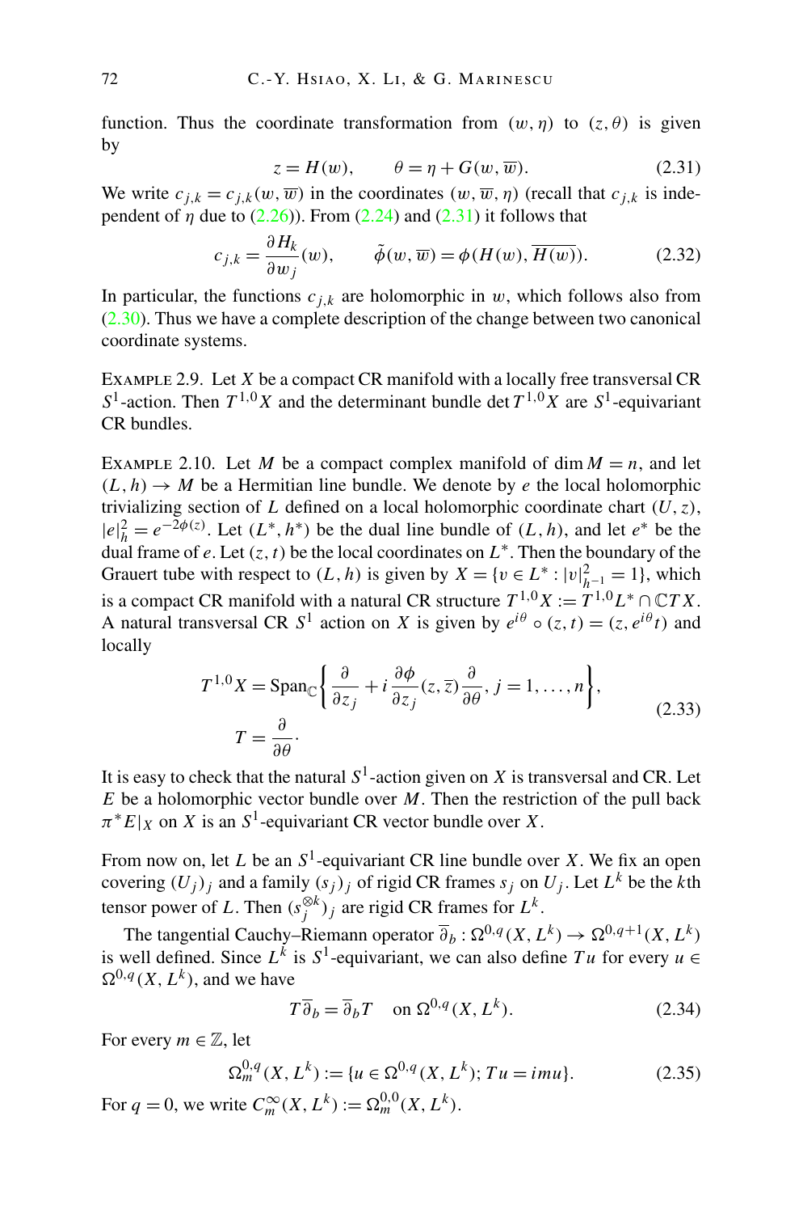function. Thus the coordinate transformation from $(w, \eta)$ to $(z, \theta)$ is given by

$$z = H(w), \qquad \theta = \eta + G(w, \overline{w}). \tag{2.31}$$

We write $c_{j,k} = c_{j,k}(w, \overline{w})$ in the coordinates $(w, \overline{w}, \eta)$ (recall that $c_{j,k}$ is independent of $\eta$ due to (2.26)). From (2.24) and (2.31) it follows that

$$c_{j,k} = \frac{\partial H_k}{\partial w_j}(w), \qquad \tilde{\phi}(w, \overline{w}) = \phi(H(w), \overline{H(w)}). \tag{2.32}$$

In particular, the functions $c_{j,k}$ are holomorphic in $w$, which follows also from (2.30). Thus we have a complete description of the change between two canonical coordinate systems.

Example 2.9. Let $X$ be a compact CR manifold with a locally free transversal CR $S^1$-action. Then $T^{1,0}X$ and the determinant bundle $\det T^{1,0}X$ are $S^1$-equivariant CR bundles.

Example 2.10. Let $M$ be a compact complex manifold of $\dim M = n$, and let $(L, h) \to M$ be a Hermitian line bundle. We denote by $e$ the local holomorphic trivializing section of $L$ defined on a local holomorphic coordinate chart $(U, z)$, $|e|_h^2 = e^{-2\phi(z)}$. Let $(L^*, h^*)$ be the dual line bundle of $(L, h)$, and let $e^*$ be the dual frame of $e$. Let $(z, t)$ be the local coordinates on $L^*$. Then the boundary of the Grauert tube with respect to $(L, h)$ is given by $X = \{v \in L^* : |v|_{h^{-1}}^2 = 1\}$, which is a compact CR manifold with a natural CR structure $T^{1,0}X := T^{1,0}L^* \cap \mathbb{C}TX$. A natural transversal CR $S^1$ action on $X$ is given by $e^{i\theta} \circ (z, t) = (z, e^{i\theta}t)$ and locally

$$\begin{aligned} T^{1,0}X &= \operatorname{Span}_{\mathbb{C}}\left\{ \frac{\partial}{\partial z_j} + i\frac{\partial \phi}{\partial z_j}(z, \overline{z})\frac{\partial}{\partial \theta},\, j = 1, \dots, n \right\}, \\ T &= \frac{\partial}{\partial \theta}. \end{aligned} \tag{2.33}$$

It is easy to check that the natural $S^1$-action given on $X$ is transversal and CR. Let $E$ be a holomorphic vector bundle over $M$. Then the restriction of the pull back $\pi^* E|_X$ on $X$ is an $S^1$-equivariant CR vector bundle over $X$.

From now on, let $L$ be an $S^1$-equivariant CR line bundle over $X$. We fix an open covering $(U_j)_j$ and a family $(s_j)_j$ of rigid CR frames $s_j$ on $U_j$. Let $L^k$ be the $k$th tensor power of $L$. Then $(s_j^{\otimes k})_j$ are rigid CR frames for $L^k$.

The tangential Cauchy–Riemann operator $\overline{\partial}_b : \Omega^{0,q}(X, L^k) \to \Omega^{0,q+1}(X, L^k)$ is well defined. Since $L^k$ is $S^1$-equivariant, we can also define $Tu$ for every $u \in \Omega^{0,q}(X, L^k)$, and we have

$$T\overline{\partial}_b = \overline{\partial}_b T \quad \text{on } \Omega^{0,q}(X, L^k). \tag{2.34}$$

For every $m \in \mathbb{Z}$, let

$$\Omega_m^{0,q}(X, L^k) := \{u \in \Omega^{0,q}(X, L^k); Tu = imu\}. \tag{2.35}$$

For $q = 0$, we write $C_m^\infty(X, L^k) := \Omega_m^{0,0}(X, L^k)$.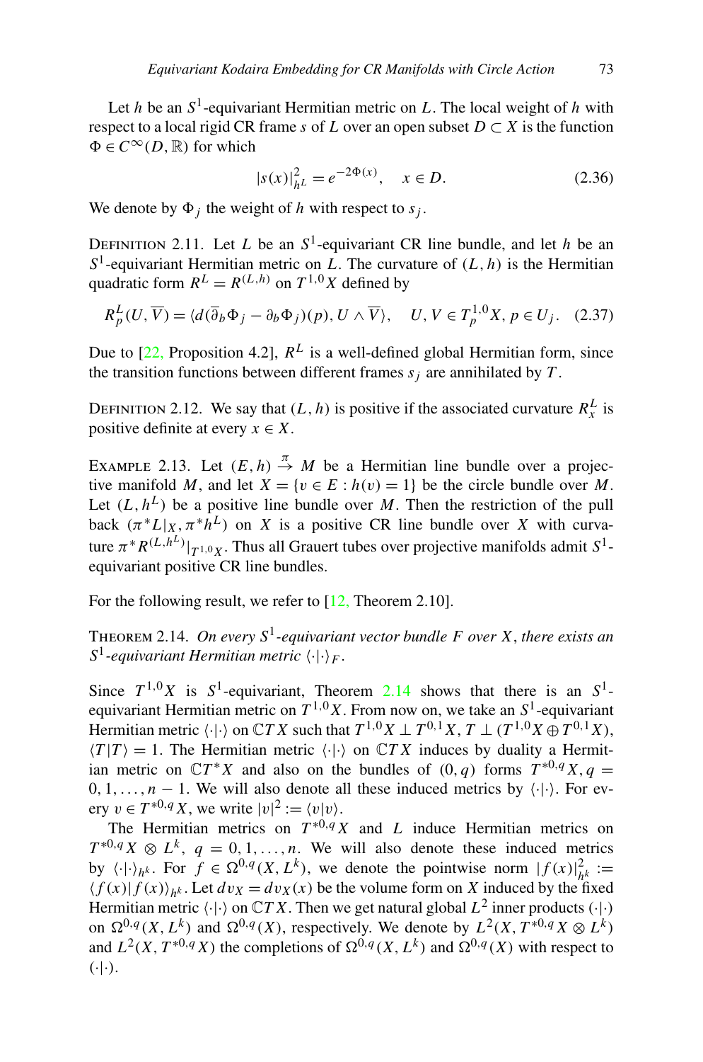Let $h$ be an $S^1$-equivariant Hermitian metric on $L$. The local weight of $h$ with respect to a local rigid CR frame $s$ of $L$ over an open subset $D \subset X$ is the function $\Phi \in C^\infty(D, \mathbb{R})$ for which

$$|s(x)|^2_{h^L} = e^{-2\Phi(x)}, \quad x \in D. \tag{2.36}$$

We denote by $\Phi_j$ the weight of $h$ with respect to $s_j$.

Definition 2.11. Let $L$ be an $S^1$-equivariant CR line bundle, and let $h$ be an $S^1$-equivariant Hermitian metric on $L$. The curvature of $(L, h)$ is the Hermitian quadratic form $R^L = R^{(L,h)}$ on $T^{1,0}X$ defined by

$$R^L_p(U, \overline{V}) = \langle d(\overline{\partial}_b \Phi_j - \partial_b \Phi_j)(p), U \wedge \overline{V}\rangle, \quad U, V \in T^{1,0}_p X, \, p \in U_j. \tag{2.37}$$

Due to [22, Proposition 4.2], $R^L$ is a well-defined global Hermitian form, since the transition functions between different frames $s_j$ are annihilated by $T$.

Definition 2.12. We say that $(L, h)$ is positive if the associated curvature $R^L_x$ is positive definite at every $x \in X$.

Example 2.13. Let $(E, h) \overset{\pi}{\to} M$ be a Hermitian line bundle over a projective manifold $M$, and let $X = \{v \in E : h(v) = 1\}$ be the circle bundle over $M$. Let $(L, h^L)$ be a positive line bundle over $M$. Then the restriction of the pull back $(\pi^* L|_X, \pi^* h^L)$ on $X$ is a positive CR line bundle over $X$ with curvature $\pi^* R^{(L,h^L)}|_{T^{1,0}X}$. Thus all Grauert tubes over projective manifolds admit $S^1$-equivariant positive CR line bundles.

For the following result, we refer to [12, Theorem 2.10].

Theorem 2.14. *On every $S^1$-equivariant vector bundle $F$ over $X$, there exists an $S^1$-equivariant Hermitian metric $\langle\cdot|\cdot\rangle_F$.*

Since $T^{1,0}X$ is $S^1$-equivariant, Theorem 2.14 shows that there is an $S^1$-equivariant Hermitian metric on $T^{1,0}X$. From now on, we take an $S^1$-equivariant Hermitian metric $\langle\cdot|\cdot\rangle$ on $\mathbb{C}TX$ such that $T^{1,0}X \perp T^{0,1}X$, $T \perp (T^{1,0}X \oplus T^{0,1}X)$, $\langle T|T\rangle = 1$. The Hermitian metric $\langle\cdot|\cdot\rangle$ on $\mathbb{C}TX$ induces by duality a Hermitian metric on $\mathbb{C}T^*X$ and also on the bundles of $(0, q)$ forms $T^{*0,q}X$, $q = 0, 1, \ldots, n-1$. We will also denote all these induced metrics by $\langle\cdot|\cdot\rangle$. For every $v \in T^{*0,q}X$, we write $|v|^2 := \langle v|v\rangle$.

The Hermitian metrics on $T^{*0,q}X$ and $L$ induce Hermitian metrics on $T^{*0,q}X \otimes L^k$, $q = 0, 1, \ldots, n$. We will also denote these induced metrics by $\langle\cdot|\cdot\rangle_{h^k}$. For $f \in \Omega^{0,q}(X, L^k)$, we denote the pointwise norm $|f(x)|^2_{h^k} := \langle f(x)|f(x)\rangle_{h^k}$. Let $dv_X = dv_X(x)$ be the volume form on $X$ induced by the fixed Hermitian metric $\langle\cdot|\cdot\rangle$ on $\mathbb{C}TX$. Then we get natural global $L^2$ inner products $(\cdot|\cdot)$ on $\Omega^{0,q}(X, L^k)$ and $\Omega^{0,q}(X)$, respectively. We denote by $L^2(X, T^{*0,q}X \otimes L^k)$ and $L^2(X, T^{*0,q}X)$ the completions of $\Omega^{0,q}(X, L^k)$ and $\Omega^{0,q}(X)$ with respect to $(\cdot|\cdot)$.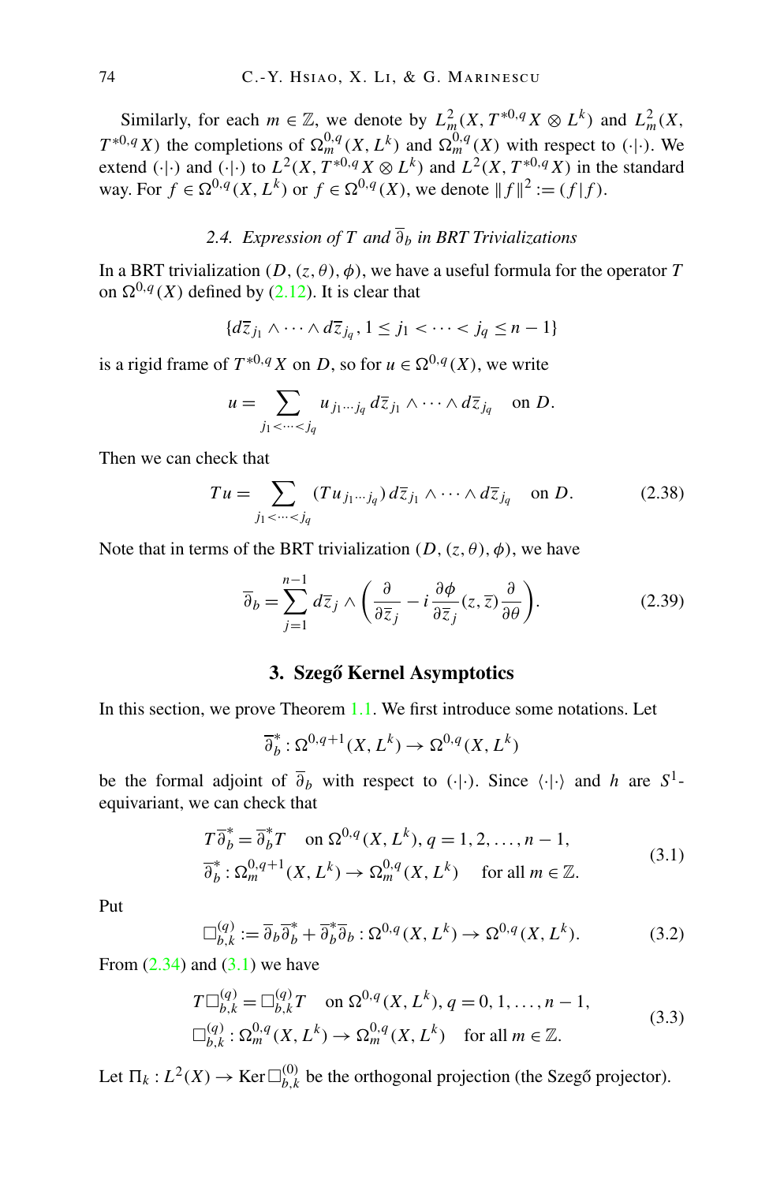Similarly, for each $m \in \mathbb{Z}$, we denote by $L^2_m(X, T^{*0,q}X \otimes L^k)$ and $L^2_m(X, T^{*0,q}X)$ the completions of $\Omega^{0,q}_m(X, L^k)$ and $\Omega^{0,q}_m(X)$ with respect to $(\cdot|\cdot)$. We extend $(\cdot|\cdot)$ and $(\cdot|\cdot)$ to $L^2(X, T^{*0,q}X \otimes L^k)$ and $L^2(X, T^{*0,q}X)$ in the standard way. For $f \in \Omega^{0,q}(X, L^k)$ or $f \in \Omega^{0,q}(X)$, we denote $\|f\|^2 := (f|f)$.

### 2.4. *Expression of $T$ and $\overline{\partial}_b$ in BRT Trivializations*

In a BRT trivialization $(D, (z, \theta), \phi)$, we have a useful formula for the operator $T$ on $\Omega^{0,q}(X)$ defined by (2.12). It is clear that

$$\{d\overline{z}_{j_1} \wedge \cdots \wedge d\overline{z}_{j_q}, 1 \le j_1 < \cdots < j_q \le n-1\}$$

is a rigid frame of $T^{*0,q}X$ on $D$, so for $u \in \Omega^{0,q}(X)$, we write

$$u = \sum_{j_1 < \cdots < j_q} u_{j_1 \cdots j_q}\, d\overline{z}_{j_1} \wedge \cdots \wedge d\overline{z}_{j_q} \quad \text{on } D.$$

Then we can check that

$$Tu = \sum_{j_1 < \cdots < j_q} (Tu_{j_1 \cdots j_q})\, d\overline{z}_{j_1} \wedge \cdots \wedge d\overline{z}_{j_q} \quad \text{on } D. \tag{2.38}$$

Note that in terms of the BRT trivialization $(D, (z, \theta), \phi)$, we have

$$\overline{\partial}_b = \sum_{j=1}^{n-1} d\overline{z}_j \wedge \left( \frac{\partial}{\partial \overline{z}_j} - i \frac{\partial \phi}{\partial \overline{z}_j}(z, \overline{z}) \frac{\partial}{\partial \theta} \right). \tag{2.39}$$

## 3. Szegő Kernel Asymptotics

In this section, we prove Theorem 1.1. We first introduce some notations. Let

$$\overline{\partial}^*_b : \Omega^{0,q+1}(X, L^k) \to \Omega^{0,q}(X, L^k)$$

be the formal adjoint of $\overline{\partial}_b$ with respect to $(\cdot|\cdot)$. Since $\langle\cdot|\cdot\rangle$ and $h$ are $S^1$-equivariant, we can check that

$$\begin{aligned} &T\overline{\partial}^*_b = \overline{\partial}^*_b T \quad \text{on } \Omega^{0,q}(X, L^k),\, q = 1, 2, \ldots, n-1, \\ &\overline{\partial}^*_b : \Omega^{0,q+1}_m(X, L^k) \to \Omega^{0,q}_m(X, L^k) \quad \text{for all } m \in \mathbb{Z}. \end{aligned} \tag{3.1}$$

Put

$$\Box^{(q)}_{b,k} := \overline{\partial}_b \overline{\partial}^*_b + \overline{\partial}^*_b \overline{\partial}_b : \Omega^{0,q}(X, L^k) \to \Omega^{0,q}(X, L^k). \tag{3.2}$$

From (2.34) and (3.1) we have

$$\begin{aligned} &T\Box^{(q)}_{b,k} = \Box^{(q)}_{b,k} T \quad \text{on } \Omega^{0,q}(X, L^k),\, q = 0, 1, \ldots, n-1, \\ &\Box^{(q)}_{b,k} : \Omega^{0,q}_m(X, L^k) \to \Omega^{0,q}_m(X, L^k) \quad \text{for all } m \in \mathbb{Z}. \end{aligned} \tag{3.3}$$

Let $\Pi_k : L^2(X) \to \operatorname{Ker} \Box^{(0)}_{b,k}$ be the orthogonal projection (the Szegő projector).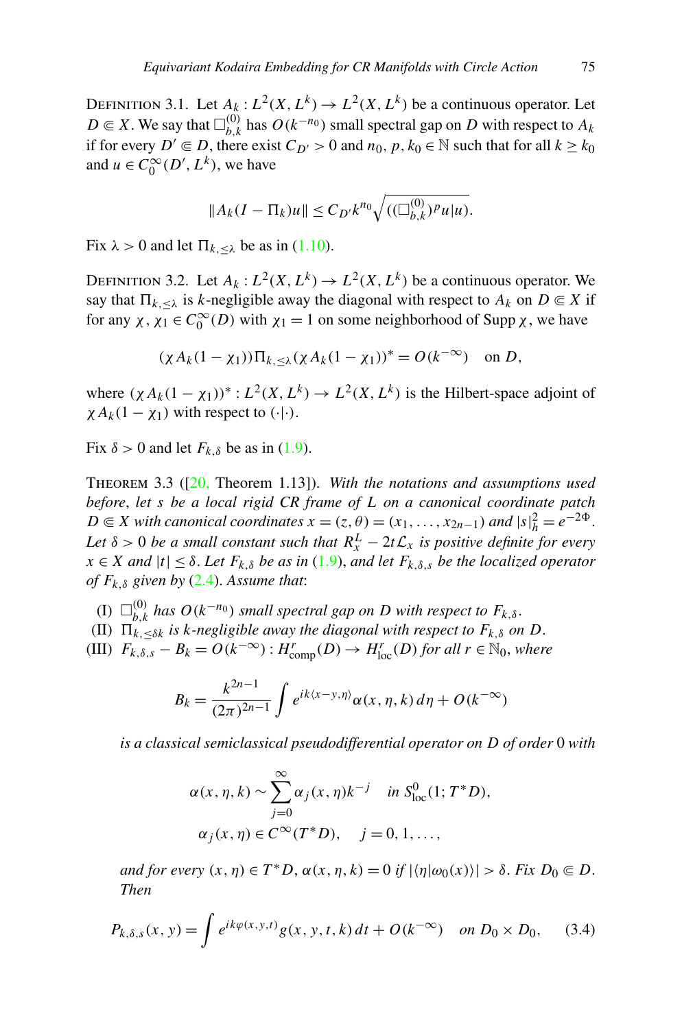Definition 3.1. Let $A_k : L^2(X, L^k) \to L^2(X, L^k)$ be a continuous operator. Let $D \Subset X$. We say that $\Box^{(0)}_{b,k}$ has $O(k^{-n_0})$ small spectral gap on $D$ with respect to $A_k$ if for every $D' \Subset D$, there exist $C_{D'} > 0$ and $n_0, p, k_0 \in \mathbb{N}$ such that for all $k \geq k_0$ and $u \in C^\infty_0(D', L^k)$, we have

$$\|A_k(I - \Pi_k)u\| \leq C_{D'} k^{n_0} \sqrt{((\Box^{(0)}_{b,k})^p u|u)}.$$

Fix $\lambda > 0$ and let $\Pi_{k,\leq\lambda}$ be as in (1.10).

Definition 3.2. Let $A_k : L^2(X, L^k) \to L^2(X, L^k)$ be a continuous operator. We say that $\Pi_{k,\leq\lambda}$ is $k$-negligible away the diagonal with respect to $A_k$ on $D \Subset X$ if for any $\chi, \chi_1 \in C^\infty_0(D)$ with $\chi_1 = 1$ on some neighborhood of Supp $\chi$, we have

$$(\chi A_k(1 - \chi_1))\Pi_{k,\leq\lambda}(\chi A_k(1 - \chi_1))^* = O(k^{-\infty}) \quad \text{on } D,$$

where $(\chi A_k(1 - \chi_1))^* : L^2(X, L^k) \to L^2(X, L^k)$ is the Hilbert-space adjoint of $\chi A_k(1 - \chi_1)$ with respect to $(\cdot|\cdot)$.

Fix $\delta > 0$ and let $F_{k,\delta}$ be as in (1.9).

Theorem 3.3 ([20, Theorem 1.13]). *With the notations and assumptions used before, let $s$ be a local rigid CR frame of $L$ on a canonical coordinate patch $D \Subset X$ with canonical coordinates $x = (z, \theta) = (x_1, \ldots, x_{2n-1})$ and $|s|^2_h = e^{-2\Phi}$. Let $\delta > 0$ be a small constant such that $R^L_x - 2t\mathcal{L}_x$ is positive definite for every $x \in X$ and $|t| \leq \delta$. Let $F_{k,\delta}$ be as in (1.9), and let $F_{k,\delta,s}$ be the localized operator of $F_{k,\delta}$ given by (2.4). Assume that*:

(I) *$\Box^{(0)}_{b,k}$ has $O(k^{-n_0})$ small spectral gap on $D$ with respect to $F_{k,\delta}$.*

(II) *$\Pi_{k,\leq\delta k}$ is $k$-negligible away the diagonal with respect to $F_{k,\delta}$ on $D$.*

(III) *$F_{k,\delta,s} - B_k = O(k^{-\infty}) : H^r_{\mathrm{comp}}(D) \to H^r_{\mathrm{loc}}(D)$ for all $r \in \mathbb{N}_0$, where*

$$B_k = \frac{k^{2n-1}}{(2\pi)^{2n-1}} \int e^{ik\langle x-y,\eta\rangle} \alpha(x, \eta, k)\, d\eta + O(k^{-\infty})$$

*is a classical semiclassical pseudodifferential operator on $D$ of order $0$ with*

$$\alpha(x, \eta, k) \sim \sum_{j=0}^{\infty} \alpha_j(x, \eta) k^{-j} \quad \text{in } S^0_{\mathrm{loc}}(1; T^*D),$$
$$\alpha_j(x, \eta) \in C^\infty(T^*D), \quad j = 0, 1, \ldots,$$

*and for every $(x, \eta) \in T^*D$, $\alpha(x, \eta, k) = 0$ if $|\langle \eta|\omega_0(x)\rangle| > \delta$. Fix $D_0 \Subset D$. Then*

$$P_{k,\delta,s}(x, y) = \int e^{ik\varphi(x,y,t)} g(x, y, t, k)\, dt + O(k^{-\infty}) \quad \text{on } D_0 \times D_0, \tag{3.4}$$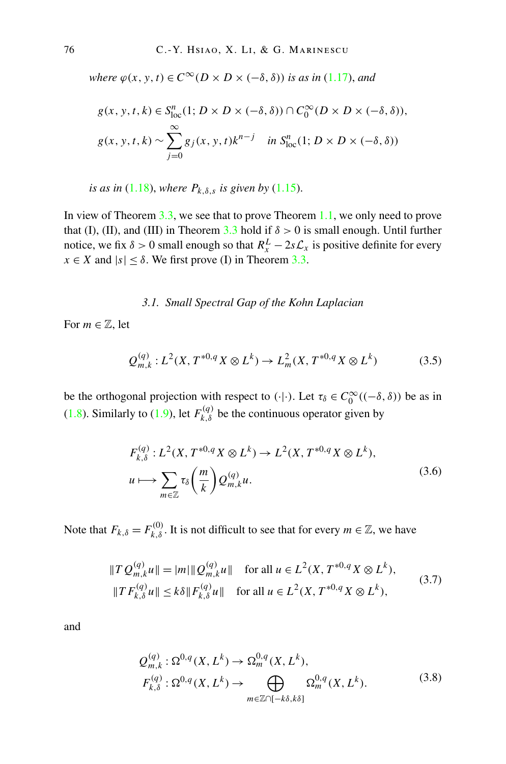*where* $\varphi(x, y, t) \in C^\infty(D \times D \times (-\delta, \delta))$ *is as in* (1.17), *and*

$$
\begin{aligned}
&g(x, y, t, k) \in S^n_{\mathrm{loc}}(1; D \times D \times (-\delta, \delta)) \cap C^\infty_0(D \times D \times (-\delta, \delta)),\\
&g(x, y, t, k) \sim \sum_{j=0}^{\infty} g_j(x, y, t) k^{n-j} \quad \text{in } S^n_{\mathrm{loc}}(1; D \times D \times (-\delta, \delta))
\end{aligned}
$$

*is as in* (1.18), *where* $P_{k,\delta,s}$ *is given by* (1.15).

In view of Theorem 3.3, we see that to prove Theorem 1.1, we only need to prove that (I), (II), and (III) in Theorem 3.3 hold if $\delta > 0$ is small enough. Until further notice, we fix $\delta > 0$ small enough so that $R^L_x - 2s\mathcal{L}_x$ is positive definite for every $x \in X$ and $|s| \leq \delta$. We first prove (I) in Theorem 3.3.

### 3.1. Small Spectral Gap of the Kohn Laplacian

For $m \in \mathbb{Z}$, let

$$
Q^{(q)}_{m,k} : L^2(X, T^{*0,q}X \otimes L^k) \to L^2_m(X, T^{*0,q}X \otimes L^k) \tag{3.5}
$$

be the orthogonal projection with respect to $(\cdot|\cdot)$. Let $\tau_\delta \in C^\infty_0((-\delta, \delta))$ be as in (1.8). Similarly to (1.9), let $F^{(q)}_{k,\delta}$ be the continuous operator given by

$$
\begin{aligned}
&F^{(q)}_{k,\delta} : L^2(X, T^{*0,q}X \otimes L^k) \to L^2(X, T^{*0,q}X \otimes L^k),\\
&u \longmapsto \sum_{m \in \mathbb{Z}} \tau_\delta\left(\frac{m}{k}\right) Q^{(q)}_{m,k} u.
\end{aligned} \tag{3.6}
$$

Note that $F_{k,\delta} = F^{(0)}_{k,\delta}$. It is not difficult to see that for every $m \in \mathbb{Z}$, we have

$$
\begin{aligned}
&\|T Q^{(q)}_{m,k} u\| = |m| \|Q^{(q)}_{m,k} u\| \quad \text{for all } u \in L^2(X, T^{*0,q}X \otimes L^k),\\
&\|T F^{(q)}_{k,\delta} u\| \leq k\delta \|F^{(q)}_{k,\delta} u\| \quad \text{for all } u \in L^2(X, T^{*0,q}X \otimes L^k),
\end{aligned} \tag{3.7}
$$

and

$$
\begin{aligned}
&Q^{(q)}_{m,k} : \Omega^{0,q}(X, L^k) \to \Omega^{0,q}_m(X, L^k),\\
&F^{(q)}_{k,\delta} : \Omega^{0,q}(X, L^k) \to \bigoplus_{m \in \mathbb{Z} \cap [-k\delta, k\delta]} \Omega^{0,q}_m(X, L^k).
\end{aligned} \tag{3.8}
$$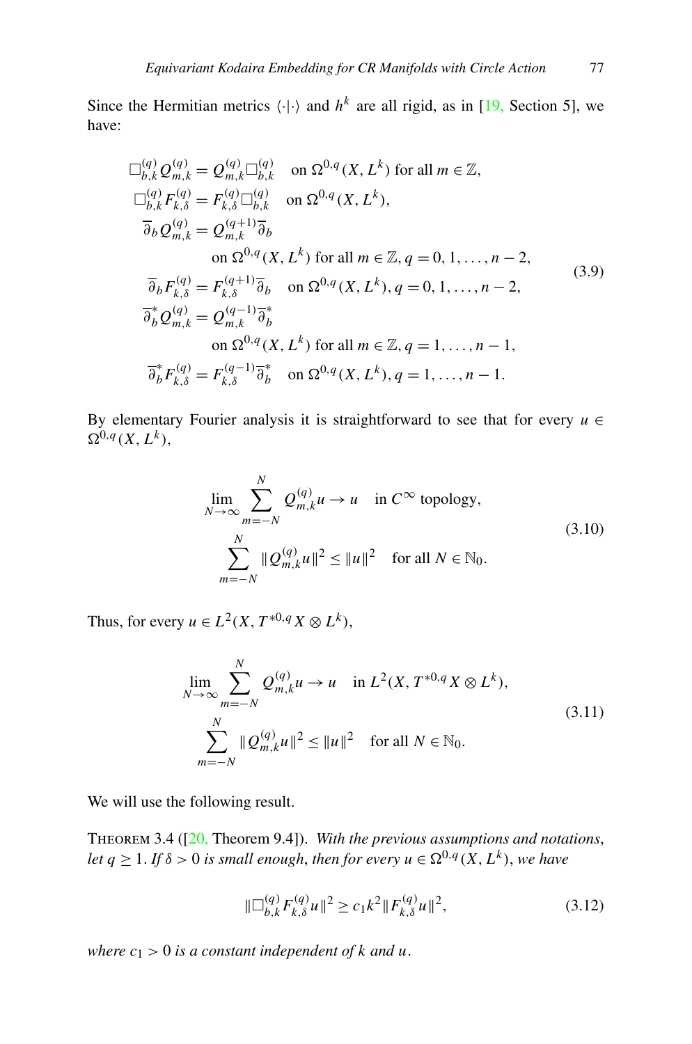Since the Hermitian metrics $\langle\cdot|\cdot\rangle$ and $h^k$ are all rigid, as in [19, Section 5], we have:

$$
\begin{aligned}
&\Box^{(q)}_{b,k} Q^{(q)}_{m,k} = Q^{(q)}_{m,k}\Box^{(q)}_{b,k} \quad \text{on } \Omega^{0,q}(X, L^k) \text{ for all } m \in \mathbb{Z},\\
&\Box^{(q)}_{b,k} F^{(q)}_{k,\delta} = F^{(q)}_{k,\delta}\Box^{(q)}_{b,k} \quad \text{on } \Omega^{0,q}(X, L^k),\\
&\overline{\partial}_b Q^{(q)}_{m,k} = Q^{(q+1)}_{m,k}\overline{\partial}_b\\
&\qquad \text{on } \Omega^{0,q}(X, L^k) \text{ for all } m \in \mathbb{Z}, q = 0, 1, \ldots, n-2,\\
&\overline{\partial}_b F^{(q)}_{k,\delta} = F^{(q+1)}_{k,\delta}\overline{\partial}_b \quad \text{on } \Omega^{0,q}(X, L^k), q = 0, 1, \ldots, n-2,\\
&\overline{\partial}^*_b Q^{(q)}_{m,k} = Q^{(q-1)}_{m,k}\overline{\partial}^*_b\\
&\qquad \text{on } \Omega^{0,q}(X, L^k) \text{ for all } m \in \mathbb{Z}, q = 1, \ldots, n-1,\\
&\overline{\partial}^*_b F^{(q)}_{k,\delta} = F^{(q-1)}_{k,\delta}\overline{\partial}^*_b \quad \text{on } \Omega^{0,q}(X, L^k), q = 1, \ldots, n-1.
\end{aligned}
\tag{3.9}
$$

By elementary Fourier analysis it is straightforward to see that for every $u \in \Omega^{0,q}(X, L^k)$,

$$
\begin{aligned}
&\lim_{N\to\infty}\sum_{m=-N}^{N} Q^{(q)}_{m,k}u \to u \quad \text{in } C^\infty \text{ topology},\\
&\sum_{m=-N}^{N} \|Q^{(q)}_{m,k}u\|^2 \le \|u\|^2 \quad \text{for all } N \in \mathbb{N}_0.
\end{aligned}
\tag{3.10}
$$

Thus, for every $u \in L^2(X, T^{*0,q}X \otimes L^k)$,

$$
\begin{aligned}
&\lim_{N\to\infty}\sum_{m=-N}^{N} Q^{(q)}_{m,k}u \to u \quad \text{in } L^2(X, T^{*0,q}X \otimes L^k),\\
&\sum_{m=-N}^{N} \|Q^{(q)}_{m,k}u\|^2 \le \|u\|^2 \quad \text{for all } N \in \mathbb{N}_0.
\end{aligned}
\tag{3.11}
$$

We will use the following result.

THEOREM 3.4 ([20, Theorem 9.4]). *With the previous assumptions and notations, let $q \ge 1$. If $\delta > 0$ is small enough, then for every $u \in \Omega^{0,q}(X, L^k)$, we have*

$$
\|\Box^{(q)}_{b,k} F^{(q)}_{k,\delta}u\|^2 \ge c_1 k^2 \|F^{(q)}_{k,\delta}u\|^2,
\tag{3.12}
$$

*where $c_1 > 0$ is a constant independent of $k$ and $u$.*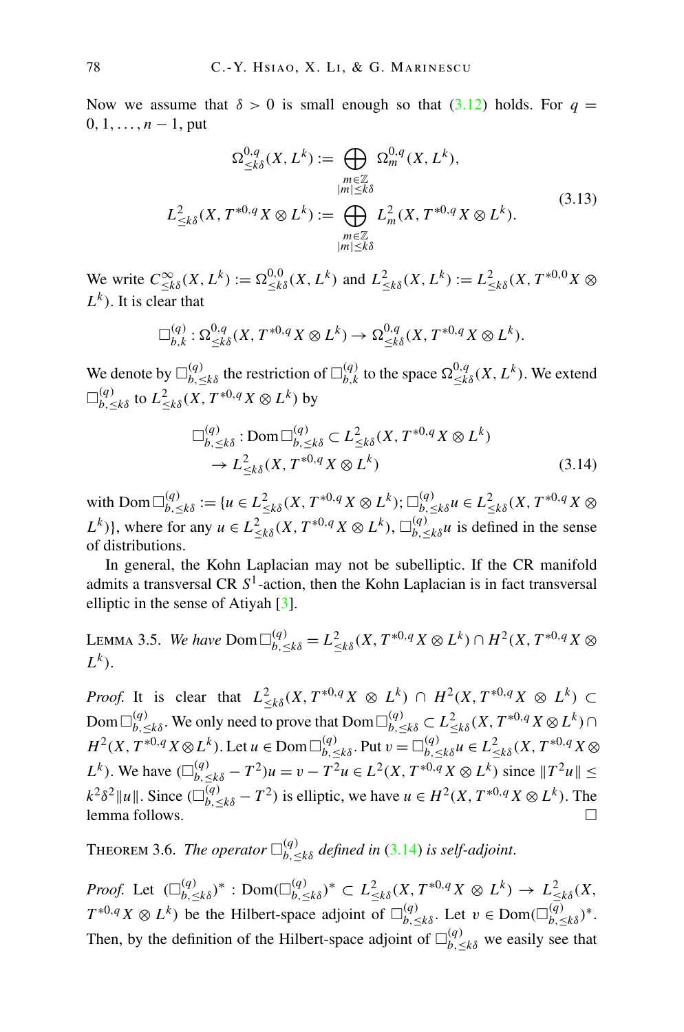Now we assume that $\delta > 0$ is small enough so that (3.12) holds. For $q = 0, 1, \ldots, n-1$, put

$$
\begin{aligned}
\Omega^{0,q}_{\leq k\delta}(X, L^k) &:= \bigoplus_{\substack{m \in \mathbb{Z} \\ |m| \leq k\delta}} \Omega^{0,q}_m(X, L^k), \\
L^2_{\leq k\delta}(X, T^{*0,q}X \otimes L^k) &:= \bigoplus_{\substack{m \in \mathbb{Z} \\ |m| \leq k\delta}} L^2_m(X, T^{*0,q}X \otimes L^k).
\end{aligned}
\tag{3.13}
$$

We write $C^\infty_{\leq k\delta}(X, L^k) := \Omega^{0,0}_{\leq k\delta}(X, L^k)$ and $L^2_{\leq k\delta}(X, L^k) := L^2_{\leq k\delta}(X, T^{*0,0}X \otimes L^k)$. It is clear that

$$
\Box^{(q)}_{b,k} : \Omega^{0,q}_{\leq k\delta}(X, T^{*0,q}X \otimes L^k) \to \Omega^{0,q}_{\leq k\delta}(X, T^{*0,q}X \otimes L^k).
$$

We denote by $\Box^{(q)}_{b,\leq k\delta}$ the restriction of $\Box^{(q)}_{b,k}$ to the space $\Omega^{0,q}_{\leq k\delta}(X, L^k)$. We extend $\Box^{(q)}_{b,\leq k\delta}$ to $L^2_{\leq k\delta}(X, T^{*0,q}X \otimes L^k)$ by

$$
\begin{aligned}
\Box^{(q)}_{b,\leq k\delta} &: \operatorname{Dom} \Box^{(q)}_{b,\leq k\delta} \subset L^2_{\leq k\delta}(X, T^{*0,q}X \otimes L^k) \\
&\to L^2_{\leq k\delta}(X, T^{*0,q}X \otimes L^k)
\end{aligned}
\tag{3.14}
$$

with $\operatorname{Dom} \Box^{(q)}_{b,\leq k\delta} := \{u \in L^2_{\leq k\delta}(X, T^{*0,q}X \otimes L^k);\ \Box^{(q)}_{b,\leq k\delta} u \in L^2_{\leq k\delta}(X, T^{*0,q}X \otimes L^k)\}$, where for any $u \in L^2_{\leq k\delta}(X, T^{*0,q}X \otimes L^k)$, $\Box^{(q)}_{b,\leq k\delta} u$ is defined in the sense of distributions.

In general, the Kohn Laplacian may not be subelliptic. If the CR manifold admits a transversal CR $S^1$-action, then the Kohn Laplacian is in fact transversal elliptic in the sense of Atiyah [3].

Lemma 3.5. *We have* $\operatorname{Dom} \Box^{(q)}_{b,\leq k\delta} = L^2_{\leq k\delta}(X, T^{*0,q}X \otimes L^k) \cap H^2(X, T^{*0,q}X \otimes L^k)$.

*Proof.* It is clear that $L^2_{\leq k\delta}(X, T^{*0,q}X \otimes L^k) \cap H^2(X, T^{*0,q}X \otimes L^k) \subset \operatorname{Dom} \Box^{(q)}_{b,\leq k\delta}$. We only need to prove that $\operatorname{Dom} \Box^{(q)}_{b,\leq k\delta} \subset L^2_{\leq k\delta}(X, T^{*0,q}X \otimes L^k) \cap H^2(X, T^{*0,q}X \otimes L^k)$. Let $u \in \operatorname{Dom} \Box^{(q)}_{b,\leq k\delta}$. Put $v = \Box^{(q)}_{b,\leq k\delta} u \in L^2_{\leq k\delta}(X, T^{*0,q}X \otimes L^k)$. We have $(\Box^{(q)}_{b,\leq k\delta} - T^2)u = v - T^2 u \in L^2(X, T^{*0,q}X \otimes L^k)$ since $\|T^2 u\| \leq k^2\delta^2 \|u\|$. Since $(\Box^{(q)}_{b,\leq k\delta} - T^2)$ is elliptic, we have $u \in H^2(X, T^{*0,q}X \otimes L^k)$. The lemma follows. $\Box$

Theorem 3.6. *The operator* $\Box^{(q)}_{b,\leq k\delta}$ *defined in* (3.14) *is self-adjoint.*

*Proof.* Let $(\Box^{(q)}_{b,\leq k\delta})^* : \operatorname{Dom}(\Box^{(q)}_{b,\leq k\delta})^* \subset L^2_{\leq k\delta}(X, T^{*0,q}X \otimes L^k) \to L^2_{\leq k\delta}(X, T^{*0,q}X \otimes L^k)$ be the Hilbert-space adjoint of $\Box^{(q)}_{b,\leq k\delta}$. Let $v \in \operatorname{Dom}(\Box^{(q)}_{b,\leq k\delta})^*$. Then, by the definition of the Hilbert-space adjoint of $\Box^{(q)}_{b,\leq k\delta}$ we easily see that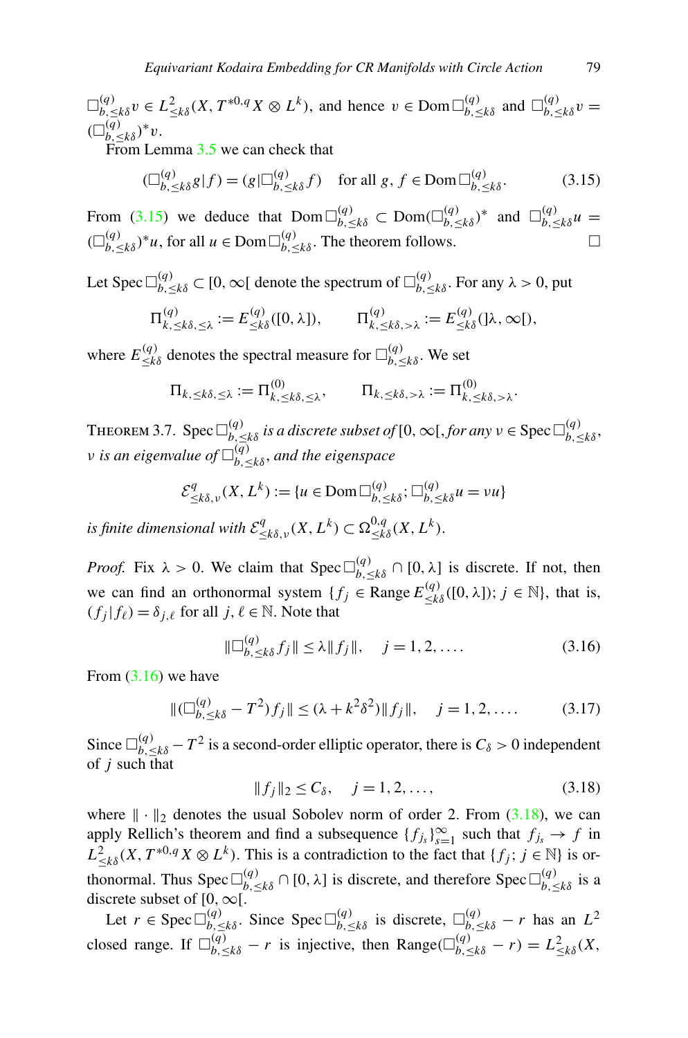$\Box^{(q)}_{b,\leq k\delta}v \in L^2_{\leq k\delta}(X, T^{*0,q}X \otimes L^k)$, and hence $v \in \operatorname{Dom}\Box^{(q)}_{b,\leq k\delta}$ and $\Box^{(q)}_{b,\leq k\delta}v = (\Box^{(q)}_{b,\leq k\delta})^* v$.

From Lemma 3.5 we can check that

$$(\Box^{(q)}_{b,\leq k\delta}g \,|\, f) = (g \,|\, \Box^{(q)}_{b,\leq k\delta}f) \quad \text{for all } g, f \in \operatorname{Dom}\Box^{(q)}_{b,\leq k\delta}. \tag{3.15}$$

From (3.15) we deduce that $\operatorname{Dom}\Box^{(q)}_{b,\leq k\delta} \subset \operatorname{Dom}(\Box^{(q)}_{b,\leq k\delta})^*$ and $\Box^{(q)}_{b,\leq k\delta}u = (\Box^{(q)}_{b,\leq k\delta})^* u$, for all $u \in \operatorname{Dom}\Box^{(q)}_{b,\leq k\delta}$. The theorem follows. $\Box$

Let $\operatorname{Spec}\Box^{(q)}_{b,\leq k\delta} \subset [0, \infty[$ denote the spectrum of $\Box^{(q)}_{b,\leq k\delta}$. For any $\lambda > 0$, put

$$\Pi^{(q)}_{k,\leq k\delta,\leq\lambda} := E^{(q)}_{\leq k\delta}([0, \lambda]), \qquad \Pi^{(q)}_{k,\leq k\delta,>\lambda} := E^{(q)}_{\leq k\delta}(]\lambda, \infty[),$$

where $E^{(q)}_{\leq k\delta}$ denotes the spectral measure for $\Box^{(q)}_{b,\leq k\delta}$. We set

$$\Pi_{k,\leq k\delta,\leq\lambda} := \Pi^{(0)}_{k,\leq k\delta,\leq\lambda}, \qquad \Pi_{k,\leq k\delta,>\lambda} := \Pi^{(0)}_{k,\leq k\delta,>\lambda}.$$

THEOREM 3.7. *$\operatorname{Spec}\Box^{(q)}_{b,\leq k\delta}$ is a discrete subset of $[0, \infty[$, for any $\nu \in \operatorname{Spec}\Box^{(q)}_{b,\leq k\delta}$, $\nu$ is an eigenvalue of $\Box^{(q)}_{b,\leq k\delta}$, and the eigenspace*

$$\mathcal{E}^q_{\leq k\delta,\nu}(X, L^k) := \{u \in \operatorname{Dom}\Box^{(q)}_{b,\leq k\delta};\, \Box^{(q)}_{b,\leq k\delta}u = \nu u\}$$

*is finite dimensional with $\mathcal{E}^q_{\leq k\delta,\nu}(X, L^k) \subset \Omega^{0,q}_{\leq k\delta}(X, L^k)$.*

*Proof.* Fix $\lambda > 0$. We claim that $\operatorname{Spec}\Box^{(q)}_{b,\leq k\delta} \cap [0, \lambda]$ is discrete. If not, then we can find an orthonormal system $\{f_j \in \operatorname{Range} E^{(q)}_{\leq k\delta}([0, \lambda]);\, j \in \mathbb{N}\}$, that is, $(f_j \,|\, f_\ell) = \delta_{j,\ell}$ for all $j, \ell \in \mathbb{N}$. Note that

$$\|\Box^{(q)}_{b,\leq k\delta}f_j\| \leq \lambda\|f_j\|, \quad j = 1, 2, \ldots. \tag{3.16}$$

From (3.16) we have

$$\|(\Box^{(q)}_{b,\leq k\delta} - T^2)f_j\| \leq (\lambda + k^2\delta^2)\|f_j\|, \quad j = 1, 2, \ldots. \tag{3.17}$$

Since $\Box^{(q)}_{b,\leq k\delta} - T^2$ is a second-order elliptic operator, there is $C_\delta > 0$ independent of $j$ such that

$$\|f_j\|_2 \leq C_\delta, \quad j = 1, 2, \ldots, \tag{3.18}$$

where $\|\cdot\|_2$ denotes the usual Sobolev norm of order 2. From (3.18), we can apply Rellich's theorem and find a subsequence $\{f_{j_s}\}_{s=1}^\infty$ such that $f_{j_s} \to f$ in $L^2_{\leq k\delta}(X, T^{*0,q}X \otimes L^k)$. This is a contradiction to the fact that $\{f_j;\, j \in \mathbb{N}\}$ is orthonormal. Thus $\operatorname{Spec}\Box^{(q)}_{b,\leq k\delta} \cap [0, \lambda]$ is discrete, and therefore $\operatorname{Spec}\Box^{(q)}_{b,\leq k\delta}$ is a discrete subset of $[0, \infty[$.

Let $r \in \operatorname{Spec}\Box^{(q)}_{b,\leq k\delta}$. Since $\operatorname{Spec}\Box^{(q)}_{b,\leq k\delta}$ is discrete, $\Box^{(q)}_{b,\leq k\delta} - r$ has an $L^2$ closed range. If $\Box^{(q)}_{b,\leq k\delta} - r$ is injective, then $\operatorname{Range}(\Box^{(q)}_{b,\leq k\delta} - r) = L^2_{\leq k\delta}(X,$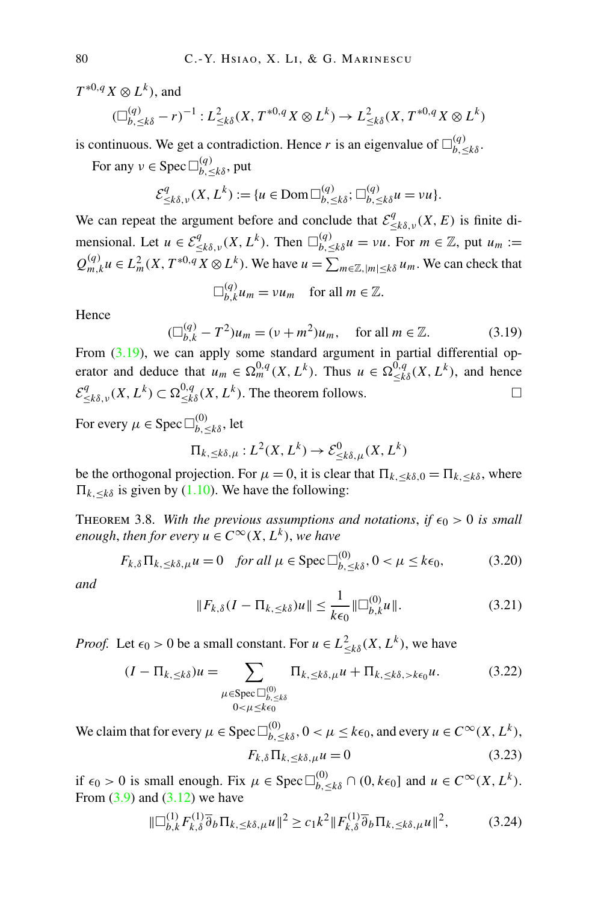$T^{*0,q}X \otimes L^k$), and

$$(\Box^{(q)}_{b,\leq k\delta} - r)^{-1} : L^2_{\leq k\delta}(X, T^{*0,q}X \otimes L^k) \to L^2_{\leq k\delta}(X, T^{*0,q}X \otimes L^k)$$

is continuous. We get a contradiction. Hence $r$ is an eigenvalue of $\Box^{(q)}_{b,\leq k\delta}$.

For any $\nu \in \operatorname{Spec} \Box^{(q)}_{b,\leq k\delta}$, put

$$\mathcal{E}^q_{\leq k\delta,\nu}(X, L^k) := \{u \in \operatorname{Dom} \Box^{(q)}_{b,\leq k\delta};\ \Box^{(q)}_{b,\leq k\delta} u = \nu u\}.$$

We can repeat the argument before and conclude that $\mathcal{E}^q_{\leq k\delta,\nu}(X, E)$ is finite dimensional. Let $u \in \mathcal{E}^q_{\leq k\delta,\nu}(X, L^k)$. Then $\Box^{(q)}_{b,\leq k\delta} u = \nu u$. For $m \in \mathbb{Z}$, put $u_m := Q^{(q)}_{m,k} u \in L^2_m(X, T^{*0,q}X \otimes L^k)$. We have $u = \sum_{m \in \mathbb{Z}, |m| \leq k\delta} u_m$. We can check that

$$\Box^{(q)}_{b,k} u_m = \nu u_m \quad \text{for all } m \in \mathbb{Z}.$$

Hence

$$(\Box^{(q)}_{b,k} - T^2) u_m = (\nu + m^2) u_m, \quad \text{for all } m \in \mathbb{Z}. \tag{3.19}$$

From (3.19), we can apply some standard argument in partial differential operator and deduce that $u_m \in \Omega^{0,q}_m(X, L^k)$. Thus $u \in \Omega^{0,q}_{\leq k\delta}(X, L^k)$, and hence $\mathcal{E}^q_{\leq k\delta,\nu}(X, L^k) \subset \Omega^{0,q}_{\leq k\delta}(X, L^k)$. The theorem follows. $\square$

For every $\mu \in \operatorname{Spec} \Box^{(0)}_{b,\leq k\delta}$, let

$$\Pi_{k,\leq k\delta,\mu} : L^2(X, L^k) \to \mathcal{E}^0_{\leq k\delta,\mu}(X, L^k)$$

be the orthogonal projection. For $\mu = 0$, it is clear that $\Pi_{k,\leq k\delta,0} = \Pi_{k,\leq k\delta}$, where $\Pi_{k,\leq k\delta}$ is given by (1.10). We have the following:

**Theorem 3.8.** *With the previous assumptions and notations, if $\epsilon_0 > 0$ is small enough, then for every $u \in C^\infty(X, L^k)$, we have*

$$F_{k,\delta} \Pi_{k,\leq k\delta,\mu} u = 0 \quad \textit{for all } \mu \in \operatorname{Spec} \Box^{(0)}_{b,\leq k\delta},\ 0 < \mu \leq k\epsilon_0, \tag{3.20}$$

*and*

$$\|F_{k,\delta}(I - \Pi_{k,\leq k\delta}) u\| \leq \frac{1}{k\epsilon_0} \|\Box^{(0)}_{b,k} u\|. \tag{3.21}$$

*Proof.* Let $\epsilon_0 > 0$ be a small constant. For $u \in L^2_{\leq k\delta}(X, L^k)$, we have

$$(I - \Pi_{k,\leq k\delta}) u = \sum_{\substack{\mu \in \operatorname{Spec} \Box^{(0)}_{b,\leq k\delta} \\ 0 < \mu \leq k\epsilon_0}} \Pi_{k,\leq k\delta,\mu} u + \Pi_{k,\leq k\delta,>k\epsilon_0} u. \tag{3.22}$$

We claim that for every $\mu \in \operatorname{Spec} \Box^{(0)}_{b,\leq k\delta}$, $0 < \mu \leq k\epsilon_0$, and every $u \in C^\infty(X, L^k)$,

$$F_{k,\delta} \Pi_{k,\leq k\delta,\mu} u = 0 \tag{3.23}$$

if $\epsilon_0 > 0$ is small enough. Fix $\mu \in \operatorname{Spec} \Box^{(0)}_{b,\leq k\delta} \cap (0, k\epsilon_0]$ and $u \in C^\infty(X, L^k)$. From (3.9) and (3.12) we have

$$\|\Box^{(1)}_{b,k} F^{(1)}_{k,\delta} \overline{\partial}_b \Pi_{k,\leq k\delta,\mu} u\|^2 \geq c_1 k^2 \|F^{(1)}_{k,\delta} \overline{\partial}_b \Pi_{k,\leq k\delta,\mu} u\|^2, \tag{3.24}$$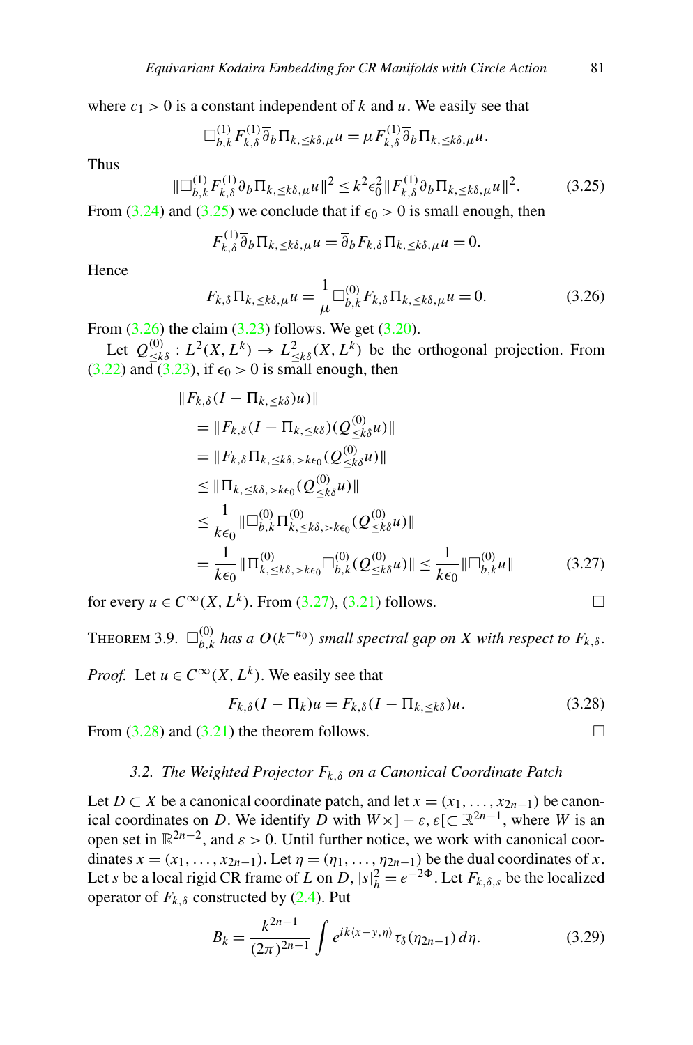where $c_1 > 0$ is a constant independent of $k$ and $u$. We easily see that

$$\Box^{(1)}_{b,k} F^{(1)}_{k,\delta} \overline{\partial}_b \Pi_{k,\leq k\delta,\mu} u = \mu F^{(1)}_{k,\delta} \overline{\partial}_b \Pi_{k,\leq k\delta,\mu} u.$$

Thus

$$\|\Box^{(1)}_{b,k} F^{(1)}_{k,\delta} \overline{\partial}_b \Pi_{k,\leq k\delta,\mu} u\|^2 \leq k^2 \epsilon_0^2 \|F^{(1)}_{k,\delta} \overline{\partial}_b \Pi_{k,\leq k\delta,\mu} u\|^2. \tag{3.25}$$

From (3.24) and (3.25) we conclude that if $\epsilon_0 > 0$ is small enough, then

$$F^{(1)}_{k,\delta} \overline{\partial}_b \Pi_{k,\leq k\delta,\mu} u = \overline{\partial}_b F_{k,\delta} \Pi_{k,\leq k\delta,\mu} u = 0.$$

Hence

$$F_{k,\delta} \Pi_{k,\leq k\delta,\mu} u = \frac{1}{\mu} \Box^{(0)}_{b,k} F_{k,\delta} \Pi_{k,\leq k\delta,\mu} u = 0. \tag{3.26}$$

From (3.26) the claim (3.23) follows. We get (3.20).

Let $Q^{(0)}_{\leq k\delta} : L^2(X, L^k) \to L^2_{\leq k\delta}(X, L^k)$ be the orthogonal projection. From (3.22) and (3.23), if $\epsilon_0 > 0$ is small enough, then

$$\begin{aligned}
&\|F_{k,\delta}(I - \Pi_{k,\leq k\delta})u)\| \\
&= \|F_{k,\delta}(I - \Pi_{k,\leq k\delta})(Q^{(0)}_{\leq k\delta} u)\| \\
&= \|F_{k,\delta} \Pi_{k,\leq k\delta,>k\epsilon_0}(Q^{(0)}_{\leq k\delta} u)\| \\
&\leq \|\Pi_{k,\leq k\delta,>k\epsilon_0}(Q^{(0)}_{\leq k\delta} u)\| \\
&\leq \frac{1}{k\epsilon_0} \|\Box^{(0)}_{b,k} \Pi^{(0)}_{k,\leq k\delta,>k\epsilon_0}(Q^{(0)}_{\leq k\delta} u)\| \\
&= \frac{1}{k\epsilon_0} \|\Pi^{(0)}_{k,\leq k\delta,>k\epsilon_0} \Box^{(0)}_{b,k}(Q^{(0)}_{\leq k\delta} u)\| \leq \frac{1}{k\epsilon_0} \|\Box^{(0)}_{b,k} u\|
\end{aligned} \tag{3.27}$$

for every $u \in C^\infty(X, L^k)$. From (3.27), (3.21) follows. □

THEOREM 3.9. *$\Box^{(0)}_{b,k}$ has a $O(k^{-n_0})$ small spectral gap on $X$ with respect to $F_{k,\delta}$.*

*Proof.* Let $u \in C^\infty(X, L^k)$. We easily see that

$$F_{k,\delta}(I - \Pi_k)u = F_{k,\delta}(I - \Pi_{k,\leq k\delta})u. \tag{3.28}$$

From (3.28) and (3.21) the theorem follows. □

### 3.2. The Weighted Projector $F_{k,\delta}$ on a Canonical Coordinate Patch

Let $D \subset X$ be a canonical coordinate patch, and let $x = (x_1, \ldots, x_{2n-1})$ be canonical coordinates on $D$. We identify $D$ with $W \times ]-\varepsilon, \varepsilon[ (\subset \mathbb{R}^{2n-1}$, where $W$ is an open set in $\mathbb{R}^{2n-2}$, and $\varepsilon > 0$. Until further notice, we work with canonical coordinates $x = (x_1, \ldots, x_{2n-1})$. Let $\eta = (\eta_1, \ldots, \eta_{2n-1})$ be the dual coordinates of $x$. Let $s$ be a local rigid CR frame of $L$ on $D$, $|s|^2_h = e^{-2\Phi}$. Let $F_{k,\delta,s}$ be the localized operator of $F_{k,\delta}$ constructed by (2.4). Put

$$B_k = \frac{k^{2n-1}}{(2\pi)^{2n-1}} \int e^{ik\langle x-y,\eta\rangle} \tau_\delta(\eta_{2n-1})\, d\eta. \tag{3.29}$$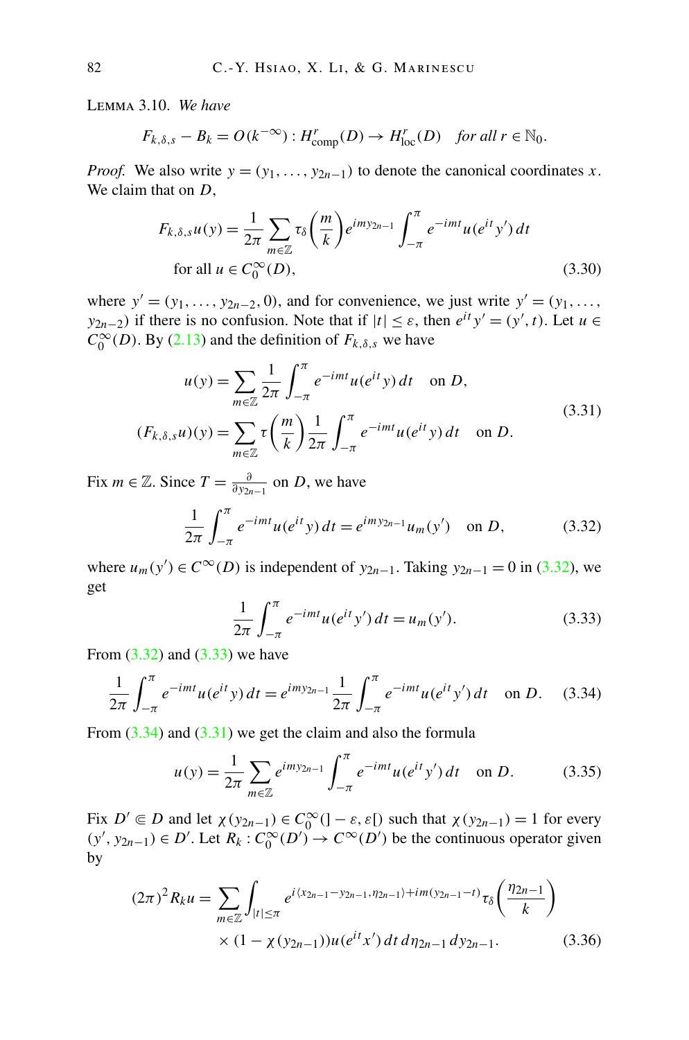Lemma 3.10. *We have*

$$F_{k,\delta,s} - B_k = O(k^{-\infty}) : H^r_{\text{comp}}(D) \to H^r_{\text{loc}}(D) \quad \text{for all } r \in \mathbb{N}_0.$$

*Proof.* We also write $y = (y_1, \ldots, y_{2n-1})$ to denote the canonical coordinates $x$. We claim that on $D$,

$$F_{k,\delta,s}u(y) = \frac{1}{2\pi} \sum_{m\in\mathbb{Z}} \tau_\delta\left(\frac{m}{k}\right) e^{imy_{2n-1}} \int_{-\pi}^{\pi} e^{-imt} u(e^{it}y')\, dt \quad \text{for all } u \in C_0^\infty(D), \tag{3.30}$$

where $y' = (y_1, \ldots, y_{2n-2}, 0)$, and for convenience, we just write $y' = (y_1, \ldots, y_{2n-2})$ if there is no confusion. Note that if $|t| \le \varepsilon$, then $e^{it}y' = (y', t)$. Let $u \in C_0^\infty(D)$. By (2.13) and the definition of $F_{k,\delta,s}$ we have

$$\begin{aligned} u(y) &= \sum_{m\in\mathbb{Z}} \frac{1}{2\pi} \int_{-\pi}^{\pi} e^{-imt} u(e^{it}y)\, dt \quad \text{on } D, \\ (F_{k,\delta,s}u)(y) &= \sum_{m\in\mathbb{Z}} \tau\left(\frac{m}{k}\right) \frac{1}{2\pi} \int_{-\pi}^{\pi} e^{-imt} u(e^{it}y)\, dt \quad \text{on } D. \end{aligned} \tag{3.31}$$

Fix $m \in \mathbb{Z}$. Since $T = \frac{\partial}{\partial y_{2n-1}}$ on $D$, we have

$$\frac{1}{2\pi} \int_{-\pi}^{\pi} e^{-imt} u(e^{it}y)\, dt = e^{imy_{2n-1}} u_m(y') \quad \text{on } D, \tag{3.32}$$

where $u_m(y') \in C^\infty(D)$ is independent of $y_{2n-1}$. Taking $y_{2n-1} = 0$ in (3.32), we get

$$\frac{1}{2\pi} \int_{-\pi}^{\pi} e^{-imt} u(e^{it}y')\, dt = u_m(y'). \tag{3.33}$$

From (3.32) and (3.33) we have

$$\frac{1}{2\pi} \int_{-\pi}^{\pi} e^{-imt} u(e^{it}y)\, dt = e^{imy_{2n-1}} \frac{1}{2\pi} \int_{-\pi}^{\pi} e^{-imt} u(e^{it}y')\, dt \quad \text{on } D. \tag{3.34}$$

From (3.34) and (3.31) we get the claim and also the formula

$$u(y) = \frac{1}{2\pi} \sum_{m\in\mathbb{Z}} e^{imy_{2n-1}} \int_{-\pi}^{\pi} e^{-imt} u(e^{it}y')\, dt \quad \text{on } D. \tag{3.35}$$

Fix $D' \Subset D$ and let $\chi(y_{2n-1}) \in C_0^\infty(]-\varepsilon, \varepsilon[)$ such that $\chi(y_{2n-1}) = 1$ for every $(y', y_{2n-1}) \in D'$. Let $R_k : C_0^\infty(D') \to C^\infty(D')$ be the continuous operator given by

$$\begin{aligned} (2\pi)^2 R_k u = \sum_{m\in\mathbb{Z}} \int_{|t|\le\pi} & e^{i\langle x_{2n-1} - y_{2n-1}, \eta_{2n-1}\rangle + im(y_{2n-1} - t)} \tau_\delta\left(\frac{\eta_{2n-1}}{k}\right) \\ & \times (1 - \chi(y_{2n-1})) u(e^{it}x')\, dt\, d\eta_{2n-1}\, dy_{2n-1}. \end{aligned} \tag{3.36}$$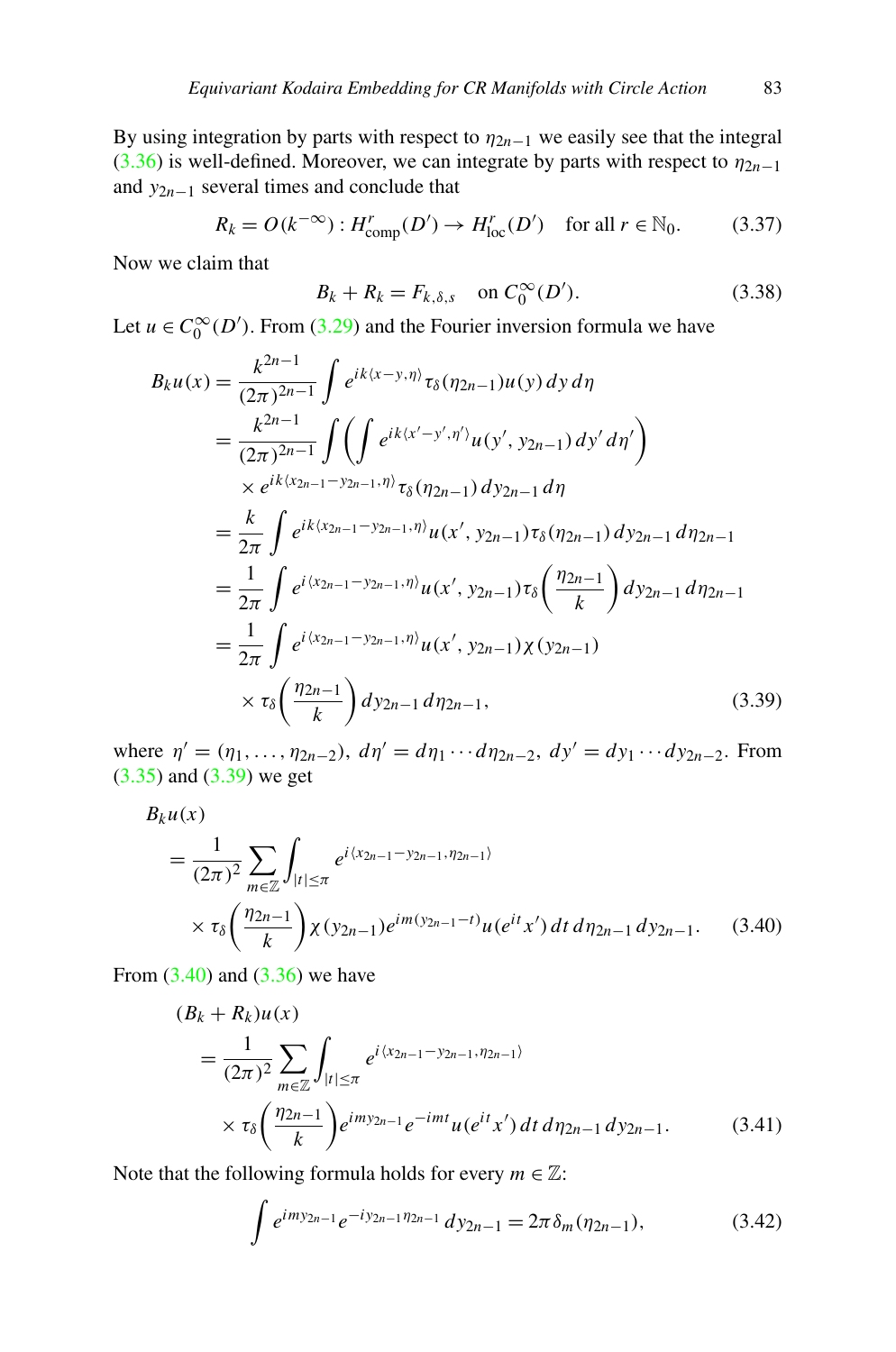By using integration by parts with respect to $\eta_{2n-1}$ we easily see that the integral (3.36) is well-defined. Moreover, we can integrate by parts with respect to $\eta_{2n-1}$ and $y_{2n-1}$ several times and conclude that

$$R_k = O(k^{-\infty}) : H^r_{\mathrm{comp}}(D') \to H^r_{\mathrm{loc}}(D') \quad \text{for all } r \in \mathbb{N}_0. \tag{3.37}$$

Now we claim that

$$B_k + R_k = F_{k,\delta,s} \quad \text{on } C_0^\infty(D'). \tag{3.38}$$

Let $u \in C_0^\infty(D')$. From (3.29) and the Fourier inversion formula we have

$$\begin{aligned}
B_k u(x) &= \frac{k^{2n-1}}{(2\pi)^{2n-1}} \int e^{ik\langle x-y,\eta\rangle} \tau_\delta(\eta_{2n-1}) u(y)\, dy\, d\eta \\
&= \frac{k^{2n-1}}{(2\pi)^{2n-1}} \int \left( \int e^{ik\langle x'-y',\eta'\rangle} u(y', y_{2n-1})\, dy'\, d\eta' \right) \\
&\quad \times e^{ik\langle x_{2n-1}-y_{2n-1},\eta\rangle} \tau_\delta(\eta_{2n-1})\, dy_{2n-1}\, d\eta \\
&= \frac{k}{2\pi} \int e^{ik\langle x_{2n-1}-y_{2n-1},\eta\rangle} u(x', y_{2n-1}) \tau_\delta(\eta_{2n-1})\, dy_{2n-1}\, d\eta_{2n-1} \\
&= \frac{1}{2\pi} \int e^{i\langle x_{2n-1}-y_{2n-1},\eta\rangle} u(x', y_{2n-1}) \tau_\delta\left(\frac{\eta_{2n-1}}{k}\right) dy_{2n-1}\, d\eta_{2n-1} \\
&= \frac{1}{2\pi} \int e^{i\langle x_{2n-1}-y_{2n-1},\eta\rangle} u(x', y_{2n-1}) \chi(y_{2n-1}) \\
&\quad \times \tau_\delta\left(\frac{\eta_{2n-1}}{k}\right) dy_{2n-1}\, d\eta_{2n-1},
\end{aligned} \tag{3.39}$$

where $\eta' = (\eta_1, \ldots, \eta_{2n-2})$, $d\eta' = d\eta_1 \cdots d\eta_{2n-2}$, $dy' = dy_1 \cdots dy_{2n-2}$. From (3.35) and (3.39) we get

$$\begin{aligned}
&B_k u(x) \\
&= \frac{1}{(2\pi)^2} \sum_{m\in\mathbb{Z}} \int_{|t|\le\pi} e^{i\langle x_{2n-1}-y_{2n-1},\eta_{2n-1}\rangle} \\
&\quad \times \tau_\delta\left(\frac{\eta_{2n-1}}{k}\right) \chi(y_{2n-1}) e^{im(y_{2n-1}-t)} u(e^{it}x')\, dt\, d\eta_{2n-1}\, dy_{2n-1}.
\end{aligned} \tag{3.40}$$

From (3.40) and (3.36) we have

$$\begin{aligned}
&(B_k + R_k)u(x) \\
&= \frac{1}{(2\pi)^2} \sum_{m\in\mathbb{Z}} \int_{|t|\le\pi} e^{i\langle x_{2n-1}-y_{2n-1},\eta_{2n-1}\rangle} \\
&\quad \times \tau_\delta\left(\frac{\eta_{2n-1}}{k}\right) e^{imy_{2n-1}} e^{-imt} u(e^{it}x')\, dt\, d\eta_{2n-1}\, dy_{2n-1}.
\end{aligned} \tag{3.41}$$

Note that the following formula holds for every $m \in \mathbb{Z}$:

$$\int e^{imy_{2n-1}} e^{-iy_{2n-1}\eta_{2n-1}}\, dy_{2n-1} = 2\pi\delta_m(\eta_{2n-1}), \tag{3.42}$$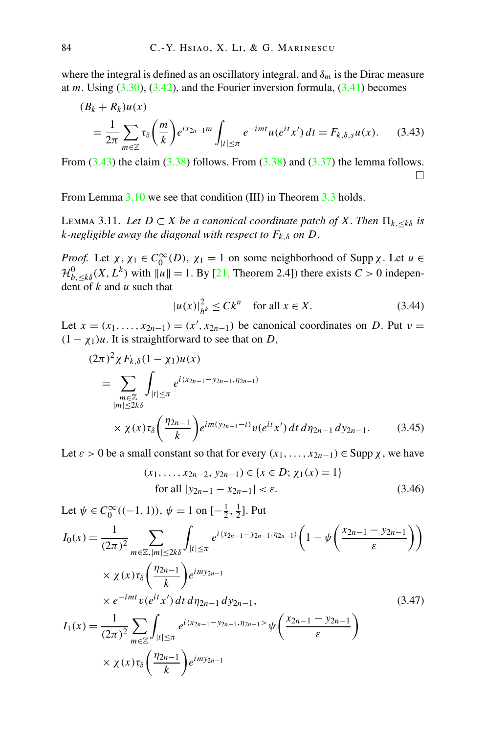where the integral is defined as an oscillatory integral, and $\delta_m$ is the Dirac measure at $m$. Using (3.30), (3.42), and the Fourier inversion formula, (3.41) becomes

$$
\begin{aligned}
&(B_k + R_k)u(x) \\
&= \frac{1}{2\pi} \sum_{m\in\mathbb{Z}} \tau_\delta\left(\frac{m}{k}\right) e^{ix_{2n-1}m} \int_{|t|\le\pi} e^{-imt} u(e^{it}x')\, dt = F_{k,\delta,s}u(x). \qquad (3.43)
\end{aligned}
$$

From (3.43) the claim (3.38) follows. From (3.38) and (3.37) the lemma follows. □

From Lemma 3.10 we see that condition (III) in Theorem 3.3 holds.

LEMMA 3.11. *Let $D \subset X$ be a canonical coordinate patch of $X$. Then $\Pi_{k,\le k\delta}$ is $k$-negligible away the diagonal with respect to $F_{k,\delta}$ on $D$.*

*Proof.* Let $\chi, \chi_1 \in C_0^\infty(D)$, $\chi_1 = 1$ on some neighborhood of $\operatorname{Supp}\chi$. Let $u \in \mathcal{H}^0_{b,\le k\delta}(X, L^k)$ with $\|u\| = 1$. By [21, Theorem 2.4]) there exists $C > 0$ independent of $k$ and $u$ such that

$$
|u(x)|^2_{h^k} \le Ck^n \quad \text{for all } x \in X. \qquad (3.44)
$$

Let $x = (x_1, \dots, x_{2n-1}) = (x', x_{2n-1})$ be canonical coordinates on $D$. Put $v = (1-\chi_1)u$. It is straightforward to see that on $D$,

$$
\begin{aligned}
&(2\pi)^2 \chi F_{k,\delta}(1-\chi_1)u(x) \\
&= \sum_{\substack{m\in\mathbb{Z} \\ |m|\le 2k\delta}} \int_{|t|\le\pi} e^{i\langle x_{2n-1}-y_{2n-1},\eta_{2n-1}\rangle} \\
&\quad \times \chi(x)\tau_\delta\left(\frac{\eta_{2n-1}}{k}\right) e^{im(y_{2n-1}-t)} v(e^{it}x')\, dt\, d\eta_{2n-1}\, dy_{2n-1}. \qquad (3.45)
\end{aligned}
$$

Let $\varepsilon > 0$ be a small constant so that for every $(x_1, \dots, x_{2n-1}) \in \operatorname{Supp}\chi$, we have

$$
\begin{aligned}
&(x_1, \dots, x_{2n-2}, y_{2n-1}) \in \{x \in D;\, \chi_1(x) = 1\} \\
&\text{for all } |y_{2n-1} - x_{2n-1}| < \varepsilon. \qquad (3.46)
\end{aligned}
$$

Let $\psi \in C_0^\infty((-1,1))$, $\psi = 1$ on $[-\frac{1}{2}, \frac{1}{2}]$. Put

$$
\begin{aligned}
I_0(x) &= \frac{1}{(2\pi)^2} \sum_{m\in\mathbb{Z}, |m|\le 2k\delta} \int_{|t|\le\pi} e^{i\langle x_{2n-1}-y_{2n-1},\eta_{2n-1}\rangle} \left(1 - \psi\left(\frac{x_{2n-1}-y_{2n-1}}{\varepsilon}\right)\right) \\
&\quad \times \chi(x)\tau_\delta\left(\frac{\eta_{2n-1}}{k}\right) e^{imy_{2n-1}} \\
&\quad \times e^{-imt} v(e^{it}x')\, dt\, d\eta_{2n-1}\, dy_{2n-1}, \qquad (3.47) \\
I_1(x) &= \frac{1}{(2\pi)^2} \sum_{m\in\mathbb{Z}} \int_{|t|\le\pi} e^{i\langle x_{2n-1}-y_{2n-1},\eta_{2n-1}\rangle} \psi\left(\frac{x_{2n-1}-y_{2n-1}}{\varepsilon}\right) \\
&\quad \times \chi(x)\tau_\delta\left(\frac{\eta_{2n-1}}{k}\right) e^{imy_{2n-1}}
\end{aligned}
$$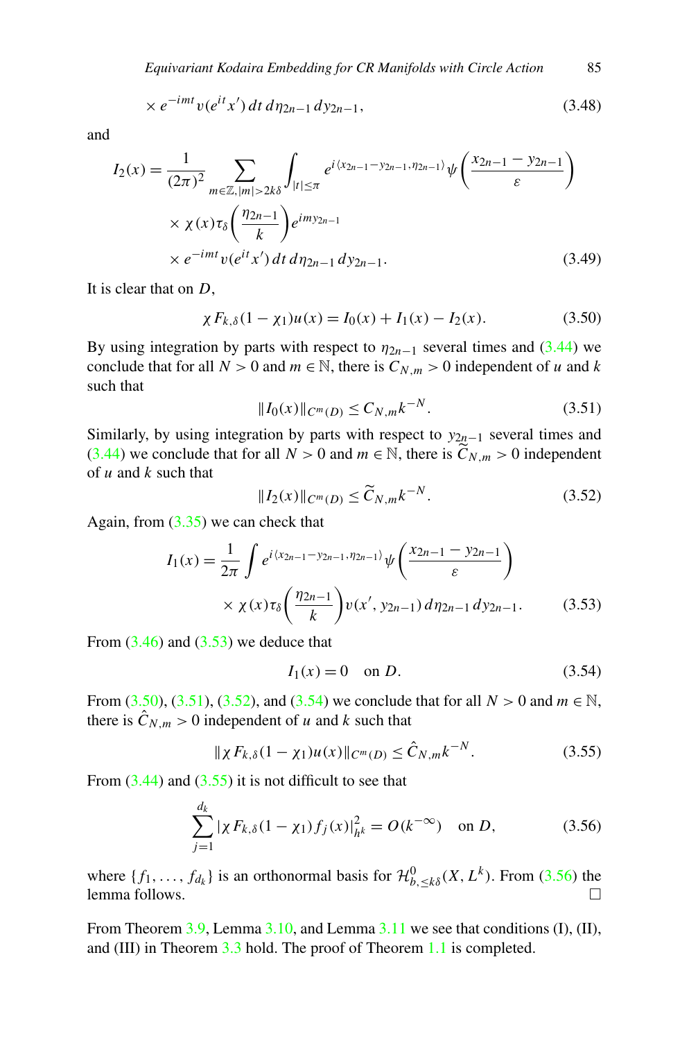$$\times e^{-imt} v(e^{it} x') \, dt \, d\eta_{2n-1} \, dy_{2n-1}, \tag{3.48}$$

and

$$\begin{aligned} I_2(x) = \frac{1}{(2\pi)^2} \sum_{m \in \mathbb{Z}, |m| > 2k\delta} & \int_{|t| \leq \pi} e^{i\langle x_{2n-1} - y_{2n-1}, \eta_{2n-1} \rangle} \psi\left(\frac{x_{2n-1} - y_{2n-1}}{\varepsilon}\right) \\ & \times \chi(x) \tau_\delta\left(\frac{\eta_{2n-1}}{k}\right) e^{imy_{2n-1}} \\ & \times e^{-imt} v(e^{it} x') \, dt \, d\eta_{2n-1} \, dy_{2n-1}. \end{aligned} \tag{3.49}$$

It is clear that on $D$,

$$\chi F_{k,\delta}(1 - \chi_1) u(x) = I_0(x) + I_1(x) - I_2(x). \tag{3.50}$$

By using integration by parts with respect to $\eta_{2n-1}$ several times and (3.44) we conclude that for all $N > 0$ and $m \in \mathbb{N}$, there is $C_{N,m} > 0$ independent of $u$ and $k$ such that

$$\| I_0(x) \|_{C^m(D)} \leq C_{N,m} k^{-N}. \tag{3.51}$$

Similarly, by using integration by parts with respect to $y_{2n-1}$ several times and (3.44) we conclude that for all $N > 0$ and $m \in \mathbb{N}$, there is $\widetilde{C}_{N,m} > 0$ independent of $u$ and $k$ such that

$$\| I_2(x) \|_{C^m(D)} \leq \widetilde{C}_{N,m} k^{-N}. \tag{3.52}$$

Again, from (3.35) we can check that

$$\begin{aligned} I_1(x) = \frac{1}{2\pi} \int & e^{i\langle x_{2n-1} - y_{2n-1}, \eta_{2n-1} \rangle} \psi\left(\frac{x_{2n-1} - y_{2n-1}}{\varepsilon}\right) \\ & \times \chi(x) \tau_\delta\left(\frac{\eta_{2n-1}}{k}\right) v(x', y_{2n-1}) \, d\eta_{2n-1} \, dy_{2n-1}. \end{aligned} \tag{3.53}$$

From (3.46) and (3.53) we deduce that

$$I_1(x) = 0 \quad \text{on } D. \tag{3.54}$$

From (3.50), (3.51), (3.52), and (3.54) we conclude that for all $N > 0$ and $m \in \mathbb{N}$, there is $\hat{C}_{N,m} > 0$ independent of $u$ and $k$ such that

$$\| \chi F_{k,\delta}(1 - \chi_1) u(x) \|_{C^m(D)} \leq \hat{C}_{N,m} k^{-N}. \tag{3.55}$$

From (3.44) and (3.55) it is not difficult to see that

$$\sum_{j=1}^{d_k} | \chi F_{k,\delta}(1 - \chi_1) f_j(x) |^2_{h^k} = O(k^{-\infty}) \quad \text{on } D, \tag{3.56}$$

where $\{f_1, \ldots, f_{d_k}\}$ is an orthonormal basis for $\mathcal{H}^0_{b, \leq k\delta}(X, L^k)$. From (3.56) the lemma follows. □

From Theorem 3.9, Lemma 3.10, and Lemma 3.11 we see that conditions (I), (II), and (III) in Theorem 3.3 hold. The proof of Theorem 1.1 is completed.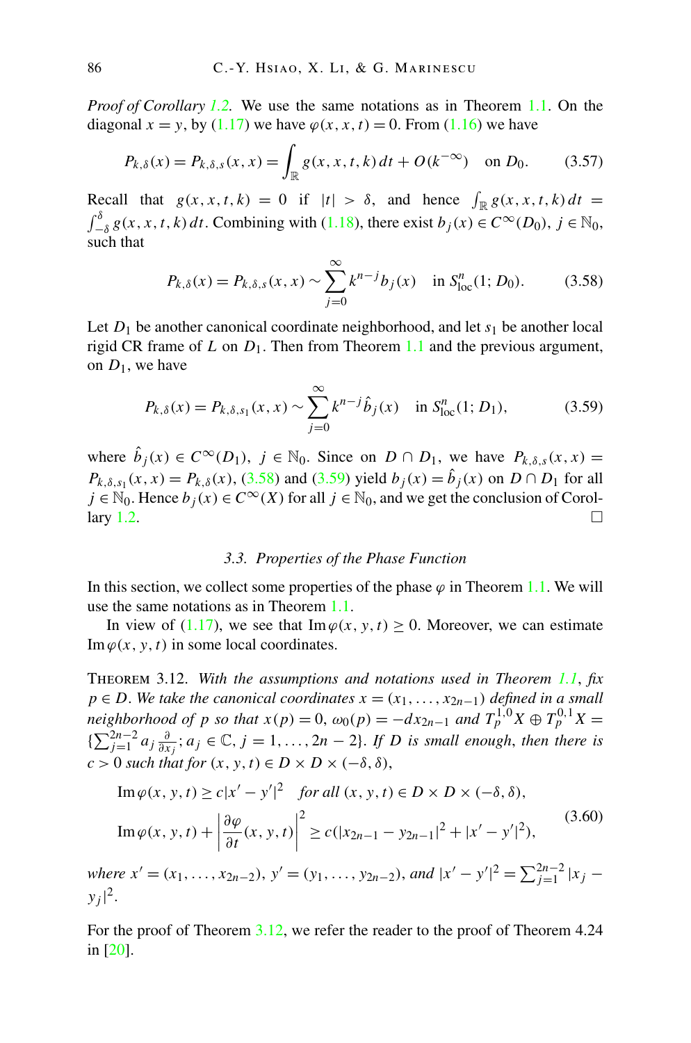*Proof of Corollary 1.2.* We use the same notations as in Theorem 1.1. On the diagonal $x = y$, by (1.17) we have $\varphi(x,x,t) = 0$. From (1.16) we have

$$P_{k,\delta}(x) = P_{k,\delta,s}(x,x) = \int_{\mathbb{R}} g(x,x,t,k)\,dt + O(k^{-\infty}) \quad \text{on } D_0. \tag{3.57}$$

Recall that $g(x,x,t,k) = 0$ if $|t| > \delta$, and hence $\int_{\mathbb{R}} g(x,x,t,k)\,dt = \int_{-\delta}^{\delta} g(x,x,t,k)\,dt$. Combining with (1.18), there exist $b_j(x) \in C^\infty(D_0)$, $j \in \mathbb{N}_0$, such that

$$P_{k,\delta}(x) = P_{k,\delta,s}(x,x) \sim \sum_{j=0}^{\infty} k^{n-j} b_j(x) \quad \text{in } S^n_{\mathrm{loc}}(1; D_0). \tag{3.58}$$

Let $D_1$ be another canonical coordinate neighborhood, and let $s_1$ be another local rigid CR frame of $L$ on $D_1$. Then from Theorem 1.1 and the previous argument, on $D_1$, we have

$$P_{k,\delta}(x) = P_{k,\delta,s_1}(x,x) \sim \sum_{j=0}^{\infty} k^{n-j} \hat{b}_j(x) \quad \text{in } S^n_{\mathrm{loc}}(1; D_1), \tag{3.59}$$

where $\hat{b}_j(x) \in C^\infty(D_1)$, $j \in \mathbb{N}_0$. Since on $D \cap D_1$, we have $P_{k,\delta,s}(x,x) = P_{k,\delta,s_1}(x,x) = P_{k,\delta}(x)$, (3.58) and (3.59) yield $b_j(x) = \hat{b}_j(x)$ on $D \cap D_1$ for all $j \in \mathbb{N}_0$. Hence $b_j(x) \in C^\infty(X)$ for all $j \in \mathbb{N}_0$, and we get the conclusion of Corollary 1.2. $\square$

### 3.3. *Properties of the Phase Function*

In this section, we collect some properties of the phase $\varphi$ in Theorem 1.1. We will use the same notations as in Theorem 1.1.

In view of (1.17), we see that $\operatorname{Im}\varphi(x,y,t) \geq 0$. Moreover, we can estimate $\operatorname{Im}\varphi(x,y,t)$ in some local coordinates.

THEOREM 3.12. *With the assumptions and notations used in Theorem 1.1, fix $p \in D$. We take the canonical coordinates $x = (x_1, \dots, x_{2n-1})$ defined in a small neighborhood of $p$ so that $x(p) = 0$, $\omega_0(p) = -dx_{2n-1}$ and $T^{1,0}_p X \oplus T^{0,1}_p X = \{\sum_{j=1}^{2n-2} a_j \frac{\partial}{\partial x_j}; a_j \in \mathbb{C}, j = 1, \dots, 2n-2\}$. If $D$ is small enough, then there is $c > 0$ such that for $(x,y,t) \in D \times D \times (-\delta, \delta)$,*

$$\begin{aligned} &\operatorname{Im}\varphi(x,y,t) \geq c|x' - y'|^2 \quad \text{for all } (x,y,t) \in D \times D \times (-\delta,\delta), \\ &\operatorname{Im}\varphi(x,y,t) + \left|\frac{\partial \varphi}{\partial t}(x,y,t)\right|^2 \geq c(|x_{2n-1} - y_{2n-1}|^2 + |x' - y'|^2), \end{aligned} \tag{3.60}$$

*where $x' = (x_1, \dots, x_{2n-2})$, $y' = (y_1, \dots, y_{2n-2})$, and $|x' - y'|^2 = \sum_{j=1}^{2n-2} |x_j - y_j|^2$.*

For the proof of Theorem 3.12, we refer the reader to the proof of Theorem 4.24 in [20].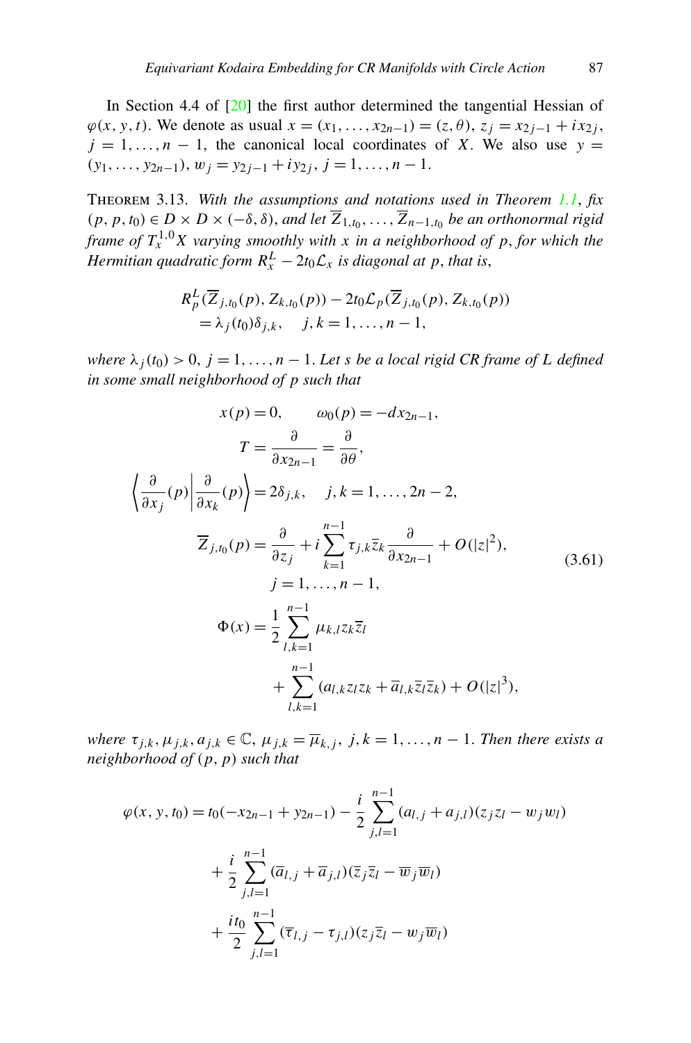In Section 4.4 of [20] the first author determined the tangential Hessian of $\varphi(x, y, t)$. We denote as usual $x = (x_1, \ldots, x_{2n-1}) = (z, \theta)$, $z_j = x_{2j-1} + ix_{2j}$, $j = 1, \ldots, n-1$, the canonical local coordinates of $X$. We also use $y = (y_1, \ldots, y_{2n-1})$, $w_j = y_{2j-1} + iy_{2j}$, $j = 1, \ldots, n-1$.

THEOREM 3.13. *With the assumptions and notations used in Theorem 1.1, fix $(p, p, t_0) \in D \times D \times (-\delta, \delta)$, and let $\overline{Z}_{1,t_0}, \ldots, \overline{Z}_{n-1,t_0}$ be an orthonormal rigid frame of $T_x^{1,0}X$ varying smoothly with $x$ in a neighborhood of $p$, for which the Hermitian quadratic form $R_x^L - 2t_0\mathcal{L}_x$ is diagonal at $p$, that is,*

$$
\begin{aligned}
&R_p^L(\overline{Z}_{j,t_0}(p), Z_{k,t_0}(p)) - 2t_0\mathcal{L}_p(\overline{Z}_{j,t_0}(p), Z_{k,t_0}(p)) \\
&\quad = \lambda_j(t_0)\delta_{j,k}, \quad j, k = 1, \ldots, n-1,
\end{aligned}
$$

*where $\lambda_j(t_0) > 0$, $j = 1, \ldots, n-1$. Let $s$ be a local rigid CR frame of $L$ defined in some small neighborhood of $p$ such that*

$$
\begin{aligned}
& x(p) = 0, \qquad \omega_0(p) = -dx_{2n-1}, \\
& T = \frac{\partial}{\partial x_{2n-1}} = \frac{\partial}{\partial \theta}, \\
& \left\langle \frac{\partial}{\partial x_j}(p) \middle| \frac{\partial}{\partial x_k}(p) \right\rangle = 2\delta_{j,k}, \quad j, k = 1, \ldots, 2n-2, \\
& \overline{Z}_{j,t_0}(p) = \frac{\partial}{\partial z_j} + i\sum_{k=1}^{n-1} \tau_{j,k}\overline{z}_k \frac{\partial}{\partial x_{2n-1}} + O(|z|^2), \\
& \qquad j = 1, \ldots, n-1, \\
& \Phi(x) = \frac{1}{2}\sum_{l,k=1}^{n-1} \mu_{k,l} z_k \overline{z}_l \\
& \qquad + \sum_{l,k=1}^{n-1} (a_{l,k} z_l z_k + \overline{a}_{l,k}\overline{z}_l\overline{z}_k) + O(|z|^3),
\end{aligned}
\tag{3.61}
$$

*where $\tau_{j,k}, \mu_{j,k}, a_{j,k} \in \mathbb{C}$, $\mu_{j,k} = \overline{\mu}_{k,j}$, $j, k = 1, \ldots, n-1$. Then there exists a neighborhood of $(p, p)$ such that*

$$
\begin{aligned}
\varphi(x, y, t_0) = & \; t_0(-x_{2n-1} + y_{2n-1}) - \frac{i}{2}\sum_{j,l=1}^{n-1} (a_{l,j} + a_{j,l})(z_j z_l - w_j w_l) \\
& + \frac{i}{2}\sum_{j,l=1}^{n-1} (\overline{a}_{l,j} + \overline{a}_{j,l})(\overline{z}_j\overline{z}_l - \overline{w}_j\overline{w}_l) \\
& + \frac{it_0}{2}\sum_{j,l=1}^{n-1} (\overline{\tau}_{l,j} - \tau_{j,l})(z_j\overline{z}_l - w_j\overline{w}_l)
\end{aligned}
$$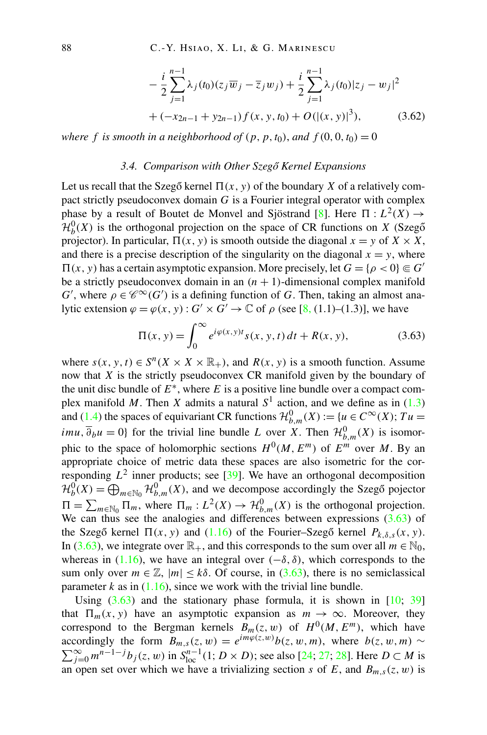$$
\begin{aligned}
&-\frac{i}{2}\sum_{j=1}^{n-1}\lambda_j(t_0)(z_j\overline{w}_j-\overline{z}_jw_j)+\frac{i}{2}\sum_{j=1}^{n-1}\lambda_j(t_0)|z_j-w_j|^2\\
&+(-x_{2n-1}+y_{2n-1})f(x,y,t_0)+O(|(x,y)|^3),
\end{aligned}
\tag{3.62}
$$

*where $f$ is smooth in a neighborhood of $(p,p,t_0)$, and $f(0,0,t_0)=0$*

### 3.4. Comparison with Other Szegő Kernel Expansions

Let us recall that the Szegő kernel $\Pi(x,y)$ of the boundary $X$ of a relatively compact strictly pseudoconvex domain $G$ is a Fourier integral operator with complex phase by a result of Boutet de Monvel and Sjöstrand [8]. Here $\Pi : L^2(X)\to \mathcal{H}^0_b(X)$ is the orthogonal projection on the space of CR functions on $X$ (Szegő projector). In particular, $\Pi(x,y)$ is smooth outside the diagonal $x=y$ of $X\times X$, and there is a precise description of the singularity on the diagonal $x=y$, where $\Pi(x,y)$ has a certain asymptotic expansion. More precisely, let $G=\{\rho<0\}\Subset G'$ be a strictly pseudoconvex domain in an $(n+1)$-dimensional complex manifold $G'$, where $\rho\in\mathscr{C}^\infty(G')$ is a defining function of $G$. Then, taking an almost analytic extension $\varphi=\varphi(x,y): G'\times G'\to\mathbb{C}$ of $\rho$ (see [8, (1.1)–(1.3)], we have

$$
\Pi(x,y)=\int_0^\infty e^{i\varphi(x,y)t}s(x,y,t)\,dt+R(x,y),
\tag{3.63}
$$

where $s(x,y,t)\in S^n(X\times X\times\mathbb{R}_+)$, and $R(x,y)$ is a smooth function. Assume now that $X$ is the strictly pseudoconvex CR manifold given by the boundary of the unit disc bundle of $E^*$, where $E$ is a positive line bundle over a compact complex manifold $M$. Then $X$ admits a natural $S^1$ action, and we define as in (1.3) and (1.4) the spaces of equivariant CR functions $\mathcal{H}^0_{b,m}(X):=\{u\in C^\infty(X);\,Tu=imu,\,\overline{\partial}_bu=0\}$ for the trivial line bundle $L$ over $X$. Then $\mathcal{H}^0_{b,m}(X)$ is isomorphic to the space of holomorphic sections $H^0(M,E^m)$ of $E^m$ over $M$. By an appropriate choice of metric data these spaces are also isometric for the corresponding $L^2$ inner products; see [39]. We have an orthogonal decomposition $\mathcal{H}^0_b(X)=\bigoplus_{m\in\mathbb{N}_0}\mathcal{H}^0_{b,m}(X)$, and we decompose accordingly the Szegő pojector $\Pi=\sum_{m\in\mathbb{N}_0}\Pi_m$, where $\Pi_m: L^2(X)\to\mathcal{H}^0_{b,m}(X)$ is the orthogonal projection. We can thus see the analogies and differences between expressions (3.63) of the Szegő kernel $\Pi(x,y)$ and (1.16) of the Fourier–Szegő kernel $P_{k,\delta,s}(x,y)$. In (3.63), we integrate over $\mathbb{R}_+$, and this corresponds to the sum over all $m\in\mathbb{N}_0$, whereas in (1.16), we have an integral over $(-\delta,\delta)$, which corresponds to the sum only over $m\in\mathbb{Z}$, $|m|\le k\delta$. Of course, in (3.63), there is no semiclassical parameter $k$ as in (1.16), since we work with the trivial line bundle.

Using (3.63) and the stationary phase formula, it is shown in [10; 39] that $\Pi_m(x,y)$ have an asymptotic expansion as $m\to\infty$. Moreover, they correspond to the Bergman kernels $B_m(z,w)$ of $H^0(M,E^m)$, which have accordingly the form $B_{m,s}(z,w)=e^{im\varphi(z,w)}b(z,w,m)$, where $b(z,w,m)\sim\sum_{j=0}^\infty m^{n-1-j}b_j(z,w)$ in $S^{n-1}_{\rm loc}(1;D\times D)$; see also [24; 27; 28]. Here $D\subset M$ is an open set over which we have a trivializing section $s$ of $E$, and $B_{m,s}(z,w)$ is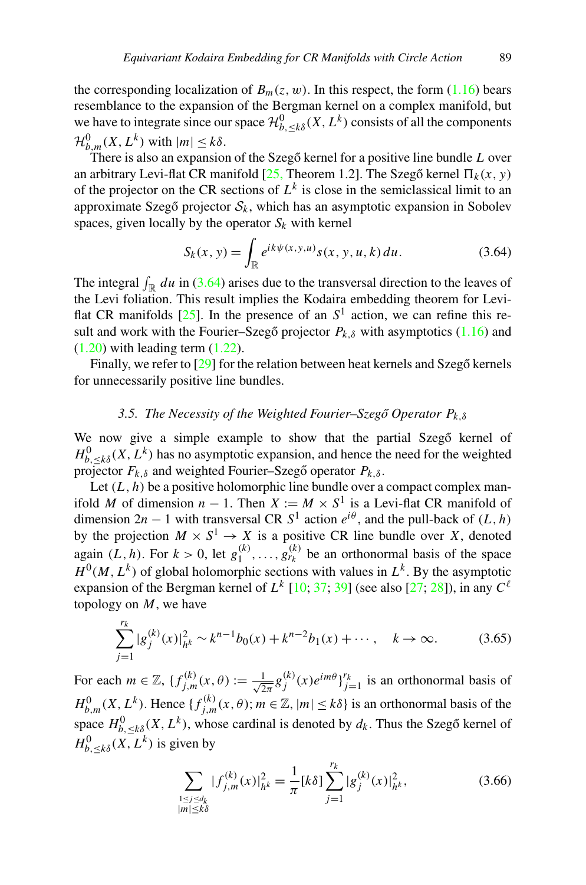the corresponding localization of $B_m(z, w)$. In this respect, the form (1.16) bears resemblance to the expansion of the Bergman kernel on a complex manifold, but we have to integrate since our space $\mathcal{H}^0_{b,\leq k\delta}(X, L^k)$ consists of all the components $\mathcal{H}^0_{b,m}(X, L^k)$ with $|m| \leq k\delta$.

There is also an expansion of the Szegő kernel for a positive line bundle $L$ over an arbitrary Levi-flat CR manifold [25, Theorem 1.2]. The Szegő kernel $\Pi_k(x, y)$ of the projector on the CR sections of $L^k$ is close in the semiclassical limit to an approximate Szegő projector $\mathcal{S}_k$, which has an asymptotic expansion in Sobolev spaces, given locally by the operator $S_k$ with kernel

$$S_k(x, y) = \int_{\mathbb{R}} e^{ik\psi(x,y,u)} s(x, y, u, k)\, du. \tag{3.64}$$

The integral $\int_{\mathbb{R}} du$ in (3.64) arises due to the transversal direction to the leaves of the Levi foliation. This result implies the Kodaira embedding theorem for Levi-flat CR manifolds [25]. In the presence of an $S^1$ action, we can refine this result and work with the Fourier–Szegő projector $P_{k,\delta}$ with asymptotics (1.16) and (1.20) with leading term (1.22).

Finally, we refer to [29] for the relation between heat kernels and Szegő kernels for unnecessarily positive line bundles.

### 3.5. The Necessity of the Weighted Fourier–Szegő Operator $P_{k,\delta}$

We now give a simple example to show that the partial Szegő kernel of $H^0_{b,\leq k\delta}(X, L^k)$ has no asymptotic expansion, and hence the need for the weighted projector $F_{k,\delta}$ and weighted Fourier–Szegő operator $P_{k,\delta}$.

Let $(L, h)$ be a positive holomorphic line bundle over a compact complex manifold $M$ of dimension $n-1$. Then $X := M \times S^1$ is a Levi-flat CR manifold of dimension $2n-1$ with transversal CR $S^1$ action $e^{i\theta}$, and the pull-back of $(L, h)$ by the projection $M \times S^1 \to X$ is a positive CR line bundle over $X$, denoted again $(L, h)$. For $k > 0$, let $g^{(k)}_1, \ldots, g^{(k)}_{r_k}$ be an orthonormal basis of the space $H^0(M, L^k)$ of global holomorphic sections with values in $L^k$. By the asymptotic expansion of the Bergman kernel of $L^k$ [10; 37; 39] (see also [27; 28]), in any $C^\ell$ topology on $M$, we have

$$\sum_{j=1}^{r_k} |g^{(k)}_j(x)|^2_{h^k} \sim k^{n-1} b_0(x) + k^{n-2} b_1(x) + \cdots, \quad k \to \infty. \tag{3.65}$$

For each $m \in \mathbb{Z}$, $\{f^{(k)}_{j,m}(x, \theta) := \frac{1}{\sqrt{2\pi}} g^{(k)}_j(x) e^{im\theta}\}_{j=1}^{r_k}$ is an orthonormal basis of $H^0_{b,m}(X, L^k)$. Hence $\{f^{(k)}_{j,m}(x, \theta); m \in \mathbb{Z}, |m| \leq k\delta\}$ is an orthonormal basis of the space $H^0_{b,\leq k\delta}(X, L^k)$, whose cardinal is denoted by $d_k$. Thus the Szegő kernel of $H^0_{b,\leq k\delta}(X, L^k)$ is given by

$$\sum_{\substack{1 \leq j \leq d_k \\ |m| \leq k\delta}} |f^{(k)}_{j,m}(x)|^2_{h^k} = \frac{1}{\pi}[k\delta] \sum_{j=1}^{r_k} |g^{(k)}_j(x)|^2_{h^k}, \tag{3.66}$$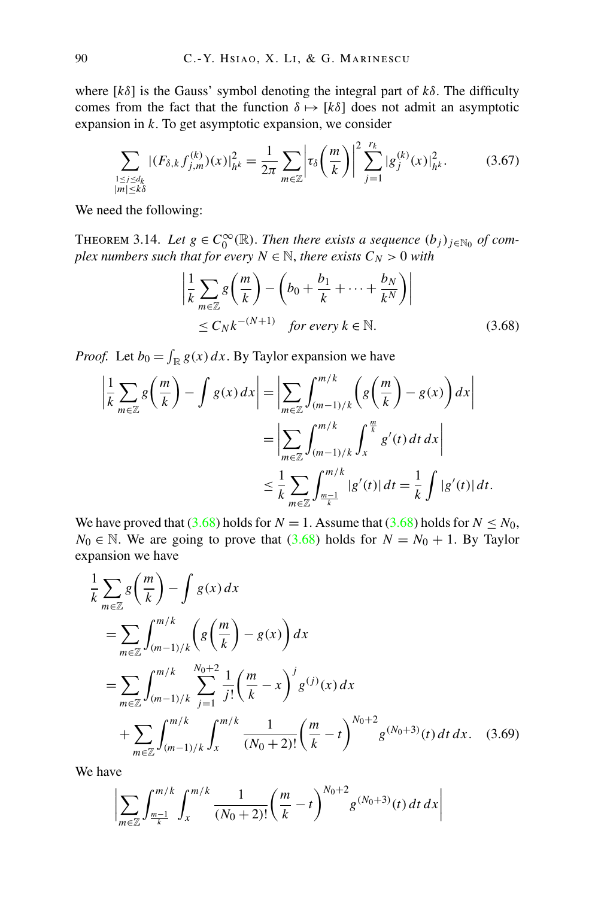where $[k\delta]$ is the Gauss' symbol denoting the integral part of $k\delta$. The difficulty comes from the fact that the function $\delta \mapsto [k\delta]$ does not admit an asymptotic expansion in $k$. To get asymptotic expansion, we consider

$$\sum_{\substack{1\le j\le d_k\\ |m|\le k\delta}} |(F_{\delta,k} f^{(k)}_{j,m})(x)|^2_{h^k} = \frac{1}{2\pi}\sum_{m\in\mathbb{Z}}\left|\tau_\delta\left(\frac{m}{k}\right)\right|^2 \sum_{j=1}^{r_k} |g^{(k)}_j(x)|^2_{h^k}. \tag{3.67}$$

We need the following:

THEOREM 3.14. *Let $g \in C^\infty_0(\mathbb{R})$. Then there exists a sequence $(b_j)_{j\in\mathbb{N}_0}$ of complex numbers such that for every $N \in \mathbb{N}$, there exists $C_N > 0$ with*

$$\begin{aligned}\left|\frac{1}{k}\sum_{m\in\mathbb{Z}} g\left(\frac{m}{k}\right) - \left(b_0 + \frac{b_1}{k} + \cdots + \frac{b_N}{k^N}\right)\right| \\ \le C_N k^{-(N+1)} \quad \textit{for every } k\in\mathbb{N}.\end{aligned} \tag{3.68}$$

*Proof.* Let $b_0 = \int_{\mathbb{R}} g(x)\,dx$. By Taylor expansion we have

$$\begin{aligned}\left|\frac{1}{k}\sum_{m\in\mathbb{Z}} g\left(\frac{m}{k}\right) - \int g(x)\,dx\right| &= \left|\sum_{m\in\mathbb{Z}}\int_{(m-1)/k}^{m/k}\left(g\left(\frac{m}{k}\right) - g(x)\right)dx\right| \\ &= \left|\sum_{m\in\mathbb{Z}}\int_{(m-1)/k}^{m/k}\int_x^{\frac{m}{k}} g'(t)\,dt\,dx\right| \\ &\le \frac{1}{k}\sum_{m\in\mathbb{Z}}\int_{\frac{m-1}{k}}^{m/k} |g'(t)|\,dt = \frac{1}{k}\int |g'(t)|\,dt.\end{aligned}$$

We have proved that (3.68) holds for $N = 1$. Assume that (3.68) holds for $N \le N_0$, $N_0 \in \mathbb{N}$. We are going to prove that (3.68) holds for $N = N_0 + 1$. By Taylor expansion we have

$$\begin{aligned}&\frac{1}{k}\sum_{m\in\mathbb{Z}} g\left(\frac{m}{k}\right) - \int g(x)\,dx \\ &= \sum_{m\in\mathbb{Z}}\int_{(m-1)/k}^{m/k}\left(g\left(\frac{m}{k}\right) - g(x)\right)dx \\ &= \sum_{m\in\mathbb{Z}}\int_{(m-1)/k}^{m/k}\sum_{j=1}^{N_0+2}\frac{1}{j!}\left(\frac{m}{k} - x\right)^j g^{(j)}(x)\,dx \\ &\quad + \sum_{m\in\mathbb{Z}}\int_{(m-1)/k}^{m/k}\int_x^{m/k}\frac{1}{(N_0+2)!}\left(\frac{m}{k} - t\right)^{N_0+2} g^{(N_0+3)}(t)\,dt\,dx.\end{aligned} \tag{3.69}$$

We have

$$\left|\sum_{m\in\mathbb{Z}}\int_{\frac{m-1}{k}}^{m/k}\int_x^{m/k}\frac{1}{(N_0+2)!}\left(\frac{m}{k} - t\right)^{N_0+2} g^{(N_0+3)}(t)\,dt\,dx\right|$$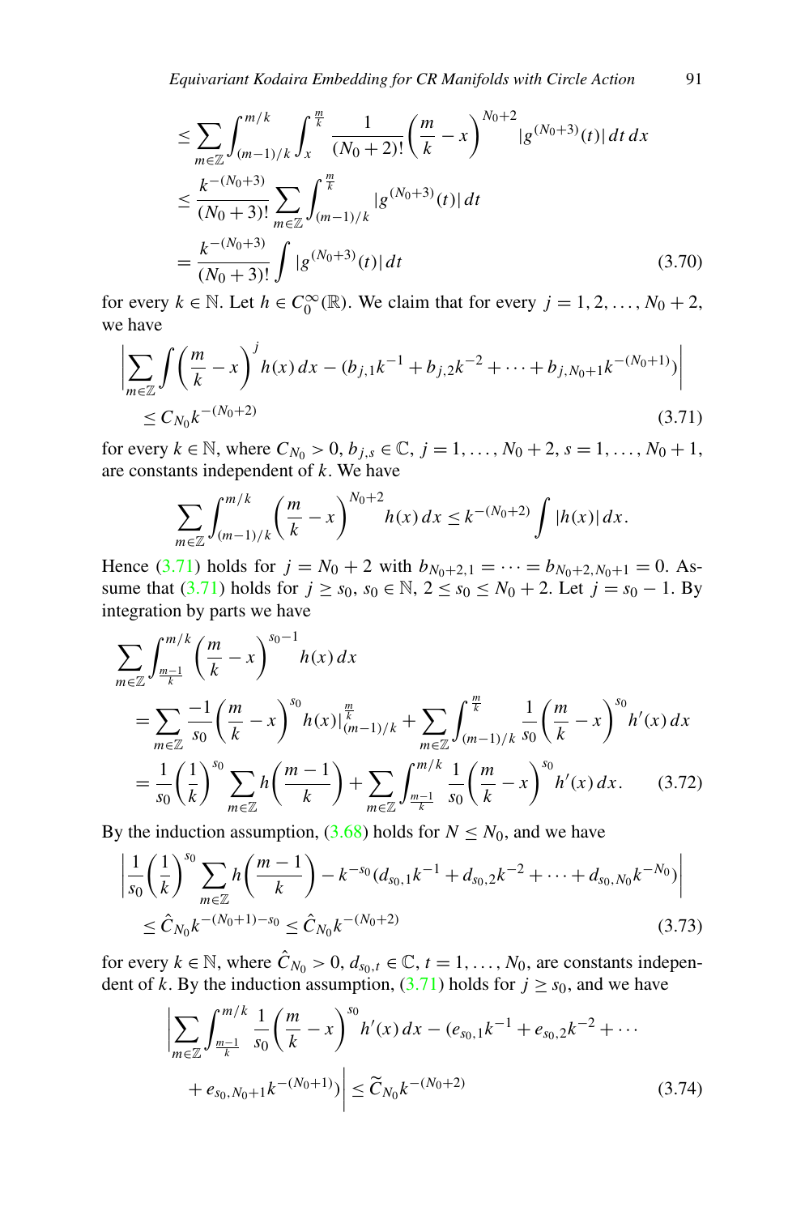$$
\begin{aligned}
&\leq \sum_{m\in\mathbb{Z}} \int_{(m-1)/k}^{m/k} \int_{x}^{\frac{m}{k}} \frac{1}{(N_0+2)!}\left(\frac{m}{k}-x\right)^{N_0+2} |g^{(N_0+3)}(t)|\, dt\, dx \\
&\leq \frac{k^{-(N_0+3)}}{(N_0+3)!} \sum_{m\in\mathbb{Z}} \int_{(m-1)/k}^{\frac{m}{k}} |g^{(N_0+3)}(t)|\, dt \\
&= \frac{k^{-(N_0+3)}}{(N_0+3)!} \int |g^{(N_0+3)}(t)|\, dt
\end{aligned}
\tag{3.70}
$$

for every $k \in \mathbb{N}$. Let $h \in C_0^\infty(\mathbb{R})$. We claim that for every $j = 1, 2, \ldots, N_0 + 2$, we have

$$
\begin{aligned}
&\left| \sum_{m\in\mathbb{Z}} \int \left(\frac{m}{k}-x\right)^{j} h(x)\, dx - (b_{j,1}k^{-1} + b_{j,2}k^{-2} + \cdots + b_{j,N_0+1}k^{-(N_0+1)}) \right| \\
&\quad \leq C_{N_0} k^{-(N_0+2)}
\end{aligned}
\tag{3.71}
$$

for every $k \in \mathbb{N}$, where $C_{N_0} > 0$, $b_{j,s} \in \mathbb{C}$, $j = 1, \ldots, N_0 + 2$, $s = 1, \ldots, N_0 + 1$, are constants independent of $k$. We have

$$
\sum_{m\in\mathbb{Z}} \int_{(m-1)/k}^{m/k} \left(\frac{m}{k}-x\right)^{N_0+2} h(x)\, dx \leq k^{-(N_0+2)} \int |h(x)|\, dx.
$$

Hence (3.71) holds for $j = N_0 + 2$ with $b_{N_0+2,1} = \cdots = b_{N_0+2,N_0+1} = 0$. Assume that (3.71) holds for $j \geq s_0$, $s_0 \in \mathbb{N}$, $2 \leq s_0 \leq N_0 + 2$. Let $j = s_0 - 1$. By integration by parts we have

$$
\begin{aligned}
&\sum_{m\in\mathbb{Z}} \int_{\frac{m-1}{k}}^{m/k} \left(\frac{m}{k}-x\right)^{s_0-1} h(x)\, dx \\
&\quad = \sum_{m\in\mathbb{Z}} \frac{-1}{s_0}\left(\frac{m}{k}-x\right)^{s_0} h(x)\Big|_{(m-1)/k}^{\frac{m}{k}} + \sum_{m\in\mathbb{Z}} \int_{(m-1)/k}^{\frac{m}{k}} \frac{1}{s_0}\left(\frac{m}{k}-x\right)^{s_0} h'(x)\, dx \\
&\quad = \frac{1}{s_0}\left(\frac{1}{k}\right)^{s_0} \sum_{m\in\mathbb{Z}} h\left(\frac{m-1}{k}\right) + \sum_{m\in\mathbb{Z}} \int_{\frac{m-1}{k}}^{m/k} \frac{1}{s_0}\left(\frac{m}{k}-x\right)^{s_0} h'(x)\, dx.
\end{aligned}
\tag{3.72}
$$

By the induction assumption, (3.68) holds for $N \leq N_0$, and we have

$$
\begin{aligned}
&\left| \frac{1}{s_0}\left(\frac{1}{k}\right)^{s_0} \sum_{m\in\mathbb{Z}} h\left(\frac{m-1}{k}\right) - k^{-s_0}(d_{s_0,1}k^{-1} + d_{s_0,2}k^{-2} + \cdots + d_{s_0,N_0}k^{-N_0}) \right| \\
&\quad \leq \hat{C}_{N_0} k^{-(N_0+1)-s_0} \leq \hat{C}_{N_0} k^{-(N_0+2)}
\end{aligned}
\tag{3.73}
$$

for every $k \in \mathbb{N}$, where $\hat{C}_{N_0} > 0$, $d_{s_0,t} \in \mathbb{C}$, $t = 1, \ldots, N_0$, are constants independent of $k$. By the induction assumption, (3.71) holds for $j \geq s_0$, and we have

$$
\begin{aligned}
&\left| \sum_{m\in\mathbb{Z}} \int_{\frac{m-1}{k}}^{m/k} \frac{1}{s_0}\left(\frac{m}{k}-x\right)^{s_0} h'(x)\, dx - (e_{s_0,1}k^{-1} + e_{s_0,2}k^{-2} + \cdots \right. \\
&\quad \left. + e_{s_0,N_0+1}k^{-(N_0+1)}) \right| \leq \widetilde{C}_{N_0} k^{-(N_0+2)}
\end{aligned}
\tag{3.74}
$$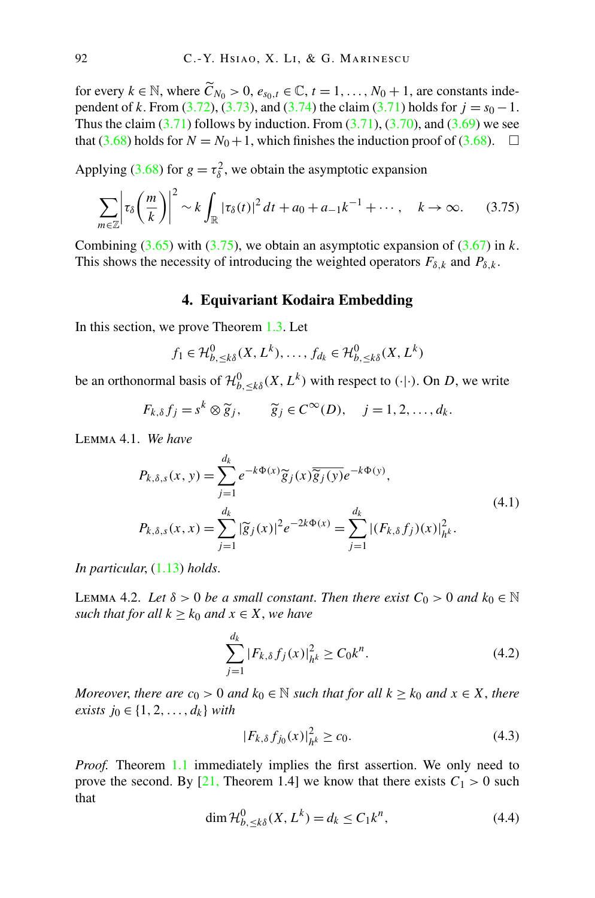for every $k \in \mathbb{N}$, where $\widetilde{C}_{N_0} > 0$, $e_{s_0,t} \in \mathbb{C}$, $t = 1, \ldots, N_0 + 1$, are constants independent of $k$. From (3.72), (3.73), and (3.74) the claim (3.71) holds for $j = s_0 - 1$. Thus the claim (3.71) follows by induction. From (3.71), (3.70), and (3.69) we see that (3.68) holds for $N = N_0 + 1$, which finishes the induction proof of (3.68). $\square$

Applying (3.68) for $g = \tau_\delta^2$, we obtain the asymptotic expansion

$$\sum_{m \in \mathbb{Z}} \left| \tau_\delta\left(\frac{m}{k}\right) \right|^2 \sim k \int_{\mathbb{R}} |\tau_\delta(t)|^2 \, dt + a_0 + a_{-1} k^{-1} + \cdots, \quad k \to \infty. \tag{3.75}$$

Combining (3.65) with (3.75), we obtain an asymptotic expansion of (3.67) in $k$. This shows the necessity of introducing the weighted operators $F_{\delta,k}$ and $P_{\delta,k}$.

## 4. Equivariant Kodaira Embedding

In this section, we prove Theorem 1.3. Let

$$f_1 \in \mathcal{H}^0_{b,\leq k\delta}(X, L^k), \ldots, f_{d_k} \in \mathcal{H}^0_{b,\leq k\delta}(X, L^k)$$

be an orthonormal basis of $\mathcal{H}^0_{b,\leq k\delta}(X, L^k)$ with respect to $(\cdot|\cdot)$. On $D$, we write

$$F_{k,\delta} f_j = s^k \otimes \widetilde{g}_j, \qquad \widetilde{g}_j \in C^\infty(D), \quad j = 1, 2, \ldots, d_k.$$

LEMMA 4.1. *We have*

$$\begin{aligned} P_{k,\delta,s}(x, y) &= \sum_{j=1}^{d_k} e^{-k\Phi(x)} \widetilde{g}_j(x) \overline{\widetilde{g}_j(y)} e^{-k\Phi(y)}, \\ P_{k,\delta,s}(x, x) &= \sum_{j=1}^{d_k} |\widetilde{g}_j(x)|^2 e^{-2k\Phi(x)} = \sum_{j=1}^{d_k} |(F_{k,\delta} f_j)(x)|^2_{h^k}. \end{aligned} \tag{4.1}$$

*In particular,* (1.13) *holds.*

LEMMA 4.2. *Let $\delta > 0$ be a small constant. Then there exist $C_0 > 0$ and $k_0 \in \mathbb{N}$ such that for all $k \geq k_0$ and $x \in X$, we have*

$$\sum_{j=1}^{d_k} |F_{k,\delta} f_j(x)|^2_{h^k} \geq C_0 k^n. \tag{4.2}$$

*Moreover, there are $c_0 > 0$ and $k_0 \in \mathbb{N}$ such that for all $k \geq k_0$ and $x \in X$, there exists $j_0 \in \{1, 2, \ldots, d_k\}$ with*

$$|F_{k,\delta} f_{j_0}(x)|^2_{h^k} \geq c_0. \tag{4.3}$$

*Proof.* Theorem 1.1 immediately implies the first assertion. We only need to prove the second. By [21, Theorem 1.4] we know that there exists $C_1 > 0$ such that

$$\dim \mathcal{H}^0_{b,\leq k\delta}(X, L^k) = d_k \leq C_1 k^n, \tag{4.4}$$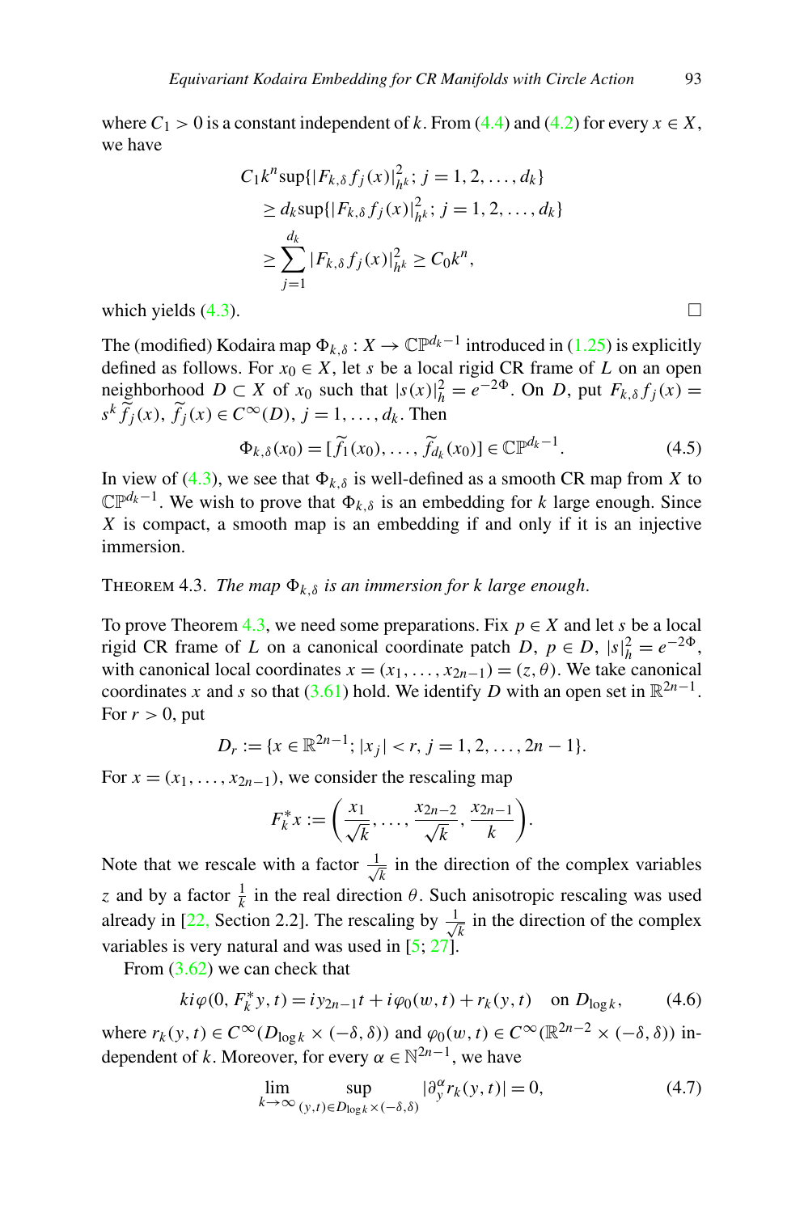where $C_1 > 0$ is a constant independent of $k$. From (4.4) and (4.2) for every $x \in X$, we have

$$
\begin{aligned}
C_1 k^n \sup\{|F_{k,\delta} f_j(x)|^2_{h^k};\, j = 1, 2, \ldots, d_k\} \\
\geq d_k \sup\{|F_{k,\delta} f_j(x)|^2_{h^k};\, j = 1, 2, \ldots, d_k\} \\
\geq \sum_{j=1}^{d_k} |F_{k,\delta} f_j(x)|^2_{h^k} \geq C_0 k^n,
\end{aligned}
$$

which yields (4.3). $\square$

The (modified) Kodaira map $\Phi_{k,\delta} : X \to \mathbb{CP}^{d_k - 1}$ introduced in (1.25) is explicitly defined as follows. For $x_0 \in X$, let $s$ be a local rigid CR frame of $L$ on an open neighborhood $D \subset X$ of $x_0$ such that $|s(x)|^2_h = e^{-2\Phi}$. On $D$, put $F_{k,\delta} f_j(x) = s^k \widetilde{f}_j(x)$, $\widetilde{f}_j(x) \in C^\infty(D)$, $j = 1, \ldots, d_k$. Then

$$
\Phi_{k,\delta}(x_0) = [\widetilde{f}_1(x_0), \ldots, \widetilde{f}_{d_k}(x_0)] \in \mathbb{CP}^{d_k - 1}. \tag{4.5}
$$

In view of (4.3), we see that $\Phi_{k,\delta}$ is well-defined as a smooth CR map from $X$ to $\mathbb{CP}^{d_k-1}$. We wish to prove that $\Phi_{k,\delta}$ is an embedding for $k$ large enough. Since $X$ is compact, a smooth map is an embedding if and only if it is an injective immersion.

THEOREM 4.3. *The map $\Phi_{k,\delta}$ is an immersion for $k$ large enough.*

To prove Theorem 4.3, we need some preparations. Fix $p \in X$ and let $s$ be a local rigid CR frame of $L$ on a canonical coordinate patch $D$, $p \in D$, $|s|^2_h = e^{-2\Phi}$, with canonical local coordinates $x = (x_1, \ldots, x_{2n-1}) = (z, \theta)$. We take canonical coordinates $x$ and $s$ so that (3.61) hold. We identify $D$ with an open set in $\mathbb{R}^{2n-1}$. For $r > 0$, put

$$
D_r := \{x \in \mathbb{R}^{2n-1};\, |x_j| < r,\, j = 1, 2, \ldots, 2n - 1\}.
$$

For $x = (x_1, \ldots, x_{2n-1})$, we consider the rescaling map

$$
F_k^* x := \left( \frac{x_1}{\sqrt{k}}, \ldots, \frac{x_{2n-2}}{\sqrt{k}}, \frac{x_{2n-1}}{k} \right).
$$

Note that we rescale with a factor $\frac{1}{\sqrt{k}}$ in the direction of the complex variables $z$ and by a factor $\frac{1}{k}$ in the real direction $\theta$. Such anisotropic rescaling was used already in [22, Section 2.2]. The rescaling by $\frac{1}{\sqrt{k}}$ in the direction of the complex variables is very natural and was used in [5; 27].

From (3.62) we can check that

$$
ki\varphi(0, F_k^* y, t) = iy_{2n-1}t + i\varphi_0(w, t) + r_k(y, t) \quad \text{on } D_{\log k}, \tag{4.6}
$$

where $r_k(y, t) \in C^\infty(D_{\log k} \times (-\delta, \delta))$ and $\varphi_0(w, t) \in C^\infty(\mathbb{R}^{2n-2} \times (-\delta, \delta))$ independent of $k$. Moreover, for every $\alpha \in \mathbb{N}^{2n-1}$, we have

$$
\lim_{k \to \infty} \sup_{(y,t) \in D_{\log k} \times (-\delta, \delta)} |\partial_y^\alpha r_k(y, t)| = 0, \tag{4.7}
$$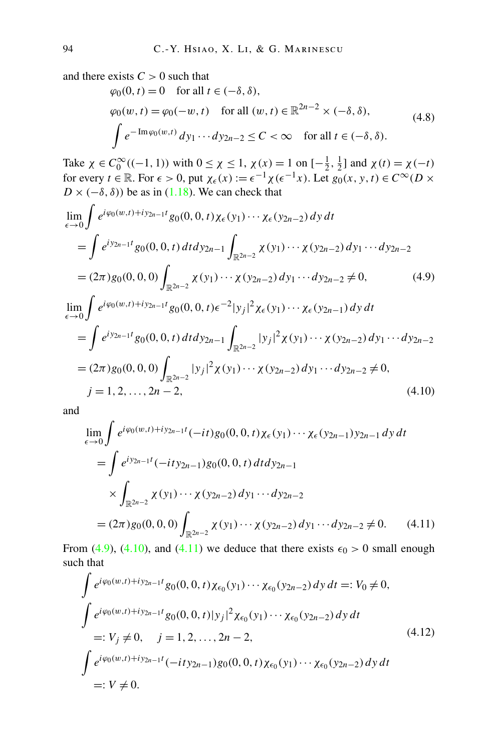and there exists $C > 0$ such that

$$
\begin{aligned}
&\varphi_0(0,t) = 0 \quad \text{for all } t \in (-\delta, \delta),\\
&\varphi_0(w,t) = \varphi_0(-w,t) \quad \text{for all } (w,t) \in \mathbb{R}^{2n-2} \times (-\delta,\delta),\\
&\int e^{-\operatorname{Im}\varphi_0(w,t)}\, dy_1 \cdots dy_{2n-2} \le C < \infty \quad \text{for all } t \in (-\delta,\delta).
\end{aligned}
\tag{4.8}
$$

Take $\chi \in C_0^\infty((-1,1))$ with $0 \le \chi \le 1$, $\chi(x) = 1$ on $[-\frac{1}{2}, \frac{1}{2}]$ and $\chi(t) = \chi(-t)$ for every $t \in \mathbb{R}$. For $\epsilon > 0$, put $\chi_\epsilon(x) := \epsilon^{-1}\chi(\epsilon^{-1}x)$. Let $g_0(x,y,t) \in C^\infty(D \times D \times (-\delta,\delta))$ be as in (1.18). We can check that

$$
\begin{aligned}
&\lim_{\epsilon\to 0}\int e^{i\varphi_0(w,t)+iy_{2n-1}t} g_0(0,0,t)\chi_\epsilon(y_1)\cdots\chi_\epsilon(y_{2n-2})\,dy\,dt\\
&\quad = \int e^{iy_{2n-1}t} g_0(0,0,t)\,dt\,dy_{2n-1}\int_{\mathbb{R}^{2n-2}}\chi(y_1)\cdots\chi(y_{2n-2})\,dy_1\cdots dy_{2n-2}\\
&\quad = (2\pi)g_0(0,0,0)\int_{\mathbb{R}^{2n-2}}\chi(y_1)\cdots\chi(y_{2n-2})\,dy_1\cdots dy_{2n-2} \neq 0,
\end{aligned}
\tag{4.9}
$$

$$
\begin{aligned}
&\lim_{\epsilon\to 0}\int e^{i\varphi_0(w,t)+iy_{2n-1}t} g_0(0,0,t)\epsilon^{-2}|y_j|^2\chi_\epsilon(y_1)\cdots\chi_\epsilon(y_{2n-1})\,dy\,dt\\
&\quad = \int e^{iy_{2n-1}t} g_0(0,0,t)\,dt\,dy_{2n-1}\int_{\mathbb{R}^{2n-2}}|y_j|^2\chi(y_1)\cdots\chi(y_{2n-2})\,dy_1\cdots dy_{2n-2}\\
&\quad = (2\pi)g_0(0,0,0)\int_{\mathbb{R}^{2n-2}}|y_j|^2\chi(y_1)\cdots\chi(y_{2n-2})\,dy_1\cdots dy_{2n-2} \neq 0,\\
&\qquad j = 1,2,\ldots,2n-2,
\end{aligned}
\tag{4.10}
$$

and

$$
\begin{aligned}
&\lim_{\epsilon\to 0}\int e^{i\varphi_0(w,t)+iy_{2n-1}t}(-it) g_0(0,0,t)\chi_\epsilon(y_1)\cdots\chi_\epsilon(y_{2n-1})y_{2n-1}\,dy\,dt\\
&\quad = \int e^{iy_{2n-1}t}(-ity_{2n-1}) g_0(0,0,t)\,dt\,dy_{2n-1}\\
&\qquad \times \int_{\mathbb{R}^{2n-2}}\chi(y_1)\cdots\chi(y_{2n-2})\,dy_1\cdots dy_{2n-2}\\
&\quad = (2\pi)g_0(0,0,0)\int_{\mathbb{R}^{2n-2}}\chi(y_1)\cdots\chi(y_{2n-2})\,dy_1\cdots dy_{2n-2} \neq 0.
\end{aligned}
\tag{4.11}
$$

From (4.9), (4.10), and (4.11) we deduce that there exists $\epsilon_0 > 0$ small enough such that

$$
\begin{aligned}
&\int e^{i\varphi_0(w,t)+iy_{2n-1}t} g_0(0,0,t)\chi_{\epsilon_0}(y_1)\cdots\chi_{\epsilon_0}(y_{2n-2})\,dy\,dt =: V_0 \neq 0,\\
&\int e^{i\varphi_0(w,t)+iy_{2n-1}t} g_0(0,0,t)|y_j|^2\chi_{\epsilon_0}(y_1)\cdots\chi_{\epsilon_0}(y_{2n-2})\,dy\,dt\\
&\quad =: V_j \neq 0, \quad j = 1,2,\ldots,2n-2,\\
&\int e^{i\varphi_0(w,t)+iy_{2n-1}t}(-ity_{2n-1}) g_0(0,0,t)\chi_{\epsilon_0}(y_1)\cdots\chi_{\epsilon_0}(y_{2n-2})\,dy\,dt\\
&\quad =: V \neq 0.
\end{aligned}
\tag{4.12}
$$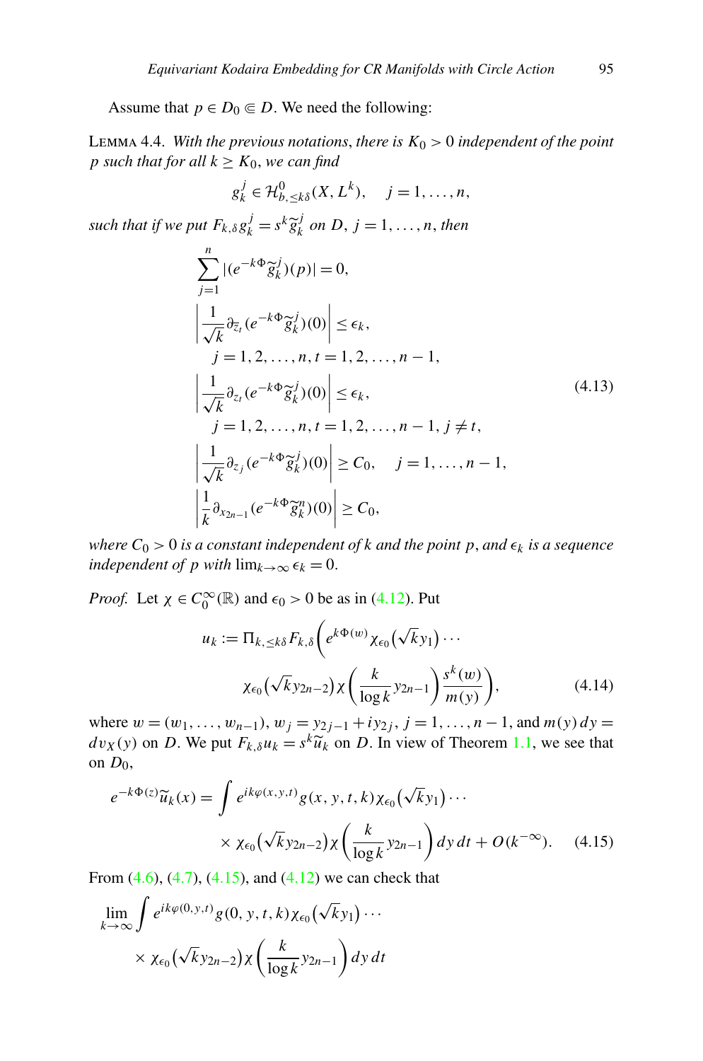Assume that $p \in D_0 \Subset D$. We need the following:

LEMMA 4.4. *With the previous notations, there is $K_0 > 0$ independent of the point $p$ such that for all $k \geq K_0$, we can find*

$$g_k^j \in \mathcal{H}^0_{b,\leq k\delta}(X, L^k), \quad j = 1, \ldots, n,$$

*such that if we put $F_{k,\delta} g_k^j = s^k \widetilde{g}_k^j$ on $D$, $j = 1, \ldots, n$, then*

$$
\begin{aligned}
&\sum_{j=1}^{n} |(e^{-k\Phi}\widetilde{g}_k^j)(p)| = 0, \\
&\left| \frac{1}{\sqrt{k}} \partial_{\overline{z}_t}(e^{-k\Phi}\widetilde{g}_k^j)(0) \right| \leq \epsilon_k, \\
&\quad j = 1, 2, \ldots, n, t = 1, 2, \ldots, n-1, \\
&\left| \frac{1}{\sqrt{k}} \partial_{z_t}(e^{-k\Phi}\widetilde{g}_k^j)(0) \right| \leq \epsilon_k, \\
&\quad j = 1, 2, \ldots, n, t = 1, 2, \ldots, n-1, j \neq t, \\
&\left| \frac{1}{\sqrt{k}} \partial_{z_j}(e^{-k\Phi}\widetilde{g}_k^j)(0) \right| \geq C_0, \quad j = 1, \ldots, n-1, \\
&\left| \frac{1}{k} \partial_{x_{2n-1}}(e^{-k\Phi}\widetilde{g}_k^n)(0) \right| \geq C_0,
\end{aligned}
\tag{4.13}
$$

*where $C_0 > 0$ is a constant independent of $k$ and the point $p$, and $\epsilon_k$ is a sequence independent of $p$ with $\lim_{k\to\infty} \epsilon_k = 0$.*

*Proof.* Let $\chi \in C_0^\infty(\mathbb{R})$ and $\epsilon_0 > 0$ be as in (4.12). Put

$$
u_k := \Pi_{k,\leq k\delta} F_{k,\delta}\left( e^{k\Phi(w)} \chi_{\epsilon_0}(\sqrt{k}y_1) \cdots \chi_{\epsilon_0}(\sqrt{k}y_{2n-2}) \chi\left(\frac{k}{\log k} y_{2n-1}\right) \frac{s^k(w)}{m(y)} \right),
\tag{4.14}
$$

where $w = (w_1, \ldots, w_{n-1})$, $w_j = y_{2j-1} + i y_{2j}$, $j = 1, \ldots, n-1$, and $m(y)\,dy = dv_X(y)$ on $D$. We put $F_{k,\delta} u_k = s^k \widetilde{u}_k$ on $D$. In view of Theorem 1.1, we see that on $D_0$,

$$
e^{-k\Phi(z)} \widetilde{u}_k(x) = \int e^{ik\varphi(x,y,t)} g(x,y,t,k) \chi_{\epsilon_0}(\sqrt{k}y_1) \cdots \times \chi_{\epsilon_0}(\sqrt{k}y_{2n-2}) \chi\left(\frac{k}{\log k} y_{2n-1}\right) dy\,dt + O(k^{-\infty}).
\tag{4.15}
$$

From (4.6), (4.7), (4.15), and (4.12) we can check that

$$
\lim_{k\to\infty} \int e^{ik\varphi(0,y,t)} g(0,y,t,k) \chi_{\epsilon_0}(\sqrt{k}y_1) \cdots \times \chi_{\epsilon_0}(\sqrt{k}y_{2n-2}) \chi\left(\frac{k}{\log k} y_{2n-1}\right) dy\,dt
$$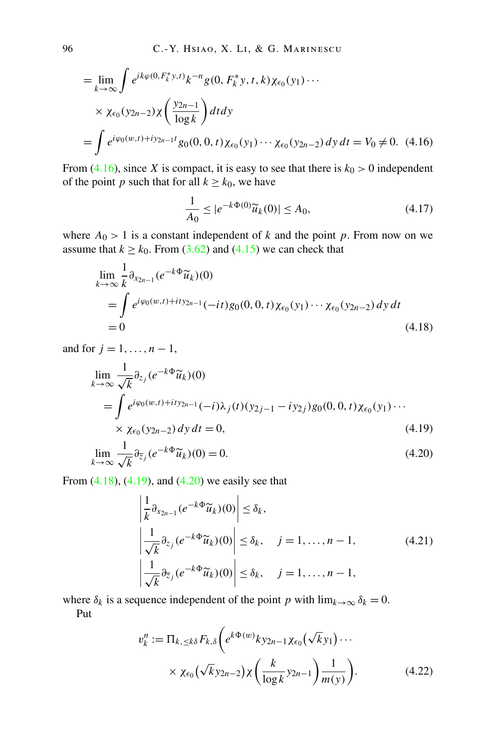$$
\begin{aligned}
&= \lim_{k\to\infty} \int e^{ik\varphi(0,F_k^* y,t)} k^{-n} g(0, F_k^* y, t, k) \chi_{\epsilon_0}(y_1)\cdots \\
&\quad \times \chi_{\epsilon_0}(y_{2n-2}) \chi\left(\frac{y_{2n-1}}{\log k}\right) dt dy \\
&= \int e^{i\varphi_0(w,t)+iy_{2n-1}t} g_0(0,0,t) \chi_{\epsilon_0}(y_1)\cdots\chi_{\epsilon_0}(y_{2n-2})\, dy\, dt = V_0 \neq 0. \quad (4.16)
\end{aligned}
$$

From (4.16), since $X$ is compact, it is easy to see that there is $k_0 > 0$ independent of the point $p$ such that for all $k \geq k_0$, we have

$$
\frac{1}{A_0} \leq |e^{-k\Phi(0)} \widetilde{u}_k(0)| \leq A_0, \tag{4.17}
$$

where $A_0 > 1$ is a constant independent of $k$ and the point $p$. From now on we assume that $k \geq k_0$. From (3.62) and (4.15) we can check that

$$
\begin{aligned}
&\lim_{k\to\infty} \frac{1}{k} \partial_{x_{2n-1}} (e^{-k\Phi} \widetilde{u}_k)(0) \\
&\quad = \int e^{i\varphi_0(w,t)+ity_{2n-1}} (-it) g_0(0,0,t) \chi_{\epsilon_0}(y_1)\cdots\chi_{\epsilon_0}(y_{2n-2})\, dy\, dt \\
&\quad = 0 \qquad\qquad\qquad\qquad\qquad\qquad\qquad\qquad\qquad\qquad\qquad\qquad (4.18)
\end{aligned}
$$

and for $j = 1, \ldots, n-1$,

$$
\begin{aligned}
&\lim_{k\to\infty} \frac{1}{\sqrt{k}} \partial_{z_j} (e^{-k\Phi} \widetilde{u}_k)(0) \\
&\quad = \int e^{i\varphi_0(w,t)+ity_{2n-1}} (-i)\lambda_j(t)(y_{2j-1} - iy_{2j}) g_0(0,0,t) \chi_{\epsilon_0}(y_1)\cdots \\
&\qquad \times \chi_{\epsilon_0}(y_{2n-2})\, dy\, dt = 0, \qquad\qquad\qquad\qquad\qquad\qquad\qquad (4.19)
\end{aligned}
$$

$$
\lim_{k\to\infty} \frac{1}{\sqrt{k}} \partial_{\overline{z}_j} (e^{-k\Phi} \widetilde{u}_k)(0) = 0. \tag{4.20}
$$

From (4.18), (4.19), and (4.20) we easily see that

$$
\begin{aligned}
&\left| \frac{1}{k} \partial_{x_{2n-1}} (e^{-k\Phi} \widetilde{u}_k)(0) \right| \leq \delta_k, \\
&\left| \frac{1}{\sqrt{k}} \partial_{z_j} (e^{-k\Phi} \widetilde{u}_k)(0) \right| \leq \delta_k, \quad j = 1, \ldots, n-1, \qquad (4.21) \\
&\left| \frac{1}{\sqrt{k}} \partial_{\overline{z}_j} (e^{-k\Phi} \widetilde{u}_k)(0) \right| \leq \delta_k, \quad j = 1, \ldots, n-1,
\end{aligned}
$$

where $\delta_k$ is a sequence independent of the point $p$ with $\lim_{k\to\infty} \delta_k = 0$.

Put

$$
\begin{aligned}
v_k^n := \Pi_{k,\leq k\delta} F_{k,\delta} \Big( & e^{k\Phi(w)} k y_{2n-1} \chi_{\epsilon_0}(\sqrt{k} y_1) \cdots \\
& \times \chi_{\epsilon_0}(\sqrt{k} y_{2n-2}) \chi\left(\frac{k}{\log k} y_{2n-1}\right) \frac{1}{m(y)} \Big). \qquad (4.22)
\end{aligned}
$$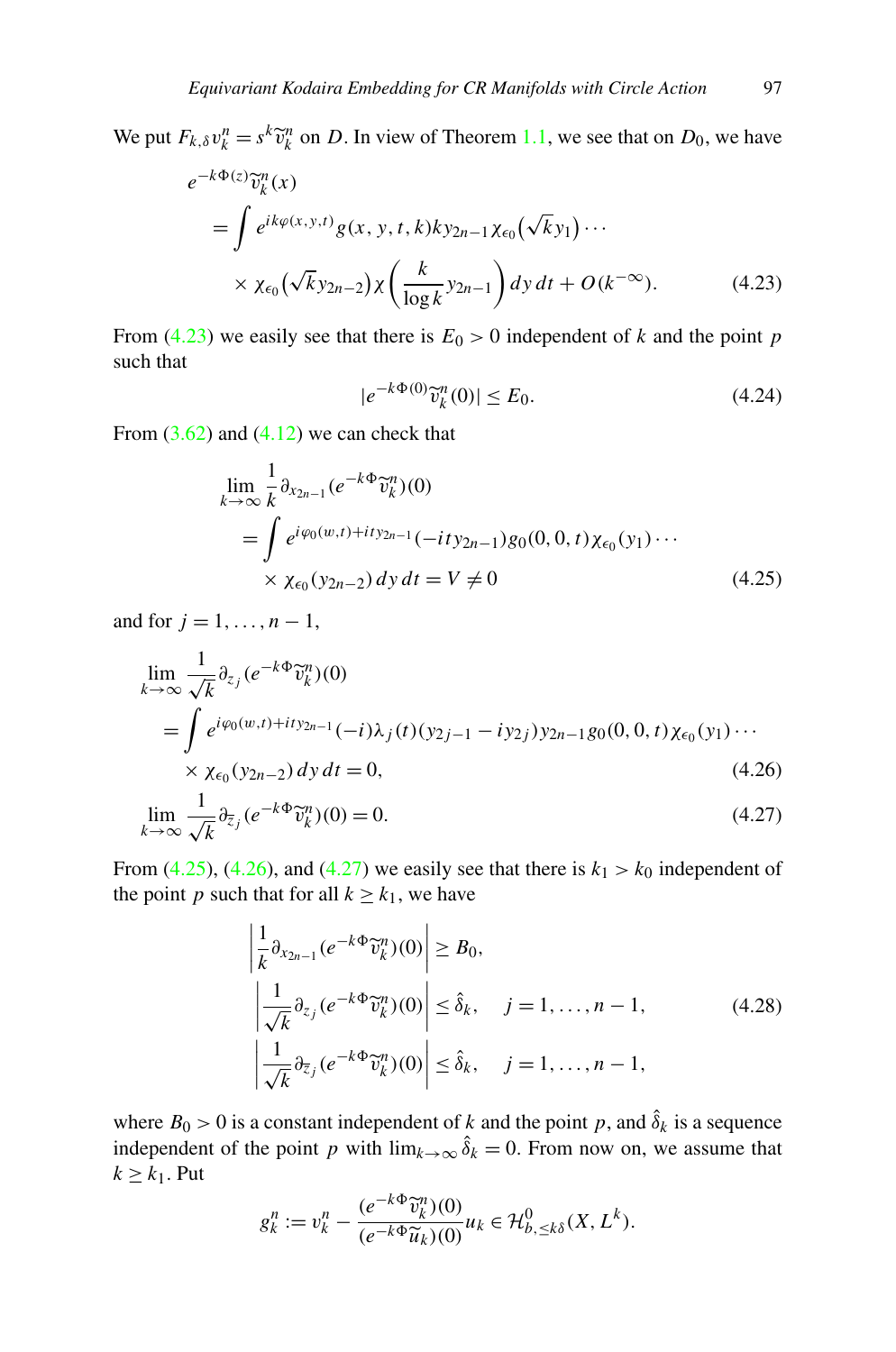We put $F_{k,\delta} v_k^n = s^k \widetilde{v}_k^n$ on $D$. In view of Theorem 1.1, we see that on $D_0$, we have

$$
\begin{aligned}
&e^{-k\Phi(z)} \widetilde{v}_k^n(x) \\
&\quad = \int e^{ik\varphi(x,y,t)} g(x,y,t,k) k y_{2n-1} \chi_{\epsilon_0}\big(\sqrt{k} y_1\big) \cdots \\
&\quad\quad \times \chi_{\epsilon_0}\big(\sqrt{k} y_{2n-2}\big) \chi\left(\frac{k}{\log k} y_{2n-1}\right) dy\, dt + O(k^{-\infty}). \qquad (4.23)
\end{aligned}
$$

From (4.23) we easily see that there is $E_0 > 0$ independent of $k$ and the point $p$ such that

$$
|e^{-k\Phi(0)} \widetilde{v}_k^n(0)| \le E_0. \qquad (4.24)
$$

From (3.62) and (4.12) we can check that

$$
\begin{aligned}
&\lim_{k\to\infty} \frac{1}{k} \partial_{x_{2n-1}} (e^{-k\Phi} \widetilde{v}_k^n)(0) \\
&\quad = \int e^{i\varphi_0(w,t) + ity_{2n-1}} (-ity_{2n-1}) g_0(0,0,t) \chi_{\epsilon_0}(y_1) \cdots \\
&\quad\quad \times \chi_{\epsilon_0}(y_{2n-2})\, dy\, dt = V \ne 0 \qquad (4.25)
\end{aligned}
$$

and for $j = 1, \ldots, n-1$,

$$
\begin{aligned}
&\lim_{k\to\infty} \frac{1}{\sqrt{k}} \partial_{z_j} (e^{-k\Phi} \widetilde{v}_k^n)(0) \\
&\quad = \int e^{i\varphi_0(w,t) + ity_{2n-1}} (-i) \lambda_j(t) (y_{2j-1} - iy_{2j}) y_{2n-1} g_0(0,0,t) \chi_{\epsilon_0}(y_1) \cdots \\
&\quad\quad \times \chi_{\epsilon_0}(y_{2n-2})\, dy\, dt = 0, \qquad (4.26)\\
&\lim_{k\to\infty} \frac{1}{\sqrt{k}} \partial_{\overline{z}_j} (e^{-k\Phi} \widetilde{v}_k^n)(0) = 0. \qquad (4.27)
\end{aligned}
$$

From (4.25), (4.26), and (4.27) we easily see that there is $k_1 > k_0$ independent of the point $p$ such that for all $k \ge k_1$, we have

$$
\begin{aligned}
&\left| \frac{1}{k} \partial_{x_{2n-1}} (e^{-k\Phi} \widetilde{v}_k^n)(0) \right| \ge B_0, \\
&\left| \frac{1}{\sqrt{k}} \partial_{z_j} (e^{-k\Phi} \widetilde{v}_k^n)(0) \right| \le \hat{\delta}_k, \quad j = 1, \ldots, n-1, \qquad (4.28)\\
&\left| \frac{1}{\sqrt{k}} \partial_{\overline{z}_j} (e^{-k\Phi} \widetilde{v}_k^n)(0) \right| \le \hat{\delta}_k, \quad j = 1, \ldots, n-1,
\end{aligned}
$$

where $B_0 > 0$ is a constant independent of $k$ and the point $p$, and $\hat{\delta}_k$ is a sequence independent of the point $p$ with $\lim_{k\to\infty} \hat{\delta}_k = 0$. From now on, we assume that $k \ge k_1$. Put

$$
g_k^n := v_k^n - \frac{(e^{-k\Phi} \widetilde{v}_k^n)(0)}{(e^{-k\Phi} \widetilde{u}_k)(0)} u_k \in \mathcal{H}^0_{b,\le k\delta}(X, L^k).
$$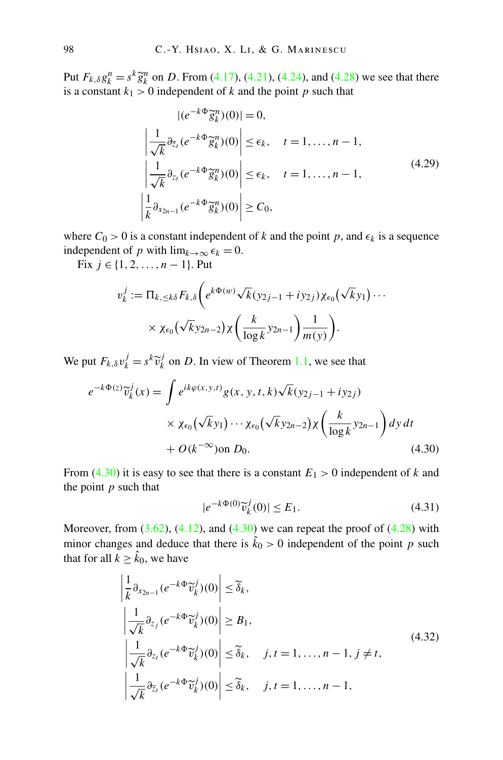Put $F_{k,\delta} g^n_k = s^k \widetilde{g}^n_k$ on $D$. From (4.17), (4.21), (4.24), and (4.28) we see that there is a constant $k_1 > 0$ independent of $k$ and the point $p$ such that

$$
\begin{aligned}
&|(e^{-k\Phi}\widetilde{g}^n_k)(0)| = 0,\\
&\left|\frac{1}{\sqrt{k}}\partial_{\overline{z}_t}(e^{-k\Phi}\widetilde{g}^n_k)(0)\right| \leq \epsilon_k, \quad t = 1,\ldots,n-1,\\
&\left|\frac{1}{\sqrt{k}}\partial_{z_t}(e^{-k\Phi}\widetilde{g}^n_k)(0)\right| \leq \epsilon_k, \quad t = 1,\ldots,n-1,\\
&\left|\frac{1}{k}\partial_{x_{2n-1}}(e^{-k\Phi}\widetilde{g}^n_k)(0)\right| \geq C_0,
\end{aligned}
\tag{4.29}
$$

where $C_0 > 0$ is a constant independent of $k$ and the point $p$, and $\epsilon_k$ is a sequence independent of $p$ with $\lim_{k\to\infty}\epsilon_k = 0$.

Fix $j \in \{1, 2, \ldots, n-1\}$. Put

$$
v^j_k := \Pi_{k,\leq k\delta} F_{k,\delta}\left(e^{k\Phi(w)}\sqrt{k}(y_{2j-1} + iy_{2j})\chi_{\epsilon_0}(\sqrt{k}y_1)\cdots \times \chi_{\epsilon_0}(\sqrt{k}y_{2n-2})\chi\left(\frac{k}{\log k}y_{2n-1}\right)\frac{1}{m(y)}\right).
$$

We put $F_{k,\delta} v^j_k = s^k \widetilde{v}^j_k$ on $D$. In view of Theorem 1.1, we see that

$$
\begin{aligned}
e^{-k\Phi(z)}\widetilde{v}^j_k(x) = &\int e^{ik\varphi(x,y,t)} g(x,y,t,k)\sqrt{k}(y_{2j-1} + iy_{2j})\\
&\times \chi_{\epsilon_0}(\sqrt{k}y_1)\cdots\chi_{\epsilon_0}(\sqrt{k}y_{2n-2})\chi\left(\frac{k}{\log k}y_{2n-1}\right)dy\,dt\\
&+ O(k^{-\infty}) \text{on } D_0.
\end{aligned}
\tag{4.30}
$$

From (4.30) it is easy to see that there is a constant $E_1 > 0$ independent of $k$ and the point $p$ such that

$$
|e^{-k\Phi(0)}\widetilde{v}^j_k(0)| \leq E_1. \tag{4.31}
$$

Moreover, from (3.62), (4.12), and (4.30) we can repeat the proof of (4.28) with minor changes and deduce that there is $\hat{k}_0 > 0$ independent of the point $p$ such that for all $k \geq \hat{k}_0$, we have

$$
\begin{aligned}
&\left|\frac{1}{k}\partial_{x_{2n-1}}(e^{-k\Phi}\widetilde{v}^j_k)(0)\right| \leq \widetilde{\delta}_k,\\
&\left|\frac{1}{\sqrt{k}}\partial_{z_j}(e^{-k\Phi}\widetilde{v}^j_k)(0)\right| \geq B_1,\\
&\left|\frac{1}{\sqrt{k}}\partial_{z_t}(e^{-k\Phi}\widetilde{v}^j_k)(0)\right| \leq \widetilde{\delta}_k, \quad j,t = 1,\ldots,n-1, j \neq t,\\
&\left|\frac{1}{\sqrt{k}}\partial_{\overline{z}_t}(e^{-k\Phi}\widetilde{v}^j_k)(0)\right| \leq \widetilde{\delta}_k, \quad j,t = 1,\ldots,n-1,
\end{aligned}
\tag{4.32}
$$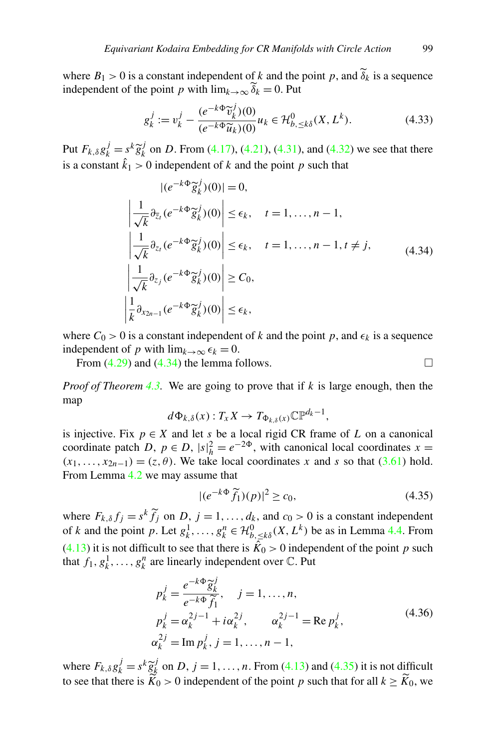where $B_1 > 0$ is a constant independent of $k$ and the point $p$, and $\widetilde{\delta}_k$ is a sequence independent of the point $p$ with $\lim_{k\to\infty}\widetilde{\delta}_k = 0$. Put

$$g_k^j := v_k^j - \frac{(e^{-k\Phi}\widetilde{v}_k^j)(0)}{(e^{-k\Phi}\widetilde{u}_k)(0)} u_k \in \mathcal{H}^0_{b,\leq k\delta}(X, L^k). \tag{4.33}$$

Put $F_{k,\delta} g_k^j = s^k \widetilde{g}_k^j$ on $D$. From (4.17), (4.21), (4.31), and (4.32) we see that there is a constant $\hat{k}_1 > 0$ independent of $k$ and the point $p$ such that

$$\begin{aligned}
&|(e^{-k\Phi}\widetilde{g}_k^j)(0)| = 0,\\
&\left|\frac{1}{\sqrt{k}}\partial_{\overline{z}_t}(e^{-k\Phi}\widetilde{g}_k^j)(0)\right| \leq \epsilon_k, \quad t = 1,\ldots,n-1,\\
&\left|\frac{1}{\sqrt{k}}\partial_{z_t}(e^{-k\Phi}\widetilde{g}_k^j)(0)\right| \leq \epsilon_k, \quad t = 1,\ldots,n-1, t \neq j,\\
&\left|\frac{1}{\sqrt{k}}\partial_{z_j}(e^{-k\Phi}\widetilde{g}_k^j)(0)\right| \geq C_0,\\
&\left|\frac{1}{k}\partial_{x_{2n-1}}(e^{-k\Phi}\widetilde{g}_k^j)(0)\right| \leq \epsilon_k,
\end{aligned} \tag{4.34}$$

where $C_0 > 0$ is a constant independent of $k$ and the point $p$, and $\epsilon_k$ is a sequence independent of $p$ with $\lim_{k\to\infty}\epsilon_k = 0$.

From (4.29) and (4.34) the lemma follows. □

*Proof of Theorem 4.3.* We are going to prove that if $k$ is large enough, then the map

$$d\Phi_{k,\delta}(x) : T_x X \to T_{\Phi_{k,\delta}(x)}\mathbb{CP}^{d_k - 1},$$

is injective. Fix $p \in X$ and let $s$ be a local rigid CR frame of $L$ on a canonical coordinate patch $D$, $p \in D$, $|s|_h^2 = e^{-2\Phi}$, with canonical local coordinates $x = (x_1,\ldots,x_{2n-1}) = (z,\theta)$. We take local coordinates $x$ and $s$ so that (3.61) hold. From Lemma 4.2 we may assume that

$$|(e^{-k\Phi}\widetilde{f}_1)(p)|^2 \geq c_0, \tag{4.35}$$

where $F_{k,\delta} f_j = s^k \widetilde{f}_j$ on $D$, $j = 1,\ldots,d_k$, and $c_0 > 0$ is a constant independent of $k$ and the point $p$. Let $g_k^1,\ldots,g_k^n \in \mathcal{H}^0_{b,\leq k\delta}(X, L^k)$ be as in Lemma 4.4. From (4.13) it is not difficult to see that there is $\widehat{K}_0 > 0$ independent of the point $p$ such that $f_1, g_k^1,\ldots,g_k^n$ are linearly independent over $\mathbb{C}$. Put

$$\begin{aligned}
&p_k^j = \frac{e^{-k\Phi}\widetilde{g}_k^j}{e^{-k\Phi}\widetilde{f}_1}, \quad j = 1,\ldots,n,\\
&p_k^j = \alpha_k^{2j-1} + i\alpha_k^{2j}, \qquad \alpha_k^{2j-1} = \operatorname{Re} p_k^j,\\
&\alpha_k^{2j} = \operatorname{Im} p_k^j,\ j = 1,\ldots,n-1,
\end{aligned} \tag{4.36}$$

where $F_{k,\delta} g_k^j = s^k \widetilde{g}_k^j$ on $D$, $j = 1,\ldots,n$. From (4.13) and (4.35) it is not difficult to see that there is $\widetilde{K}_0 > 0$ independent of the point $p$ such that for all $k \geq \widetilde{K}_0$, we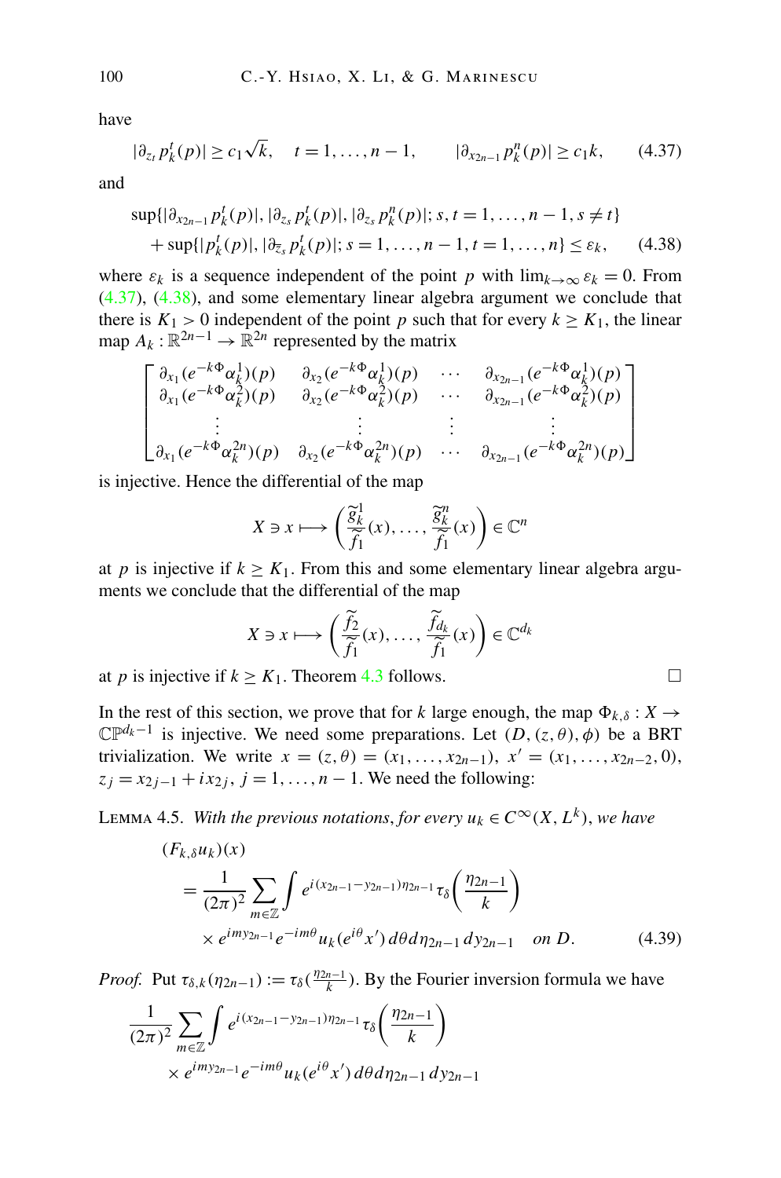have

$$|\partial_{z_t} p_k^t(p)| \geq c_1\sqrt{k}, \quad t = 1, \ldots, n-1, \qquad |\partial_{x_{2n-1}} p_k^n(p)| \geq c_1 k, \tag{4.37}$$

and

$$\begin{aligned}
&\sup\{|\partial_{x_{2n-1}} p_k^t(p)|, |\partial_{z_s} p_k^t(p)|, |\partial_{z_s} p_k^n(p)|; s, t = 1, \ldots, n-1, s \neq t\} \\
&\quad + \sup\{|p_k^t(p)|, |\partial_{\overline{z}_s} p_k^t(p)|; s = 1, \ldots, n-1, t = 1, \ldots, n\} \leq \varepsilon_k,
\end{aligned} \tag{4.38}$$

where $\varepsilon_k$ is a sequence independent of the point $p$ with $\lim_{k\to\infty} \varepsilon_k = 0$. From (4.37), (4.38), and some elementary linear algebra argument we conclude that there is $K_1 > 0$ independent of the point $p$ such that for every $k \geq K_1$, the linear map $A_k : \mathbb{R}^{2n-1} \to \mathbb{R}^{2n}$ represented by the matrix

$$\begin{bmatrix}
\partial_{x_1}(e^{-k\Phi}\alpha_k^1)(p) & \partial_{x_2}(e^{-k\Phi}\alpha_k^1)(p) & \cdots & \partial_{x_{2n-1}}(e^{-k\Phi}\alpha_k^1)(p) \\
\partial_{x_1}(e^{-k\Phi}\alpha_k^2)(p) & \partial_{x_2}(e^{-k\Phi}\alpha_k^2)(p) & \cdots & \partial_{x_{2n-1}}(e^{-k\Phi}\alpha_k^2)(p) \\
\vdots & \vdots & \vdots & \vdots \\
\partial_{x_1}(e^{-k\Phi}\alpha_k^{2n})(p) & \partial_{x_2}(e^{-k\Phi}\alpha_k^{2n})(p) & \cdots & \partial_{x_{2n-1}}(e^{-k\Phi}\alpha_k^{2n})(p)
\end{bmatrix}$$

is injective. Hence the differential of the map

$$X \ni x \longmapsto \left(\frac{\widetilde{g}_k^1}{\widetilde{f}_1}(x), \ldots, \frac{\widetilde{g}_k^n}{\widetilde{f}_1}(x)\right) \in \mathbb{C}^n$$

at $p$ is injective if $k \geq K_1$. From this and some elementary linear algebra arguments we conclude that the differential of the map

$$X \ni x \longmapsto \left(\frac{\widetilde{f}_2}{\widetilde{f}_1}(x), \ldots, \frac{\widetilde{f}_{d_k}}{\widetilde{f}_1}(x)\right) \in \mathbb{C}^{d_k}$$

at $p$ is injective if $k \geq K_1$. Theorem 4.3 follows. $\square$

In the rest of this section, we prove that for $k$ large enough, the map $\Phi_{k,\delta} : X \to \mathbb{CP}^{d_k-1}$ is injective. We need some preparations. Let $(D, (z,\theta), \phi)$ be a BRT trivialization. We write $x = (z,\theta) = (x_1, \ldots, x_{2n-1})$, $x' = (x_1, \ldots, x_{2n-2}, 0)$, $z_j = x_{2j-1} + i x_{2j}$, $j = 1, \ldots, n-1$. We need the following:

Lemma 4.5. *With the previous notations, for every $u_k \in C^\infty(X, L^k)$, we have*

$$\begin{aligned}
&(F_{k,\delta} u_k)(x) \\
&\quad = \frac{1}{(2\pi)^2} \sum_{m\in\mathbb{Z}} \int e^{i(x_{2n-1}-y_{2n-1})\eta_{2n-1}} \tau_\delta\!\left(\frac{\eta_{2n-1}}{k}\right) \\
&\qquad \times e^{imy_{2n-1}} e^{-im\theta} u_k(e^{i\theta}x')\, d\theta\, d\eta_{2n-1}\, dy_{2n-1} \quad \text{on } D.
\end{aligned} \tag{4.39}$$

*Proof.* Put $\tau_{\delta,k}(\eta_{2n-1}) := \tau_\delta(\frac{\eta_{2n-1}}{k})$. By the Fourier inversion formula we have

$$\begin{aligned}
&\frac{1}{(2\pi)^2} \sum_{m\in\mathbb{Z}} \int e^{i(x_{2n-1}-y_{2n-1})\eta_{2n-1}} \tau_\delta\!\left(\frac{\eta_{2n-1}}{k}\right) \\
&\quad \times e^{imy_{2n-1}} e^{-im\theta} u_k(e^{i\theta}x')\, d\theta\, d\eta_{2n-1}\, dy_{2n-1}
\end{aligned}$$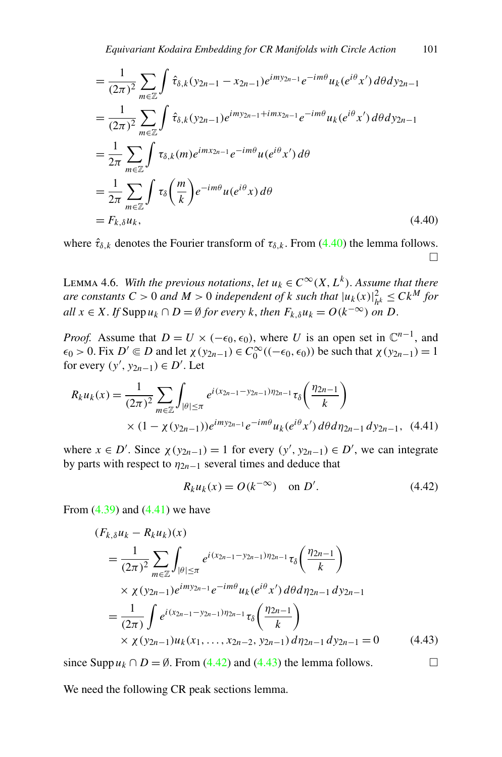$$
\begin{aligned}
&= \frac{1}{(2\pi)^2} \sum_{m\in\mathbb{Z}} \int \hat{\tau}_{\delta,k}(y_{2n-1}-x_{2n-1}) e^{imy_{2n-1}} e^{-im\theta} u_k(e^{i\theta}x')\, d\theta dy_{2n-1} \\
&= \frac{1}{(2\pi)^2} \sum_{m\in\mathbb{Z}} \int \hat{\tau}_{\delta,k}(y_{2n-1}) e^{imy_{2n-1}+imx_{2n-1}} e^{-im\theta} u_k(e^{i\theta}x')\, d\theta dy_{2n-1} \\
&= \frac{1}{2\pi} \sum_{m\in\mathbb{Z}} \int \tau_{\delta,k}(m) e^{imx_{2n-1}} e^{-im\theta} u(e^{i\theta}x')\, d\theta \\
&= \frac{1}{2\pi} \sum_{m\in\mathbb{Z}} \int \tau_\delta\left(\frac{m}{k}\right) e^{-im\theta} u(e^{i\theta}x)\, d\theta \\
&= F_{k,\delta} u_k,
\end{aligned}
\tag{4.40}
$$

where $\hat{\tau}_{\delta,k}$ denotes the Fourier transform of $\tau_{\delta,k}$. From (4.40) the lemma follows. □

LEMMA 4.6. *With the previous notations, let $u_k \in C^\infty(X, L^k)$. Assume that there are constants $C > 0$ and $M > 0$ independent of $k$ such that $|u_k(x)|^2_{h^k} \le Ck^M$ for all $x \in X$. If $\operatorname{Supp} u_k \cap D = \emptyset$ for every $k$, then $F_{k,\delta} u_k = O(k^{-\infty})$ on $D$.*

*Proof.* Assume that $D = U \times (-\epsilon_0, \epsilon_0)$, where $U$ is an open set in $\mathbb{C}^{n-1}$, and $\epsilon_0 > 0$. Fix $D' \Subset D$ and let $\chi(y_{2n-1}) \in C_0^\infty((-\epsilon_0, \epsilon_0))$ be such that $\chi(y_{2n-1}) = 1$ for every $(y', y_{2n-1}) \in D'$. Let

$$
\begin{aligned}
R_k u_k(x) = \frac{1}{(2\pi)^2} \sum_{m\in\mathbb{Z}} \int_{|\theta|\le\pi} & e^{i(x_{2n-1}-y_{2n-1})\eta_{2n-1}} \tau_\delta\left(\frac{\eta_{2n-1}}{k}\right) \\
& \times (1-\chi(y_{2n-1})) e^{imy_{2n-1}} e^{-im\theta} u_k(e^{i\theta}x')\, d\theta d\eta_{2n-1}\, dy_{2n-1},
\end{aligned}
\tag{4.41}
$$

where $x \in D'$. Since $\chi(y_{2n-1}) = 1$ for every $(y', y_{2n-1}) \in D'$, we can integrate by parts with respect to $\eta_{2n-1}$ several times and deduce that

$$
R_k u_k(x) = O(k^{-\infty}) \quad \text{on } D'. \tag{4.42}
$$

From (4.39) and (4.41) we have

$$
\begin{aligned}
&(F_{k,\delta} u_k - R_k u_k)(x) \\
&\quad = \frac{1}{(2\pi)^2} \sum_{m\in\mathbb{Z}} \int_{|\theta|\le\pi} e^{i(x_{2n-1}-y_{2n-1})\eta_{2n-1}} \tau_\delta\left(\frac{\eta_{2n-1}}{k}\right) \\
&\qquad \times \chi(y_{2n-1}) e^{imy_{2n-1}} e^{-im\theta} u_k(e^{i\theta}x')\, d\theta d\eta_{2n-1}\, dy_{2n-1} \\
&\quad = \frac{1}{(2\pi)} \int e^{i(x_{2n-1}-y_{2n-1})\eta_{2n-1}} \tau_\delta\left(\frac{\eta_{2n-1}}{k}\right) \\
&\qquad \times \chi(y_{2n-1}) u_k(x_1, \ldots, x_{2n-2}, y_{2n-1})\, d\eta_{2n-1}\, dy_{2n-1} = 0
\end{aligned}
\tag{4.43}
$$

since $\operatorname{Supp} u_k \cap D = \emptyset$. From (4.42) and (4.43) the lemma follows. □

We need the following CR peak sections lemma.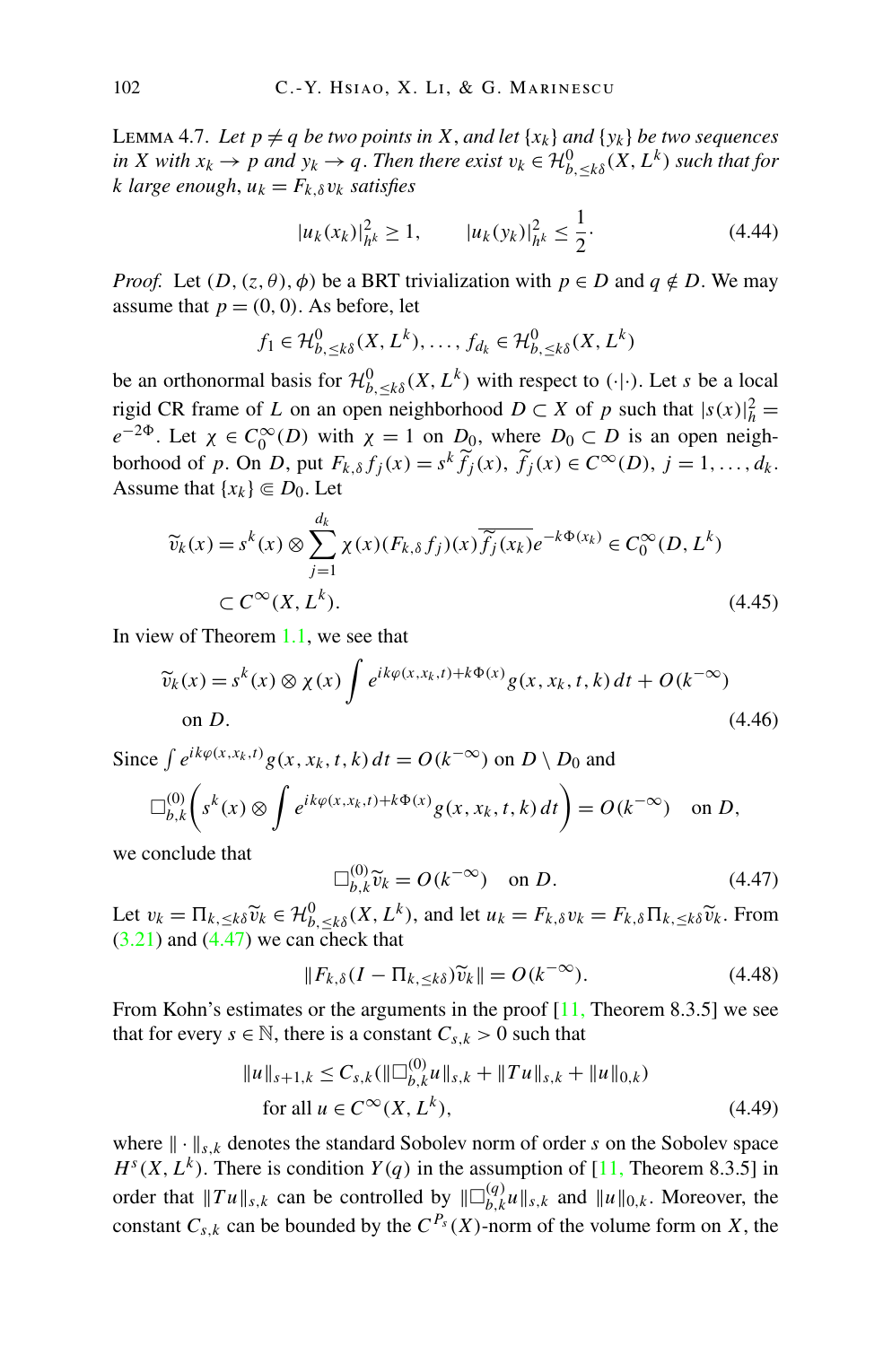LEMMA 4.7. *Let $p \neq q$ be two points in $X$, and let $\{x_k\}$ and $\{y_k\}$ be two sequences in $X$ with $x_k \to p$ and $y_k \to q$. Then there exist $v_k \in \mathcal{H}^0_{b,\leq k\delta}(X, L^k)$ such that for $k$ large enough, $u_k = F_{k,\delta} v_k$ satisfies*

$$
|u_k(x_k)|^2_{h^k} \geq 1, \qquad |u_k(y_k)|^2_{h^k} \leq \frac{1}{2}. \tag{4.44}
$$

*Proof.* Let $(D, (z, \theta), \phi)$ be a BRT trivialization with $p \in D$ and $q \notin D$. We may assume that $p = (0, 0)$. As before, let

$$
f_1 \in \mathcal{H}^0_{b,\leq k\delta}(X, L^k), \ldots, f_{d_k} \in \mathcal{H}^0_{b,\leq k\delta}(X, L^k)
$$

be an orthonormal basis for $\mathcal{H}^0_{b,\leq k\delta}(X, L^k)$ with respect to $(\cdot|\cdot)$. Let $s$ be a local rigid CR frame of $L$ on an open neighborhood $D \subset X$ of $p$ such that $|s(x)|^2_h = e^{-2\Phi}$. Let $\chi \in C_0^\infty(D)$ with $\chi = 1$ on $D_0$, where $D_0 \subset D$ is an open neighborhood of $p$. On $D$, put $F_{k,\delta} f_j(x) = s^k \widetilde{f}_j(x)$, $\widetilde{f}_j(x) \in C^\infty(D)$, $j = 1, \ldots, d_k$. Assume that $\{x_k\} \Subset D_0$. Let

$$
\begin{aligned}
\widetilde{v}_k(x) &= s^k(x) \otimes \sum_{j=1}^{d_k} \chi(x)(F_{k,\delta} f_j)(x)\overline{\widetilde{f}_j(x_k)} e^{-k\Phi(x_k)} \in C_0^\infty(D, L^k) \\
&\subset C^\infty(X, L^k).
\end{aligned} \tag{4.45}
$$

In view of Theorem 1.1, we see that

$$
\begin{aligned}
\widetilde{v}_k(x) &= s^k(x) \otimes \chi(x) \int e^{ik\varphi(x,x_k,t) + k\Phi(x)} g(x, x_k, t, k)\, dt + O(k^{-\infty}) \\
&\text{on } D.
\end{aligned} \tag{4.46}
$$

Since $\int e^{ik\varphi(x,x_k,t)} g(x, x_k, t, k)\, dt = O(k^{-\infty})$ on $D \setminus D_0$ and

$$
\square^{(0)}_{b,k}\left(s^k(x) \otimes \int e^{ik\varphi(x,x_k,t)+k\Phi(x)} g(x, x_k, t, k)\, dt\right) = O(k^{-\infty}) \quad \text{on } D,
$$

we conclude that

$$
\square^{(0)}_{b,k}\widetilde{v}_k = O(k^{-\infty}) \quad \text{on } D. \tag{4.47}
$$

Let $v_k = \Pi_{k,\leq k\delta}\widetilde{v}_k \in \mathcal{H}^0_{b,\leq k\delta}(X, L^k)$, and let $u_k = F_{k,\delta} v_k = F_{k,\delta}\Pi_{k,\leq k\delta}\widetilde{v}_k$. From (3.21) and (4.47) we can check that

$$
\|F_{k,\delta}(I - \Pi_{k,\leq k\delta})\widetilde{v}_k\| = O(k^{-\infty}). \tag{4.48}
$$

From Kohn's estimates or the arguments in the proof [11, Theorem 8.3.5] we see that for every $s \in \mathbb{N}$, there is a constant $C_{s,k} > 0$ such that

$$
\begin{aligned}
&\|u\|_{s+1,k} \leq C_{s,k}(\|\square^{(0)}_{b,k} u\|_{s,k} + \|Tu\|_{s,k} + \|u\|_{0,k}) \\
&\quad \text{for all } u \in C^\infty(X, L^k),
\end{aligned} \tag{4.49}
$$

where $\|\cdot\|_{s,k}$ denotes the standard Sobolev norm of order $s$ on the Sobolev space $H^s(X, L^k)$. There is condition $Y(q)$ in the assumption of [11, Theorem 8.3.5] in order that $\|Tu\|_{s,k}$ can be controlled by $\|\square^{(q)}_{b,k} u\|_{s,k}$ and $\|u\|_{0,k}$. Moreover, the constant $C_{s,k}$ can be bounded by the $C^{P_s}(X)$-norm of the volume form on $X$, the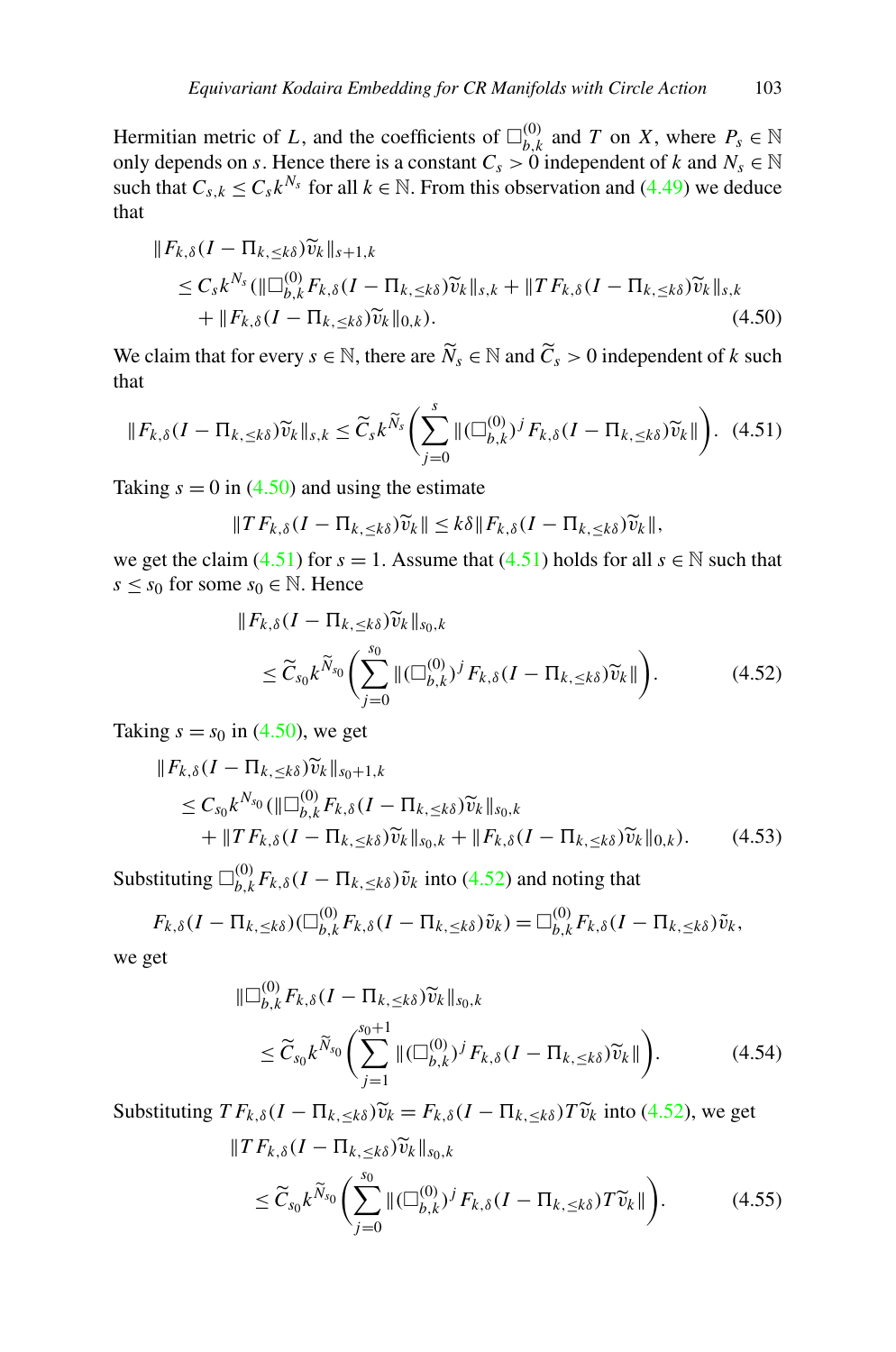Hermitian metric of $L$, and the coefficients of $\Box^{(0)}_{b,k}$ and $T$ on $X$, where $P_s \in \mathbb{N}$ only depends on $s$. Hence there is a constant $C_s > 0$ independent of $k$ and $N_s \in \mathbb{N}$ such that $C_{s,k} \leq C_s k^{N_s}$ for all $k \in \mathbb{N}$. From this observation and (4.49) we deduce that

$$
\begin{aligned}
&\|F_{k,\delta}(I - \Pi_{k,\leq k\delta})\widetilde{v}_k\|_{s+1,k} \\
&\quad \leq C_s k^{N_s}(\|\Box^{(0)}_{b,k} F_{k,\delta}(I - \Pi_{k,\leq k\delta})\widetilde{v}_k\|_{s,k} + \|T F_{k,\delta}(I - \Pi_{k,\leq k\delta})\widetilde{v}_k\|_{s,k} \\
&\qquad + \|F_{k,\delta}(I - \Pi_{k,\leq k\delta})\widetilde{v}_k\|_{0,k}).
\end{aligned} \tag{4.50}
$$

We claim that for every $s \in \mathbb{N}$, there are $\widetilde{N}_s \in \mathbb{N}$ and $\widetilde{C}_s > 0$ independent of $k$ such that

$$
\|F_{k,\delta}(I - \Pi_{k,\leq k\delta})\widetilde{v}_k\|_{s,k} \leq \widetilde{C}_s k^{\widetilde{N}_s}\left(\sum_{j=0}^{s} \|(\Box^{(0)}_{b,k})^j F_{k,\delta}(I - \Pi_{k,\leq k\delta})\widetilde{v}_k\|\right). \tag{4.51}
$$

Taking $s = 0$ in (4.50) and using the estimate

$$
\|T F_{k,\delta}(I - \Pi_{k,\leq k\delta})\widetilde{v}_k\| \leq k\delta \|F_{k,\delta}(I - \Pi_{k,\leq k\delta})\widetilde{v}_k\|,
$$

we get the claim (4.51) for $s = 1$. Assume that (4.51) holds for all $s \in \mathbb{N}$ such that $s \leq s_0$ for some $s_0 \in \mathbb{N}$. Hence

$$
\begin{aligned}
&\|F_{k,\delta}(I - \Pi_{k,\leq k\delta})\widetilde{v}_k\|_{s_0,k} \\
&\quad \leq \widetilde{C}_{s_0} k^{\widetilde{N}_{s_0}}\left(\sum_{j=0}^{s_0} \|(\Box^{(0)}_{b,k})^j F_{k,\delta}(I - \Pi_{k,\leq k\delta})\widetilde{v}_k\|\right).
\end{aligned} \tag{4.52}
$$

Taking $s = s_0$ in (4.50), we get

$$
\begin{aligned}
&\|F_{k,\delta}(I - \Pi_{k,\leq k\delta})\widetilde{v}_k\|_{s_0+1,k} \\
&\quad \leq C_{s_0} k^{N_{s_0}}(\|\Box^{(0)}_{b,k} F_{k,\delta}(I - \Pi_{k,\leq k\delta})\widetilde{v}_k\|_{s_0,k} \\
&\qquad + \|T F_{k,\delta}(I - \Pi_{k,\leq k\delta})\widetilde{v}_k\|_{s_0,k} + \|F_{k,\delta}(I - \Pi_{k,\leq k\delta})\widetilde{v}_k\|_{0,k}).
\end{aligned} \tag{4.53}
$$

Substituting $\Box^{(0)}_{b,k} F_{k,\delta}(I - \Pi_{k,\leq k\delta})\tilde{v}_k$ into (4.52) and noting that

$$
F_{k,\delta}(I - \Pi_{k,\leq k\delta})(\Box^{(0)}_{b,k} F_{k,\delta}(I - \Pi_{k,\leq k\delta})\tilde{v}_k) = \Box^{(0)}_{b,k} F_{k,\delta}(I - \Pi_{k,\leq k\delta})\tilde{v}_k,
$$

we get

$$
\begin{aligned}
&\|\Box^{(0)}_{b,k} F_{k,\delta}(I - \Pi_{k,\leq k\delta})\widetilde{v}_k\|_{s_0,k} \\
&\quad \leq \widetilde{C}_{s_0} k^{\widetilde{N}_{s_0}}\left(\sum_{j=1}^{s_0+1} \|(\Box^{(0)}_{b,k})^j F_{k,\delta}(I - \Pi_{k,\leq k\delta})\widetilde{v}_k\|\right).
\end{aligned} \tag{4.54}
$$

Substituting $T F_{k,\delta}(I - \Pi_{k,\leq k\delta})\widetilde{v}_k = F_{k,\delta}(I - \Pi_{k,\leq k\delta})T\widetilde{v}_k$ into (4.52), we get

$$
\begin{aligned}
&\|T F_{k,\delta}(I - \Pi_{k,\leq k\delta})\widetilde{v}_k\|_{s_0,k} \\
&\quad \leq \widetilde{C}_{s_0} k^{\widetilde{N}_{s_0}}\left(\sum_{j=0}^{s_0} \|(\Box^{(0)}_{b,k})^j F_{k,\delta}(I - \Pi_{k,\leq k\delta})T\widetilde{v}_k\|\right).
\end{aligned} \tag{4.55}
$$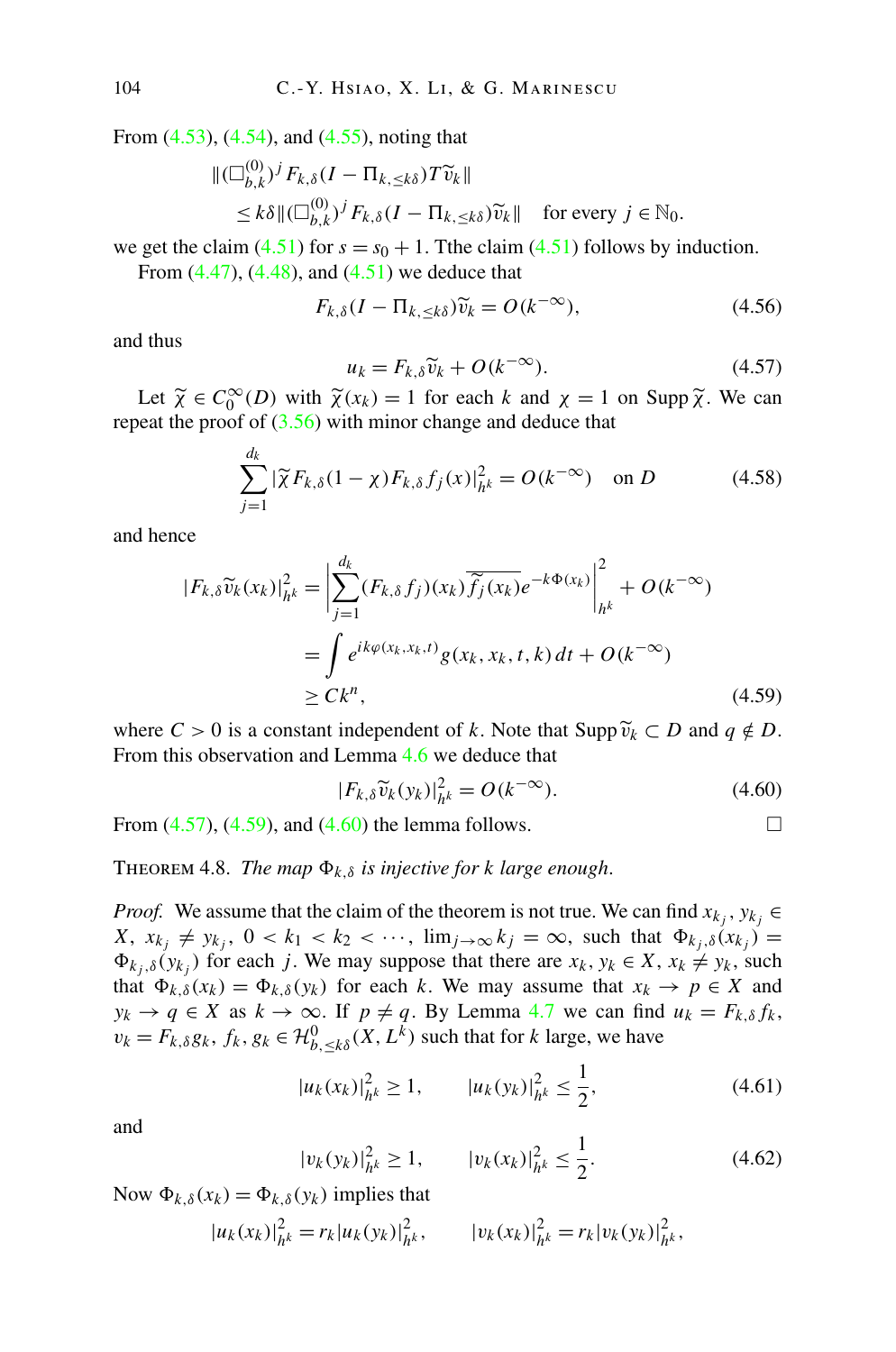From (4.53), (4.54), and (4.55), noting that

$$\|(\Box_{b,k}^{(0)})^j F_{k,\delta}(I-\Pi_{k,\leq k\delta})T\widetilde{v}_k\|$$
$$\leq k\delta\|(\Box_{b,k}^{(0)})^j F_{k,\delta}(I-\Pi_{k,\leq k\delta})\widetilde{v}_k\| \quad \text{for every } j\in\mathbb{N}_0.$$

we get the claim (4.51) for $s=s_0+1$. Tthe claim (4.51) follows by induction.

From (4.47), (4.48), and (4.51) we deduce that

$$F_{k,\delta}(I-\Pi_{k,\leq k\delta})\widetilde{v}_k = O(k^{-\infty}), \tag{4.56}$$

and thus

$$u_k = F_{k,\delta}\widetilde{v}_k + O(k^{-\infty}). \tag{4.57}$$

Let $\widetilde{\chi}\in C_0^\infty(D)$ with $\widetilde{\chi}(x_k)=1$ for each $k$ and $\chi=1$ on $\operatorname{Supp}\widetilde{\chi}$. We can repeat the proof of (3.56) with minor change and deduce that

$$\sum_{j=1}^{d_k}|\widetilde{\chi}F_{k,\delta}(1-\chi)F_{k,\delta}f_j(x)|^2_{h^k} = O(k^{-\infty}) \quad \text{on } D \tag{4.58}$$

and hence

$$\begin{aligned}|F_{k,\delta}\widetilde{v}_k(x_k)|^2_{h^k} &= \left|\sum_{j=1}^{d_k}(F_{k,\delta}f_j)(x_k)\overline{\widetilde{f}_j(x_k)}e^{-k\Phi(x_k)}\right|^2_{h^k} + O(k^{-\infty})\\ &= \int e^{ik\varphi(x_k,x_k,t)}g(x_k,x_k,t,k)\,dt + O(k^{-\infty})\\ &\geq Ck^n,\end{aligned} \tag{4.59}$$

where $C>0$ is a constant independent of $k$. Note that $\operatorname{Supp}\widetilde{v}_k\subset D$ and $q\notin D$. From this observation and Lemma 4.6 we deduce that

$$|F_{k,\delta}\widetilde{v}_k(y_k)|^2_{h^k} = O(k^{-\infty}). \tag{4.60}$$

From (4.57), (4.59), and (4.60) the lemma follows. □

**Theorem 4.8.** *The map $\Phi_{k,\delta}$ is injective for $k$ large enough.*

*Proof.* We assume that the claim of the theorem is not true. We can find $x_{k_j}, y_{k_j}\in X$, $x_{k_j}\neq y_{k_j}$, $0<k_1<k_2<\cdots$, $\lim_{j\to\infty}k_j=\infty$, such that $\Phi_{k_j,\delta}(x_{k_j})=\Phi_{k_j,\delta}(y_{k_j})$ for each $j$. We may suppose that there are $x_k, y_k\in X$, $x_k\neq y_k$, such that $\Phi_{k,\delta}(x_k)=\Phi_{k,\delta}(y_k)$ for each $k$. We may assume that $x_k\to p\in X$ and $y_k\to q\in X$ as $k\to\infty$. If $p\neq q$. By Lemma 4.7 we can find $u_k=F_{k,\delta}f_k$, $v_k=F_{k,\delta}g_k$, $f_k, g_k\in\mathcal{H}^0_{b,\leq k\delta}(X,L^k)$ such that for $k$ large, we have

$$|u_k(x_k)|^2_{h^k}\geq 1, \qquad |u_k(y_k)|^2_{h^k}\leq\frac{1}{2}, \tag{4.61}$$

and

$$|v_k(y_k)|^2_{h^k}\geq 1, \qquad |v_k(x_k)|^2_{h^k}\leq\frac{1}{2}. \tag{4.62}$$

Now $\Phi_{k,\delta}(x_k)=\Phi_{k,\delta}(y_k)$ implies that

$$|u_k(x_k)|^2_{h^k} = r_k|u_k(y_k)|^2_{h^k}, \qquad |v_k(x_k)|^2_{h^k} = r_k|v_k(y_k)|^2_{h^k},$$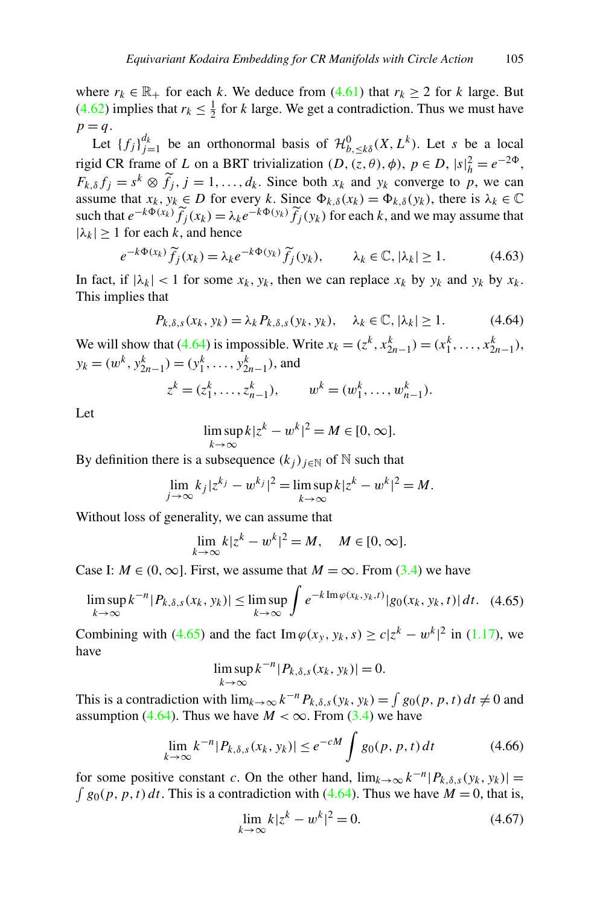where $r_k \in \mathbb{R}_+$ for each $k$. We deduce from (4.61) that $r_k \geq 2$ for $k$ large. But (4.62) implies that $r_k \leq \frac{1}{2}$ for $k$ large. We get a contradiction. Thus we must have $p = q$.

Let $\{f_j\}_{j=1}^{d_k}$ be an orthonormal basis of $\mathcal{H}^0_{b,\leq k\delta}(X, L^k)$. Let $s$ be a local rigid CR frame of $L$ on a BRT trivialization $(D, (z, \theta), \phi)$, $p \in D$, $|s|_h^2 = e^{-2\Phi}$, $F_{k,\delta} f_j = s^k \otimes \widetilde{f}_j$, $j = 1, \ldots, d_k$. Since both $x_k$ and $y_k$ converge to $p$, we can assume that $x_k, y_k \in D$ for every $k$. Since $\Phi_{k,\delta}(x_k) = \Phi_{k,\delta}(y_k)$, there is $\lambda_k \in \mathbb{C}$ such that $e^{-k\Phi(x_k)} \widetilde{f}_j(x_k) = \lambda_k e^{-k\Phi(y_k)} \widetilde{f}_j(y_k)$ for each $k$, and we may assume that $|\lambda_k| \geq 1$ for each $k$, and hence

$$e^{-k\Phi(x_k)} \widetilde{f}_j(x_k) = \lambda_k e^{-k\Phi(y_k)} \widetilde{f}_j(y_k), \qquad \lambda_k \in \mathbb{C}, |\lambda_k| \geq 1. \tag{4.63}$$

In fact, if $|\lambda_k| < 1$ for some $x_k, y_k$, then we can replace $x_k$ by $y_k$ and $y_k$ by $x_k$. This implies that

$$P_{k,\delta,s}(x_k, y_k) = \lambda_k P_{k,\delta,s}(y_k, y_k), \quad \lambda_k \in \mathbb{C}, |\lambda_k| \geq 1. \tag{4.64}$$

We will show that (4.64) is impossible. Write $x_k = (z^k, x^k_{2n-1}) = (x^k_1, \ldots, x^k_{2n-1})$, $y_k = (w^k, y^k_{2n-1}) = (y^k_1, \ldots, y^k_{2n-1})$, and

$$z^k = (z^k_1, \ldots, z^k_{n-1}), \qquad w^k = (w^k_1, \ldots, w^k_{n-1}).$$

Let

$$\limsup_{k\to\infty} k|z^k - w^k|^2 = M \in [0, \infty].$$

By definition there is a subsequence $(k_j)_{j\in\mathbb{N}}$ of $\mathbb{N}$ such that

$$\lim_{j\to\infty} k_j |z^{k_j} - w^{k_j}|^2 = \limsup_{k\to\infty} k|z^k - w^k|^2 = M.$$

Without loss of generality, we can assume that

$$\lim_{k\to\infty} k|z^k - w^k|^2 = M, \quad M \in [0, \infty].$$

Case I: $M \in (0, \infty]$. First, we assume that $M = \infty$. From (3.4) we have

$$\limsup_{k\to\infty} k^{-n} |P_{k,\delta,s}(x_k, y_k)| \leq \limsup_{k\to\infty} \int e^{-k \operatorname{Im} \varphi(x_k, y_k, t)} |g_0(x_k, y_k, t)| \, dt. \tag{4.65}$$

Combining with (4.65) and the fact $\operatorname{Im} \varphi(x_y, y_k, s) \geq c|z^k - w^k|^2$ in (1.17), we have

$$\limsup_{k\to\infty} k^{-n} |P_{k,\delta,s}(x_k, y_k)| = 0.$$

This is a contradiction with $\lim_{k\to\infty} k^{-n} P_{k,\delta,s}(y_k, y_k) = \int g_0(p, p, t)\, dt \neq 0$ and assumption (4.64). Thus we have $M < \infty$. From (3.4) we have

$$\lim_{k\to\infty} k^{-n} |P_{k,\delta,s}(x_k, y_k)| \leq e^{-cM} \int g_0(p, p, t)\, dt \tag{4.66}$$

for some positive constant $c$. On the other hand, $\lim_{k\to\infty} k^{-n} |P_{k,\delta,s}(y_k, y_k)| = \int g_0(p, p, t)\, dt$. This is a contradiction with (4.64). Thus we have $M = 0$, that is,

$$\lim_{k\to\infty} k|z^k - w^k|^2 = 0. \tag{4.67}$$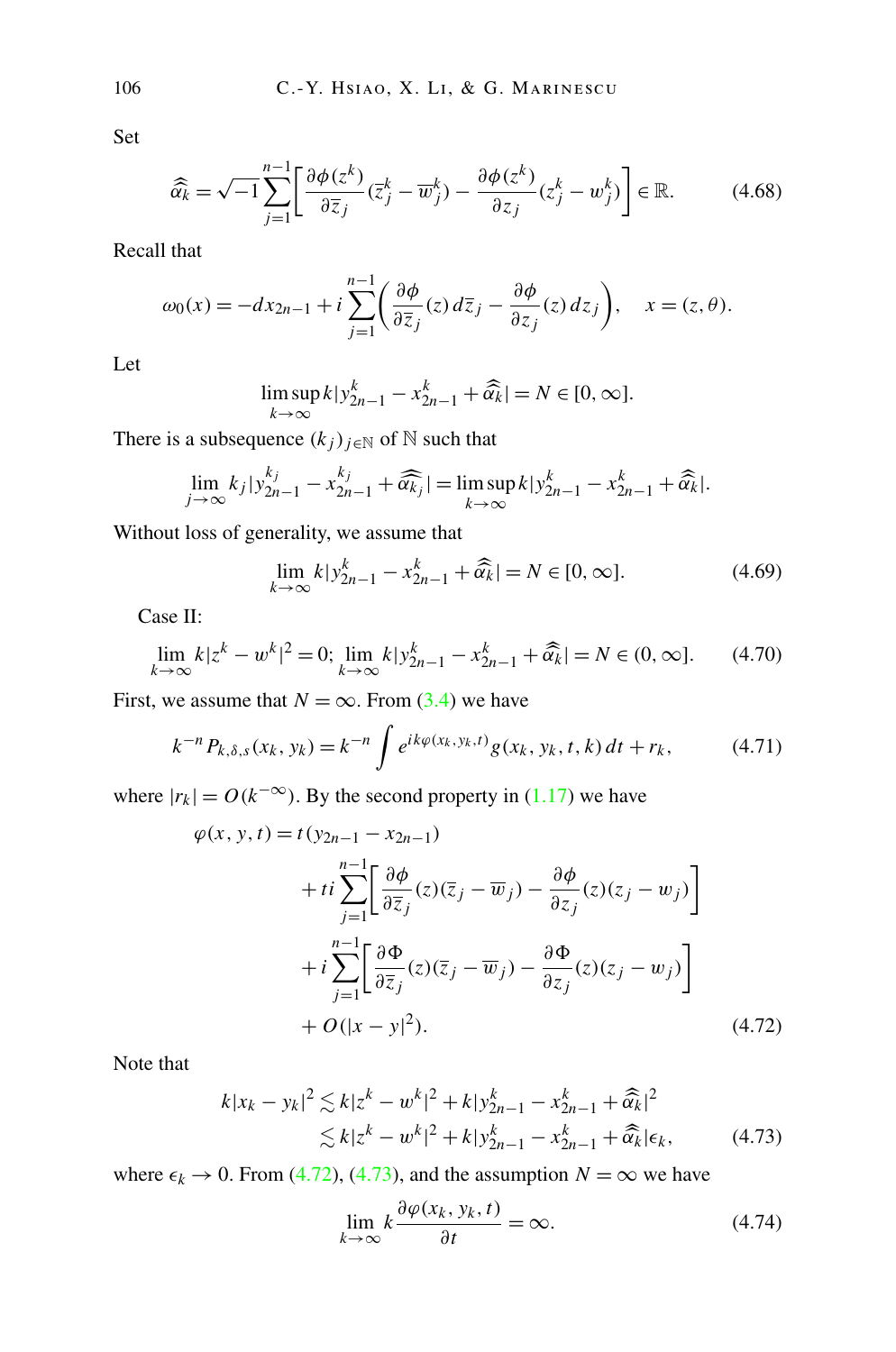Set

$$\widehat{\widehat{\alpha}}_k = \sqrt{-1}\sum_{j=1}^{n-1}\left[\frac{\partial \phi(z^k)}{\partial \overline{z}_j}(\overline{z}_j^k - \overline{w}_j^k) - \frac{\partial \phi(z^k)}{\partial z_j}(z_j^k - w_j^k)\right] \in \mathbb{R}. \tag{4.68}$$

Recall that

$$\omega_0(x) = -dx_{2n-1} + i\sum_{j=1}^{n-1}\left(\frac{\partial \phi}{\partial \overline{z}_j}(z)\, d\overline{z}_j - \frac{\partial \phi}{\partial z_j}(z)\, dz_j\right), \quad x = (z, \theta).$$

Let

$$\limsup_{k\to\infty} k|y_{2n-1}^k - x_{2n-1}^k + \widehat{\widehat{\alpha}}_k| = N \in [0, \infty].$$

There is a subsequence $(k_j)_{j\in\mathbb{N}}$ of $\mathbb{N}$ such that

$$\lim_{j\to\infty} k_j|y_{2n-1}^{k_j} - x_{2n-1}^{k_j} + \widehat{\widehat{\alpha}}_{k_j}| = \limsup_{k\to\infty} k|y_{2n-1}^k - x_{2n-1}^k + \widehat{\widehat{\alpha}}_k|.$$

Without loss of generality, we assume that

$$\lim_{k\to\infty} k|y_{2n-1}^k - x_{2n-1}^k + \widehat{\widehat{\alpha}}_k| = N \in [0, \infty]. \tag{4.69}$$

Case II:

$$\lim_{k\to\infty} k|z^k - w^k|^2 = 0;\ \lim_{k\to\infty} k|y_{2n-1}^k - x_{2n-1}^k + \widehat{\widehat{\alpha}}_k| = N \in (0, \infty]. \tag{4.70}$$

First, we assume that $N = \infty$. From (3.4) we have

$$k^{-n}P_{k,\delta,s}(x_k, y_k) = k^{-n}\int e^{ik\varphi(x_k,y_k,t)}g(x_k, y_k, t, k)\, dt + r_k, \tag{4.71}$$

where $|r_k| = O(k^{-\infty})$. By the second property in (1.17) we have

$$\begin{aligned}
\varphi(x, y, t) = {} & t(y_{2n-1} - x_{2n-1}) \\
& + ti\sum_{j=1}^{n-1}\left[\frac{\partial \phi}{\partial \overline{z}_j}(z)(\overline{z}_j - \overline{w}_j) - \frac{\partial \phi}{\partial z_j}(z)(z_j - w_j)\right] \\
& + i\sum_{j=1}^{n-1}\left[\frac{\partial \Phi}{\partial \overline{z}_j}(z)(\overline{z}_j - \overline{w}_j) - \frac{\partial \Phi}{\partial z_j}(z)(z_j - w_j)\right] \\
& + O(|x-y|^2).
\end{aligned} \tag{4.72}$$

Note that

$$\begin{aligned}
k|x_k - y_k|^2 &\lesssim k|z^k - w^k|^2 + k|y_{2n-1}^k - x_{2n-1}^k + \widehat{\widehat{\alpha}}_k|^2 \\
&\lesssim k|z^k - w^k|^2 + k|y_{2n-1}^k - x_{2n-1}^k + \widehat{\widehat{\alpha}}_k|\epsilon_k,
\end{aligned} \tag{4.73}$$

where $\epsilon_k \to 0$. From (4.72), (4.73), and the assumption $N = \infty$ we have

$$\lim_{k\to\infty} k\frac{\partial \varphi(x_k, y_k, t)}{\partial t} = \infty. \tag{4.74}$$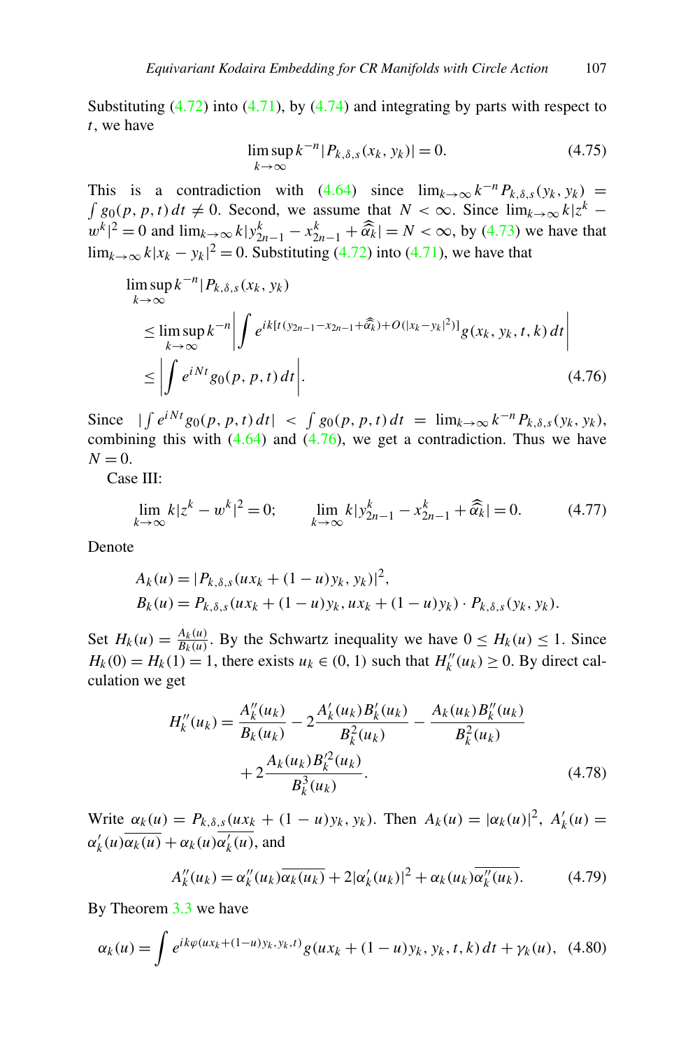Substituting (4.72) into (4.71), by (4.74) and integrating by parts with respect to $t$, we have

$$\limsup_{k\to\infty} k^{-n}|P_{k,\delta,s}(x_k, y_k)| = 0. \tag{4.75}$$

This is a contradiction with (4.64) since $\lim_{k\to\infty} k^{-n} P_{k,\delta,s}(y_k, y_k) = \int g_0(p, p, t)\,dt \neq 0$. Second, we assume that $N < \infty$. Since $\lim_{k\to\infty} k|z^k - w^k|^2 = 0$ and $\lim_{k\to\infty} k|y^k_{2n-1} - x^k_{2n-1} + \widehat{\widehat{\alpha}}_k| = N < \infty$, by (4.73) we have that $\lim_{k\to\infty} k|x_k - y_k|^2 = 0$. Substituting (4.72) into (4.71), we have that

$$\begin{aligned}
&\limsup_{k\to\infty} k^{-n}|P_{k,\delta,s}(x_k, y_k)| \\
&\quad\le \limsup_{k\to\infty} k^{-n}\left|\int e^{ik[t(y_{2n-1}-x_{2n-1}+\widehat{\widehat{\alpha}}_k)+O(|x_k-y_k|^2)]} g(x_k, y_k, t, k)\,dt\right| \\
&\quad\le \left|\int e^{iNt} g_0(p, p, t)\,dt\right|.
\end{aligned} \tag{4.76}$$

Since $|\int e^{iNt} g_0(p, p, t)\,dt| < \int g_0(p, p, t)\,dt = \lim_{k\to\infty} k^{-n} P_{k,\delta,s}(y_k, y_k)$, combining this with (4.64) and (4.76), we get a contradiction. Thus we have $N = 0$.

Case III:

$$\lim_{k\to\infty} k|z^k - w^k|^2 = 0; \qquad \lim_{k\to\infty} k|y^k_{2n-1} - x^k_{2n-1} + \widehat{\widehat{\alpha}}_k| = 0. \tag{4.77}$$

Denote

$$\begin{aligned}
&A_k(u) = |P_{k,\delta,s}(ux_k + (1-u)y_k, y_k)|^2, \\
&B_k(u) = P_{k,\delta,s}(ux_k + (1-u)y_k, ux_k + (1-u)y_k) \cdot P_{k,\delta,s}(y_k, y_k).
\end{aligned}$$

Set $H_k(u) = \frac{A_k(u)}{B_k(u)}$. By the Schwartz inequality we have $0 \le H_k(u) \le 1$. Since $H_k(0) = H_k(1) = 1$, there exists $u_k \in (0, 1)$ such that $H''_k(u_k) \ge 0$. By direct calculation we get

$$\begin{aligned}
H''_k(u_k) = \frac{A''_k(u_k)}{B_k(u_k)} - 2\frac{A'_k(u_k)B'_k(u_k)}{B^2_k(u_k)} - \frac{A_k(u_k)B''_k(u_k)}{B^2_k(u_k)} \\
+ 2\frac{A_k(u_k)B'^2_k(u_k)}{B^3_k(u_k)}.
\end{aligned} \tag{4.78}$$

Write $\alpha_k(u) = P_{k,\delta,s}(ux_k + (1-u)y_k, y_k)$. Then $A_k(u) = |\alpha_k(u)|^2$, $A'_k(u) = \alpha'_k(u)\overline{\alpha_k(u)} + \alpha_k(u)\overline{\alpha'_k(u)}$, and

$$A''_k(u_k) = \alpha''_k(u_k)\overline{\alpha_k(u_k)} + 2|\alpha'_k(u_k)|^2 + \alpha_k(u_k)\overline{\alpha''_k(u_k)}. \tag{4.79}$$

By Theorem 3.3 we have

$$\alpha_k(u) = \int e^{ik\varphi(ux_k+(1-u)y_k, y_k, t)} g(ux_k + (1-u)y_k, y_k, t, k)\,dt + \gamma_k(u), \tag{4.80}$$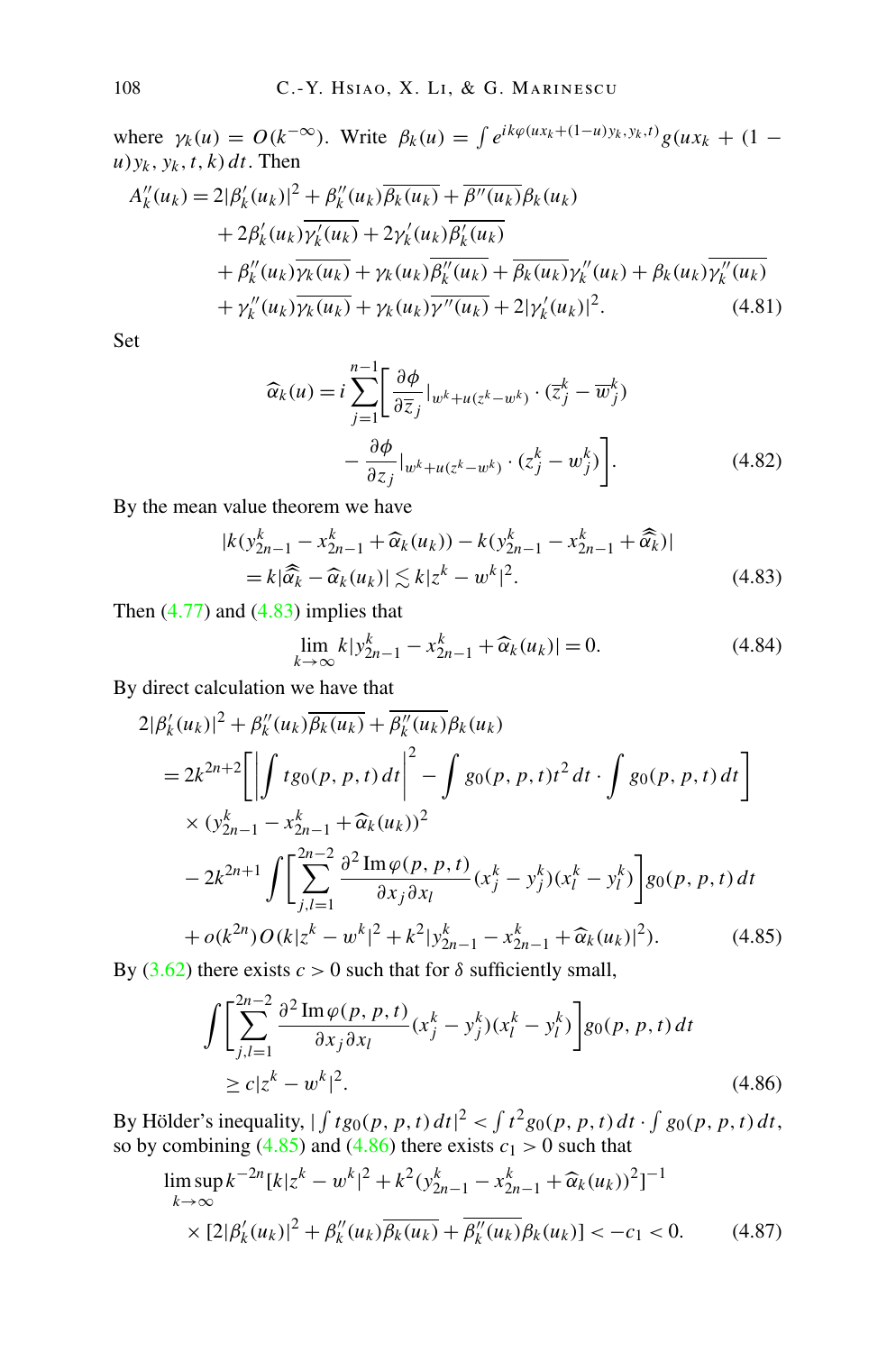where $\gamma_k(u) = O(k^{-\infty})$. Write $\beta_k(u) = \int e^{ik\varphi(ux_k+(1-u)y_k,y_k,t)} g(ux_k + (1-u)y_k, y_k, t, k)\,dt$. Then

$$
\begin{aligned}
A_k''(u_k) &= 2|\beta_k'(u_k)|^2 + \beta_k''(u_k)\overline{\beta_k(u_k)} + \overline{\beta''(u_k)}\beta_k(u_k) \\
&\quad + 2\beta_k'(u_k)\overline{\gamma_k'(u_k)} + 2\gamma_k'(u_k)\overline{\beta_k'(u_k)} \\
&\quad + \beta_k''(u_k)\overline{\gamma_k(u_k)} + \gamma_k(u_k)\overline{\beta_k''(u_k)} + \overline{\beta_k(u_k)}\gamma_k''(u_k) + \beta_k(u_k)\overline{\gamma_k''(u_k)} \\
&\quad + \gamma_k''(u_k)\overline{\gamma_k(u_k)} + \gamma_k(u_k)\overline{\gamma''(u_k)} + 2|\gamma_k'(u_k)|^2. \qquad (4.81)
\end{aligned}
$$

Set

$$
\begin{aligned}
\widehat{\alpha}_k(u) = i\sum_{j=1}^{n-1}\bigg[&\frac{\partial\phi}{\partial\overline{z}_j}\Big|_{w^k+u(z^k-w^k)}\cdot(\overline{z}_j^k - \overline{w}_j^k) \\
&- \frac{\partial\phi}{\partial z_j}\Big|_{w^k+u(z^k-w^k)}\cdot(z_j^k - w_j^k)\bigg]. \qquad (4.82)
\end{aligned}
$$

By the mean value theorem we have

$$
\begin{aligned}
&|k(y_{2n-1}^k - x_{2n-1}^k + \widehat{\alpha}_k(u_k)) - k(y_{2n-1}^k - x_{2n-1}^k + \widehat{\widehat{\alpha}}_k)| \\
&\quad = k|\widehat{\widehat{\alpha}}_k - \widehat{\alpha}_k(u_k)| \lesssim k|z^k - w^k|^2. \qquad (4.83)
\end{aligned}
$$

Then (4.77) and (4.83) implies that

$$
\lim_{k\to\infty} k|y_{2n-1}^k - x_{2n-1}^k + \widehat{\alpha}_k(u_k)| = 0. \qquad (4.84)
$$

By direct calculation we have that

$$
\begin{aligned}
&2|\beta_k'(u_k)|^2 + \beta_k''(u_k)\overline{\beta_k(u_k)} + \overline{\beta_k''(u_k)}\beta_k(u_k) \\
&= 2k^{2n+2}\bigg[\Big|\int tg_0(p,p,t)\,dt\Big|^2 - \int g_0(p,p,t)t^2\,dt\cdot\int g_0(p,p,t)\,dt\bigg] \\
&\quad \times (y_{2n-1}^k - x_{2n-1}^k + \widehat{\alpha}_k(u_k))^2 \\
&\quad - 2k^{2n+1}\int\bigg[\sum_{j,l=1}^{2n-2}\frac{\partial^2 \operatorname{Im}\varphi(p,p,t)}{\partial x_j\partial x_l}(x_j^k - y_j^k)(x_l^k - y_l^k)\bigg]g_0(p,p,t)\,dt \\
&\quad + o(k^{2n})O(k|z^k - w^k|^2 + k^2|y_{2n-1}^k - x_{2n-1}^k + \widehat{\alpha}_k(u_k)|^2). \qquad (4.85)
\end{aligned}
$$

By (3.62) there exists $c > 0$ such that for $\delta$ sufficiently small,

$$
\begin{aligned}
&\int\bigg[\sum_{j,l=1}^{2n-2}\frac{\partial^2 \operatorname{Im}\varphi(p,p,t)}{\partial x_j\partial x_l}(x_j^k - y_j^k)(x_l^k - y_l^k)\bigg]g_0(p,p,t)\,dt \\
&\quad \geq c|z^k - w^k|^2. \qquad (4.86)
\end{aligned}
$$

By Hölder's inequality, $|\int tg_0(p,p,t)\,dt|^2 < \int t^2 g_0(p,p,t)\,dt \cdot \int g_0(p,p,t)\,dt$, so by combining (4.85) and (4.86) there exists $c_1 > 0$ such that

$$
\begin{aligned}
&\limsup_{k\to\infty} k^{-2n}[k|z^k - w^k|^2 + k^2(y_{2n-1}^k - x_{2n-1}^k + \widehat{\alpha}_k(u_k))^2]^{-1} \\
&\quad \times [2|\beta_k'(u_k)|^2 + \beta_k''(u_k)\overline{\beta_k(u_k)} + \overline{\beta_k''(u_k)}\beta_k(u_k)] < -c_1 < 0. \qquad (4.87)
\end{aligned}
$$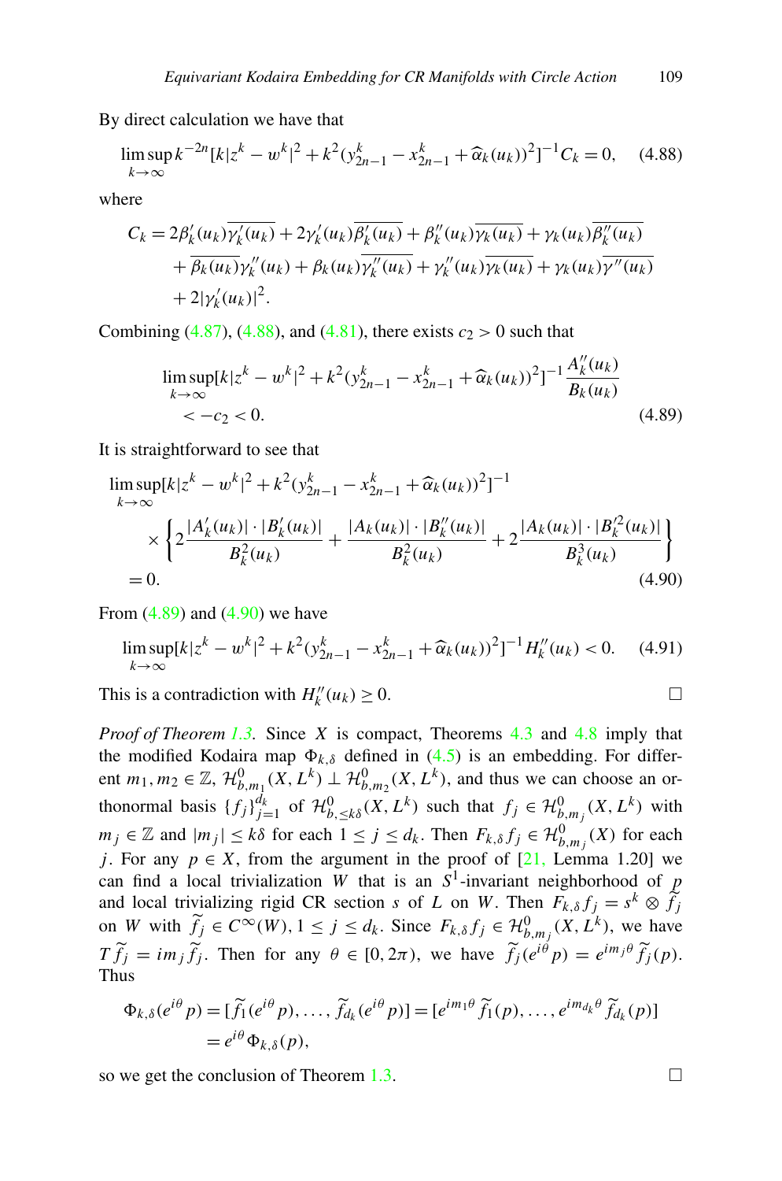By direct calculation we have that

$$\limsup_{k\to\infty} k^{-2n}[k|z^k - w^k|^2 + k^2(y^k_{2n-1} - x^k_{2n-1} + \widehat{\alpha}_k(u_k))^2]^{-1} C_k = 0, \tag{4.88}$$

where

$$\begin{aligned} C_k &= 2\beta'_k(u_k)\overline{\gamma'_k(u_k)} + 2\gamma'_k(u_k)\overline{\beta'_k(u_k)} + \beta''_k(u_k)\overline{\gamma_k(u_k)} + \gamma_k(u_k)\overline{\beta''_k(u_k)} \\ &\quad + \overline{\beta_k(u_k)}\gamma''_k(u_k) + \beta_k(u_k)\overline{\gamma''_k(u_k)} + \gamma''_k(u_k)\overline{\gamma_k(u_k)} + \gamma_k(u_k)\overline{\gamma''(u_k)} \\ &\quad + 2|\gamma'_k(u_k)|^2. \end{aligned}$$

Combining (4.87), (4.88), and (4.81), there exists $c_2 > 0$ such that

$$\begin{aligned} &\limsup_{k\to\infty}[k|z^k - w^k|^2 + k^2(y^k_{2n-1} - x^k_{2n-1} + \widehat{\alpha}_k(u_k))^2]^{-1}\frac{A''_k(u_k)}{B_k(u_k)} \\ &\quad < -c_2 < 0. \end{aligned} \tag{4.89}$$

It is straightforward to see that

$$\begin{aligned} &\limsup_{k\to\infty}[k|z^k - w^k|^2 + k^2(y^k_{2n-1} - x^k_{2n-1} + \widehat{\alpha}_k(u_k))^2]^{-1} \\ &\quad \times \left\{2\frac{|A'_k(u_k)|\cdot|B'_k(u_k)|}{B^2_k(u_k)} + \frac{|A_k(u_k)|\cdot|B''_k(u_k)|}{B^2_k(u_k)} + 2\frac{|A_k(u_k)|\cdot|B'^2_k(u_k)|}{B^3_k(u_k)}\right\} \\ &= 0. \end{aligned} \tag{4.90}$$

From (4.89) and (4.90) we have

$$\limsup_{k\to\infty}[k|z^k - w^k|^2 + k^2(y^k_{2n-1} - x^k_{2n-1} + \widehat{\alpha}_k(u_k))^2]^{-1} H''_k(u_k) < 0. \tag{4.91}$$

This is a contradiction with $H''_k(u_k) \geq 0$. □

*Proof of Theorem 1.3.* Since $X$ is compact, Theorems 4.3 and 4.8 imply that the modified Kodaira map $\Phi_{k,\delta}$ defined in (4.5) is an embedding. For different $m_1, m_2 \in \mathbb{Z}$, $\mathcal{H}^0_{b,m_1}(X, L^k) \perp \mathcal{H}^0_{b,m_2}(X, L^k)$, and thus we can choose an orthonormal basis $\{f_j\}_{j=1}^{d_k}$ of $\mathcal{H}^0_{b,\leq k\delta}(X, L^k)$ such that $f_j \in \mathcal{H}^0_{b,m_j}(X, L^k)$ with $m_j \in \mathbb{Z}$ and $|m_j| \leq k\delta$ for each $1 \leq j \leq d_k$. Then $F_{k,\delta} f_j \in \mathcal{H}^0_{b,m_j}(X)$ for each $j$. For any $p \in X$, from the argument in the proof of [21, Lemma 1.20] we can find a local trivialization $W$ that is an $S^1$-invariant neighborhood of $p$ and local trivializing rigid CR section $s$ of $L$ on $W$. Then $F_{k,\delta} f_j = s^k \otimes \widetilde{f}_j$ on $W$ with $\widetilde{f}_j \in C^\infty(W)$, $1 \leq j \leq d_k$. Since $F_{k,\delta} f_j \in \mathcal{H}^0_{b,m_j}(X, L^k)$, we have $T\widetilde{f}_j = im_j\widetilde{f}_j$. Then for any $\theta \in [0, 2\pi)$, we have $\widetilde{f}_j(e^{i\theta}p) = e^{im_j\theta}\widetilde{f}_j(p)$. Thus

$$\begin{aligned} \Phi_{k,\delta}(e^{i\theta}p) &= [\widetilde{f}_1(e^{i\theta}p), \ldots, \widetilde{f}_{d_k}(e^{i\theta}p)] = [e^{im_1\theta}\widetilde{f}_1(p), \ldots, e^{im_{d_k}\theta}\widetilde{f}_{d_k}(p)] \\ &= e^{i\theta}\Phi_{k,\delta}(p), \end{aligned}$$

so we get the conclusion of Theorem 1.3. □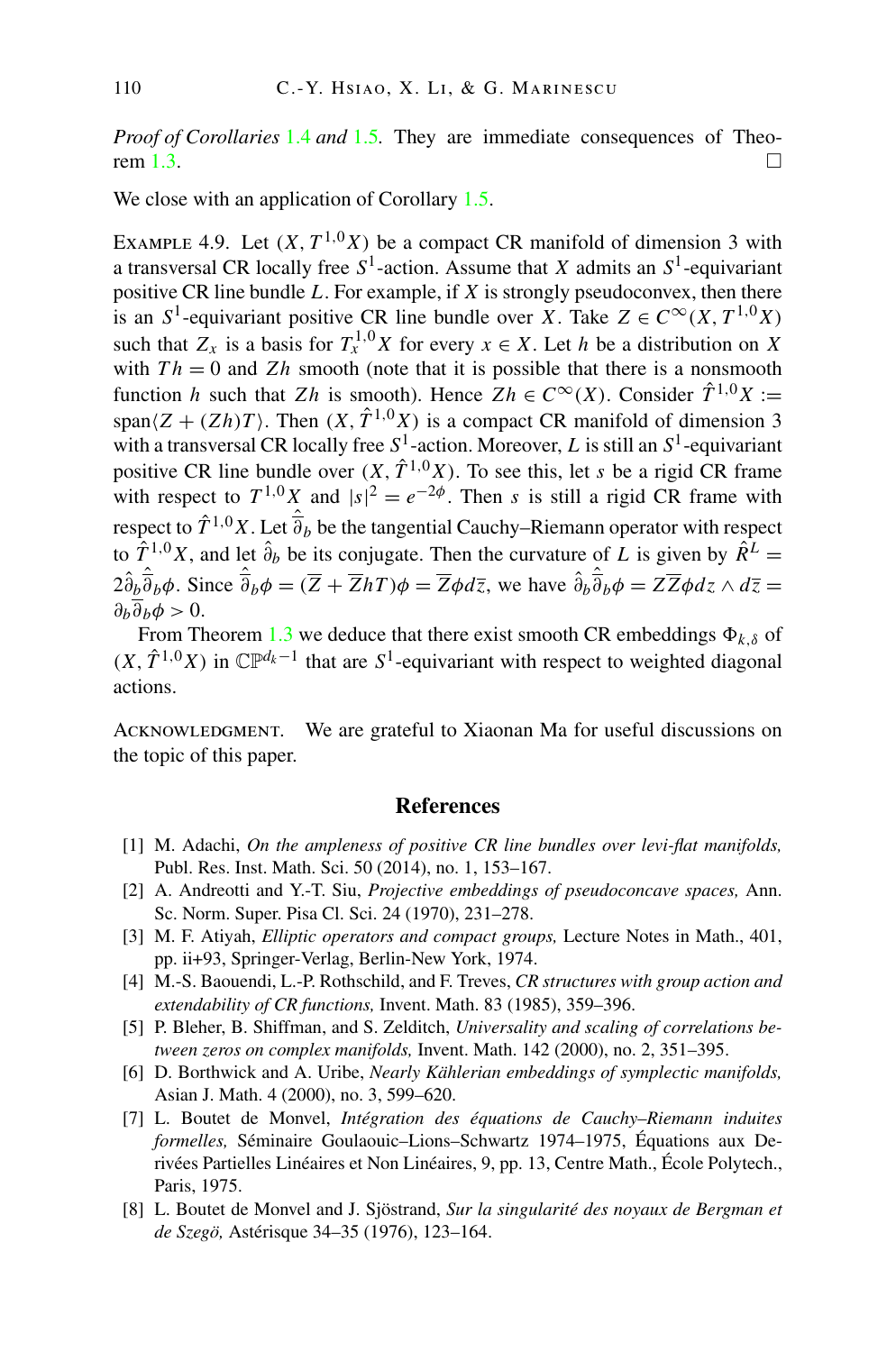*Proof of Corollaries* 1.4 *and* 1.5. They are immediate consequences of Theorem 1.3. □

We close with an application of Corollary 1.5.

EXAMPLE 4.9. Let $(X, T^{1,0}X)$ be a compact CR manifold of dimension 3 with a transversal CR locally free $S^1$-action. Assume that $X$ admits an $S^1$-equivariant positive CR line bundle $L$. For example, if $X$ is strongly pseudoconvex, then there is an $S^1$-equivariant positive CR line bundle over $X$. Take $Z \in C^\infty(X, T^{1,0}X)$ such that $Z_x$ is a basis for $T_x^{1,0}X$ for every $x \in X$. Let $h$ be a distribution on $X$ with $Th = 0$ and $Zh$ smooth (note that it is possible that there is a nonsmooth function $h$ such that $Zh$ is smooth). Hence $Zh \in C^\infty(X)$. Consider $\hat{T}^{1,0}X := \operatorname{span}\langle Z + (Zh)T \rangle$. Then $(X, \hat{T}^{1,0}X)$ is a compact CR manifold of dimension 3 with a transversal CR locally free $S^1$-action. Moreover, $L$ is still an $S^1$-equivariant positive CR line bundle over $(X, \hat{T}^{1,0}X)$. To see this, let $s$ be a rigid CR frame with respect to $T^{1,0}X$ and $|s|^2 = e^{-2\phi}$. Then $s$ is still a rigid CR frame with respect to $\hat{T}^{1,0}X$. Let $\hat{\overline{\partial}}_b$ be the tangential Cauchy–Riemann operator with respect to $\hat{T}^{1,0}X$, and let $\hat{\partial}_b$ be its conjugate. Then the curvature of $L$ is given by $\hat{R}^L = 2\hat{\partial}_b\hat{\overline{\partial}}_b\phi$. Since $\hat{\overline{\partial}}_b\phi = (\overline{Z} + \overline{Z}hT)\phi = \overline{Z}\phi d\overline{z}$, we have $\hat{\partial}_b\hat{\overline{\partial}}_b\phi = Z\overline{Z}\phi dz \wedge d\overline{z} = \partial_b\overline{\partial}_b\phi > 0$.

From Theorem 1.3 we deduce that there exist smooth CR embeddings $\Phi_{k,\delta}$ of $(X, \hat{T}^{1,0}X)$ in $\mathbb{CP}^{d_k - 1}$ that are $S^1$-equivariant with respect to weighted diagonal actions.

ACKNOWLEDGMENT. We are grateful to Xiaonan Ma for useful discussions on the topic of this paper.

## References

[1] M. Adachi, *On the ampleness of positive CR line bundles over levi-flat manifolds,* Publ. Res. Inst. Math. Sci. 50 (2014), no. 1, 153–167.

[2] A. Andreotti and Y.-T. Siu, *Projective embeddings of pseudoconcave spaces,* Ann. Sc. Norm. Super. Pisa Cl. Sci. 24 (1970), 231–278.

[3] M. F. Atiyah, *Elliptic operators and compact groups,* Lecture Notes in Math., 401, pp. ii+93, Springer-Verlag, Berlin-New York, 1974.

[4] M.-S. Baouendi, L.-P. Rothschild, and F. Treves, *CR structures with group action and extendability of CR functions,* Invent. Math. 83 (1985), 359–396.

[5] P. Bleher, B. Shiffman, and S. Zelditch, *Universality and scaling of correlations between zeros on complex manifolds,* Invent. Math. 142 (2000), no. 2, 351–395.

[6] D. Borthwick and A. Uribe, *Nearly Kählerian embeddings of symplectic manifolds,* Asian J. Math. 4 (2000), no. 3, 599–620.

[7] L. Boutet de Monvel, *Intégration des équations de Cauchy–Riemann induites formelles,* Séminaire Goulaouic–Lions–Schwartz 1974–1975, Équations aux Derivées Partielles Linéaires et Non Linéaires, 9, pp. 13, Centre Math., École Polytech., Paris, 1975.

[8] L. Boutet de Monvel and J. Sjöstrand, *Sur la singularité des noyaux de Bergman et de Szegö,* Astérisque 34–35 (1976), 123–164.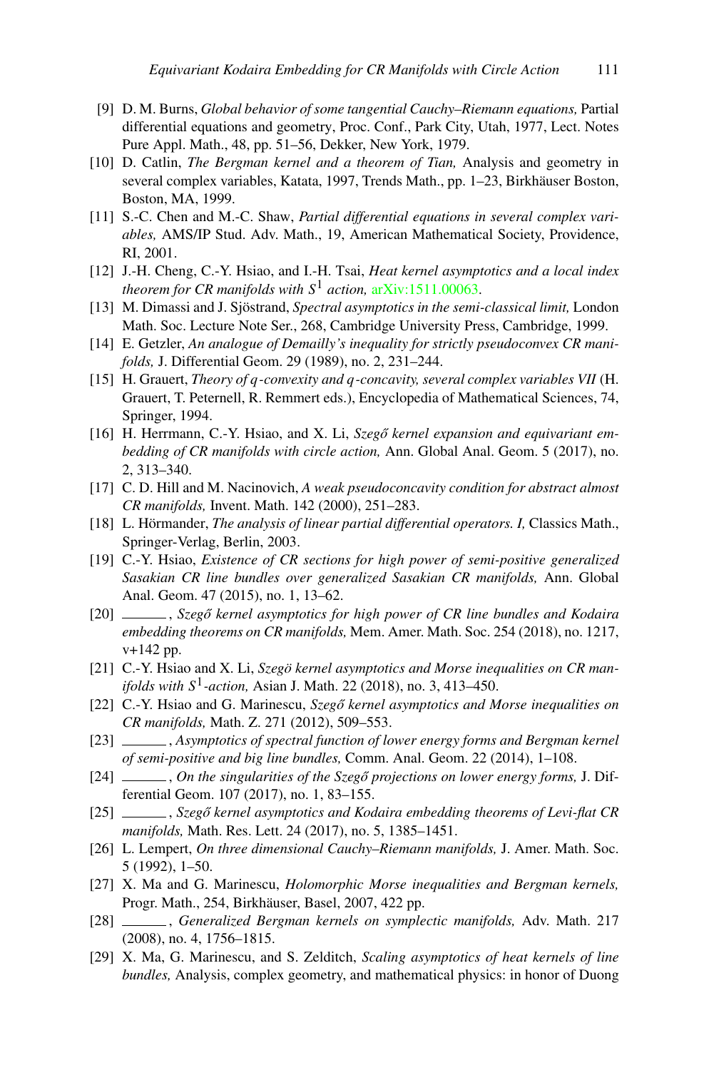[9] D. M. Burns, *Global behavior of some tangential Cauchy–Riemann equations,* Partial differential equations and geometry, Proc. Conf., Park City, Utah, 1977, Lect. Notes Pure Appl. Math., 48, pp. 51–56, Dekker, New York, 1979.

[10] D. Catlin, *The Bergman kernel and a theorem of Tian,* Analysis and geometry in several complex variables, Katata, 1997, Trends Math., pp. 1–23, Birkhäuser Boston, Boston, MA, 1999.

[11] S.-C. Chen and M.-C. Shaw, *Partial differential equations in several complex variables,* AMS/IP Stud. Adv. Math., 19, American Mathematical Society, Providence, RI, 2001.

[12] J.-H. Cheng, C.-Y. Hsiao, and I.-H. Tsai, *Heat kernel asymptotics and a local index theorem for CR manifolds with $S^1$ action,* arXiv:1511.00063.

[13] M. Dimassi and J. Sjöstrand, *Spectral asymptotics in the semi-classical limit,* London Math. Soc. Lecture Note Ser., 268, Cambridge University Press, Cambridge, 1999.

[14] E. Getzler, *An analogue of Demailly's inequality for strictly pseudoconvex CR manifolds,* J. Differential Geom. 29 (1989), no. 2, 231–244.

[15] H. Grauert, *Theory of $q$-convexity and $q$-concavity, several complex variables VII* (H. Grauert, T. Peternell, R. Remmert eds.), Encyclopedia of Mathematical Sciences, 74, Springer, 1994.

[16] H. Herrmann, C.-Y. Hsiao, and X. Li, *Szegő kernel expansion and equivariant embedding of CR manifolds with circle action,* Ann. Global Anal. Geom. 5 (2017), no. 2, 313–340.

[17] C. D. Hill and M. Nacinovich, *A weak pseudoconcavity condition for abstract almost CR manifolds,* Invent. Math. 142 (2000), 251–283.

[18] L. Hörmander, *The analysis of linear partial differential operators. I,* Classics Math., Springer-Verlag, Berlin, 2003.

[19] C.-Y. Hsiao, *Existence of CR sections for high power of semi-positive generalized Sasakian CR line bundles over generalized Sasakian CR manifolds,* Ann. Global Anal. Geom. 47 (2015), no. 1, 13–62.

[20] ———, *Szegő kernel asymptotics for high power of CR line bundles and Kodaira embedding theorems on CR manifolds,* Mem. Amer. Math. Soc. 254 (2018), no. 1217, v+142 pp.

[21] C.-Y. Hsiao and X. Li, *Szegö kernel asymptotics and Morse inequalities on CR manifolds with $S^1$-action,* Asian J. Math. 22 (2018), no. 3, 413–450.

[22] C.-Y. Hsiao and G. Marinescu, *Szegő kernel asymptotics and Morse inequalities on CR manifolds,* Math. Z. 271 (2012), 509–553.

[23] ———, *Asymptotics of spectral function of lower energy forms and Bergman kernel of semi-positive and big line bundles,* Comm. Anal. Geom. 22 (2014), 1–108.

[24] ———, *On the singularities of the Szegő projections on lower energy forms,* J. Differential Geom. 107 (2017), no. 1, 83–155.

[25] ———, *Szegő kernel asymptotics and Kodaira embedding theorems of Levi-flat CR manifolds,* Math. Res. Lett. 24 (2017), no. 5, 1385–1451.

[26] L. Lempert, *On three dimensional Cauchy–Riemann manifolds,* J. Amer. Math. Soc. 5 (1992), 1–50.

[27] X. Ma and G. Marinescu, *Holomorphic Morse inequalities and Bergman kernels,* Progr. Math., 254, Birkhäuser, Basel, 2007, 422 pp.

[28] ———, *Generalized Bergman kernels on symplectic manifolds,* Adv. Math. 217 (2008), no. 4, 1756–1815.

[29] X. Ma, G. Marinescu, and S. Zelditch, *Scaling asymptotics of heat kernels of line bundles,* Analysis, complex geometry, and mathematical physics: in honor of Duong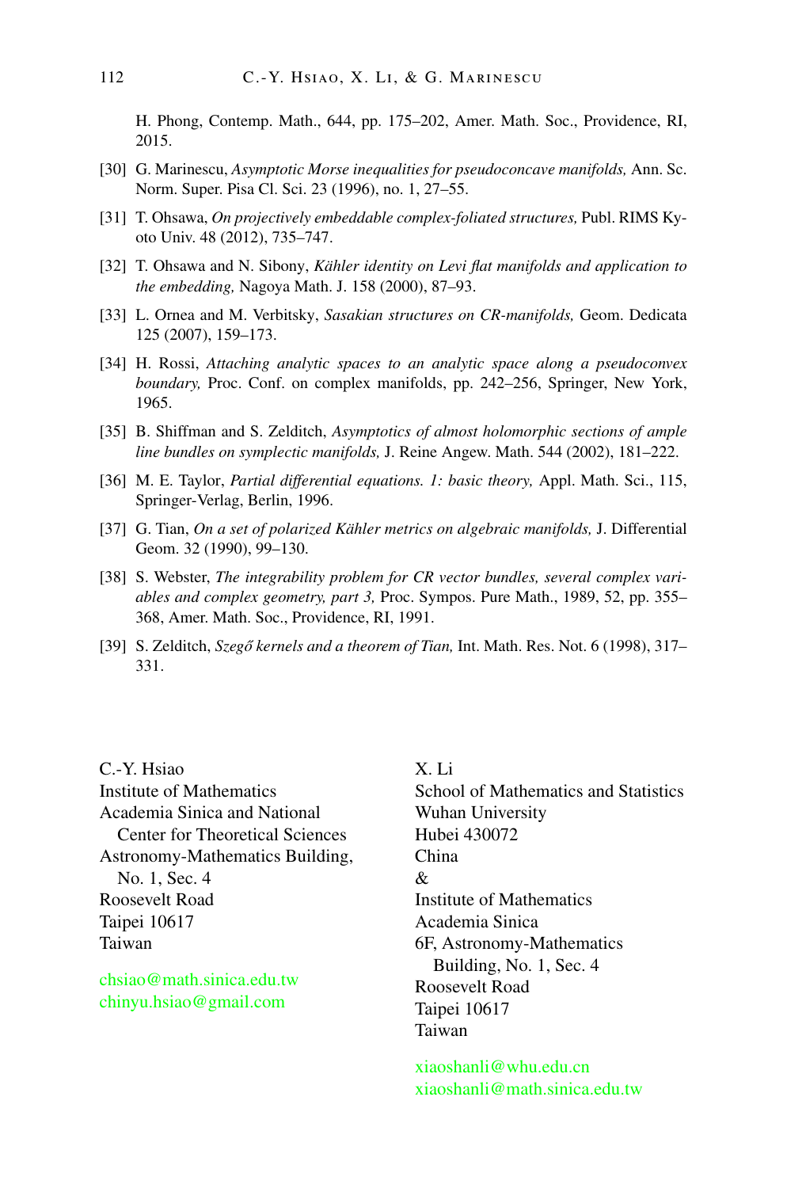H. Phong, Contemp. Math., 644, pp. 175–202, Amer. Math. Soc., Providence, RI, 2015.

[30] G. Marinescu, *Asymptotic Morse inequalities for pseudoconcave manifolds,* Ann. Sc. Norm. Super. Pisa Cl. Sci. 23 (1996), no. 1, 27–55.

[31] T. Ohsawa, *On projectively embeddable complex-foliated structures,* Publ. RIMS Kyoto Univ. 48 (2012), 735–747.

[32] T. Ohsawa and N. Sibony, *Kähler identity on Levi flat manifolds and application to the embedding,* Nagoya Math. J. 158 (2000), 87–93.

[33] L. Ornea and M. Verbitsky, *Sasakian structures on CR-manifolds,* Geom. Dedicata 125 (2007), 159–173.

[34] H. Rossi, *Attaching analytic spaces to an analytic space along a pseudoconvex boundary,* Proc. Conf. on complex manifolds, pp. 242–256, Springer, New York, 1965.

[35] B. Shiffman and S. Zelditch, *Asymptotics of almost holomorphic sections of ample line bundles on symplectic manifolds,* J. Reine Angew. Math. 544 (2002), 181–222.

[36] M. E. Taylor, *Partial differential equations. 1: basic theory,* Appl. Math. Sci., 115, Springer-Verlag, Berlin, 1996.

[37] G. Tian, *On a set of polarized Kähler metrics on algebraic manifolds,* J. Differential Geom. 32 (1990), 99–130.

[38] S. Webster, *The integrability problem for CR vector bundles, several complex variables and complex geometry, part 3,* Proc. Sympos. Pure Math., 1989, 52, pp. 355–368, Amer. Math. Soc., Providence, RI, 1991.

[39] S. Zelditch, *Szegő kernels and a theorem of Tian,* Int. Math. Res. Not. 6 (1998), 317–331.

C.-Y. Hsiao
Institute of Mathematics
Academia Sinica and National Center for Theoretical Sciences
Astronomy-Mathematics Building, No. 1, Sec. 4
Roosevelt Road
Taipei 10617
Taiwan

chsiao@math.sinica.edu.tw
chinyu.hsiao@gmail.com

X. Li
School of Mathematics and Statistics
Wuhan University
Hubei 430072
China
&
Institute of Mathematics
Academia Sinica
6F, Astronomy-Mathematics Building, No. 1, Sec. 4
Roosevelt Road
Taipei 10617
Taiwan

xiaoshanli@whu.edu.cn
xiaoshanli@math.sinica.edu.tw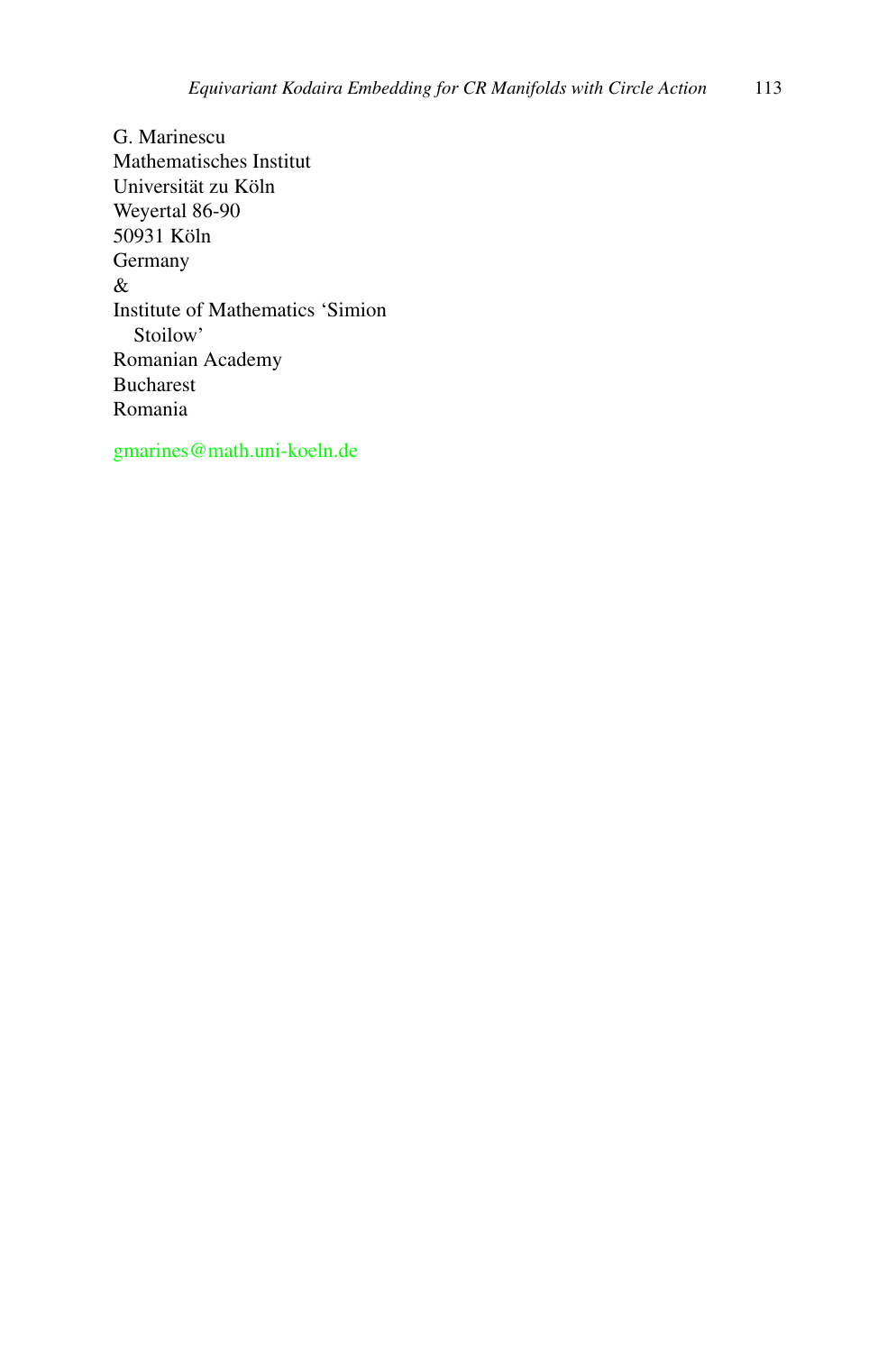G. Marinescu
Mathematisches Institut
Universität zu Köln
Weyertal 86-90
50931 Köln
Germany
&
Institute of Mathematics 'Simion Stoilow'
Romanian Academy
Bucharest
Romania

gmarines@math.uni-koeln.de